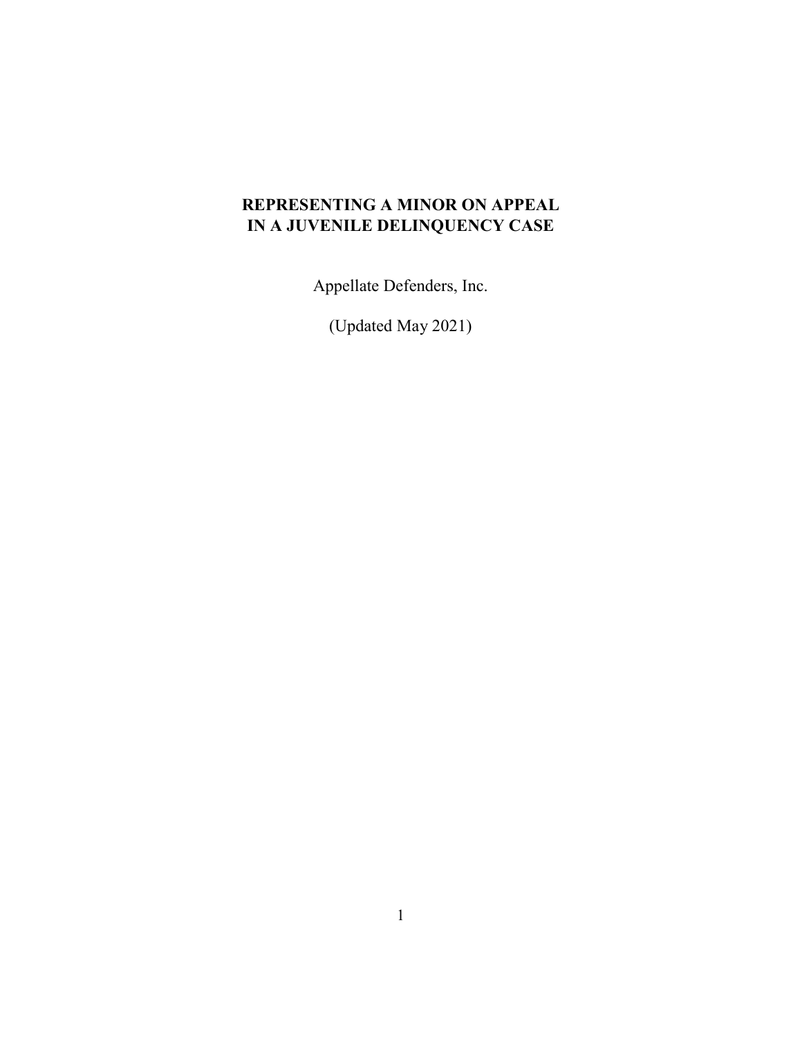# REPRESENTING A MINOR ON APPEAL IN A JUVENILE DELINQUENCY CASE

Appellate Defenders, Inc.

(Updated May 2021)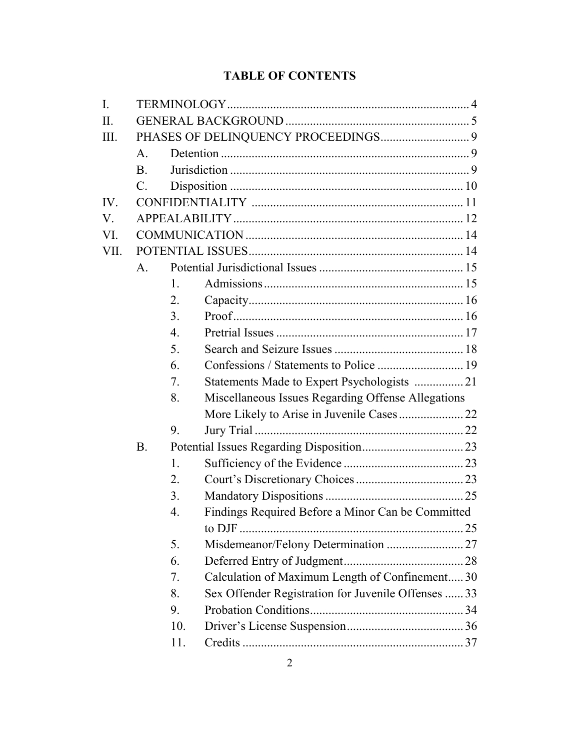# TABLE OF CONTENTS

- I. TERMINOLOGY ..... 4
- II. GENERAL BACKGROUND ..... 5
- III. PHASES OF DELINQUENCY PROCEEDINGS ..... 9
  - A. Detention ..... 9
  - B. Jurisdiction ..... 9
  - C. Disposition ..... 10
- IV. CONFIDENTIALITY ..... 11
- V. APPEALABILITY ..... 12
- VI. COMMUNICATION ..... 14
- VII. POTENTIAL ISSUES ..... 14
  - A. Potential Jurisdictional Issues ..... 15
    - 1. Admissions ..... 15
    - 2. Capacity ..... 16
    - 3. Proof ..... 16
    - 4. Pretrial Issues ..... 17
    - 5. Search and Seizure Issues ..... 18
    - 6. Confessions / Statements to Police ..... 19
    - 7. Statements Made to Expert Psychologists ..... 21
    - 8. Miscellaneous Issues Regarding Offense Allegations More Likely to Arise in Juvenile Cases ..... 22
    - 9. Jury Trial ..... 22
  - B. Potential Issues Regarding Disposition ..... 23
    - 1. Sufficiency of the Evidence ..... 23
    - 2. Court's Discretionary Choices ..... 23
    - 3. Mandatory Dispositions ..... 25
    - 4. Findings Required Before a Minor Can be Committed to DJF ..... 25
    - 5. Misdemeanor/Felony Determination ..... 27
    - 6. Deferred Entry of Judgment ..... 28
    - 7. Calculation of Maximum Length of Confinement ..... 30
    - 8. Sex Offender Registration for Juvenile Offenses ..... 33
    - 9. Probation Conditions ..... 34
    - 10. Driver's License Suspension ..... 36
    - 11. Credits ..... 37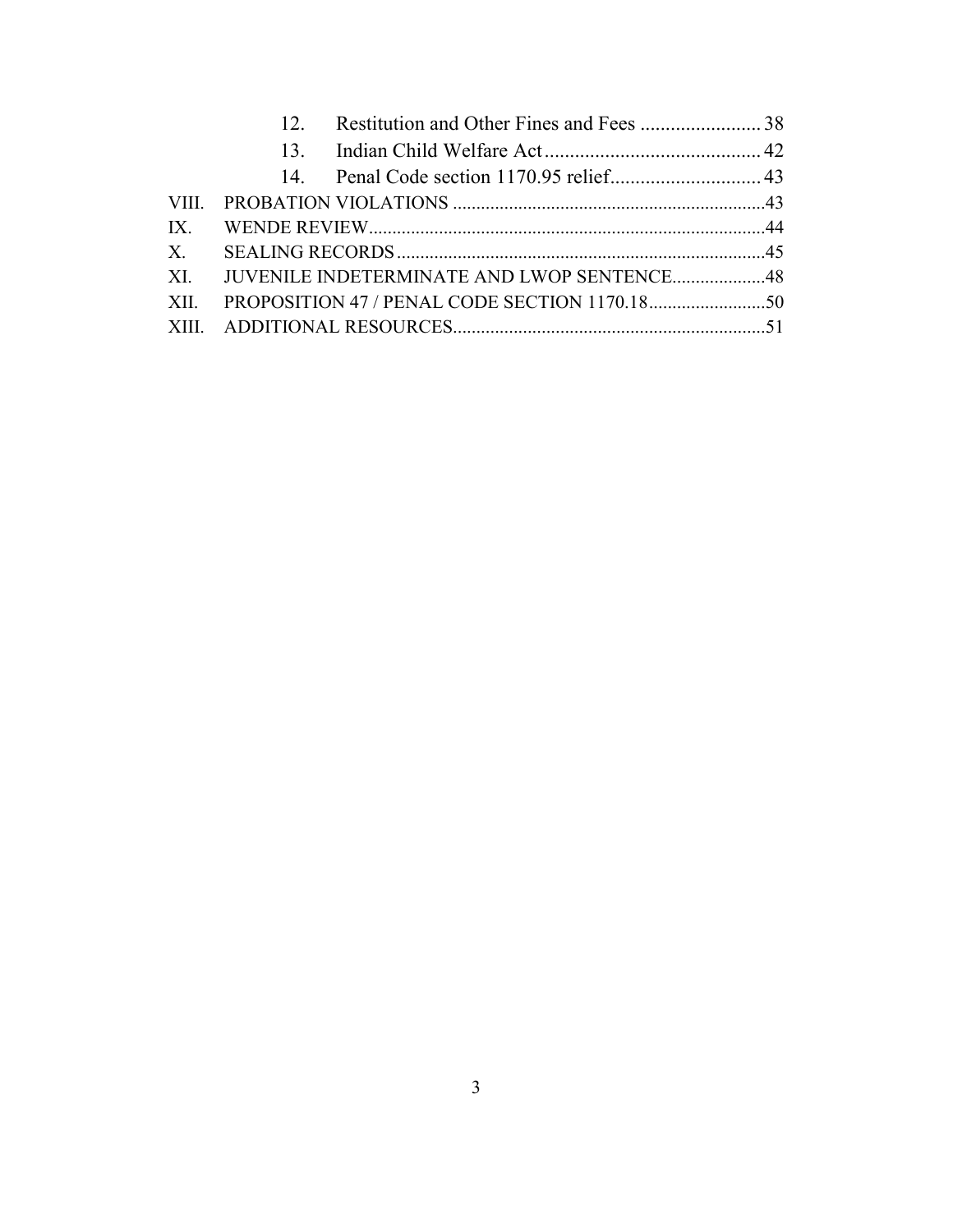12. Restitution and Other Fines and Fees ........................ 38
13. Indian Child Welfare Act ........................................... 42
14. Penal Code section 1170.95 relief.............................. 43

VIII. PROBATION VIOLATIONS ...................................................................43
IX. WENDE REVIEW.....................................................................................44
X. SEALING RECORDS ...............................................................................45
XI. JUVENILE INDETERMINATE AND LWOP SENTENCE....................48
XII. PROPOSITION 47 / PENAL CODE SECTION 1170.18.........................50
XIII. ADDITIONAL RESOURCES..................................................................51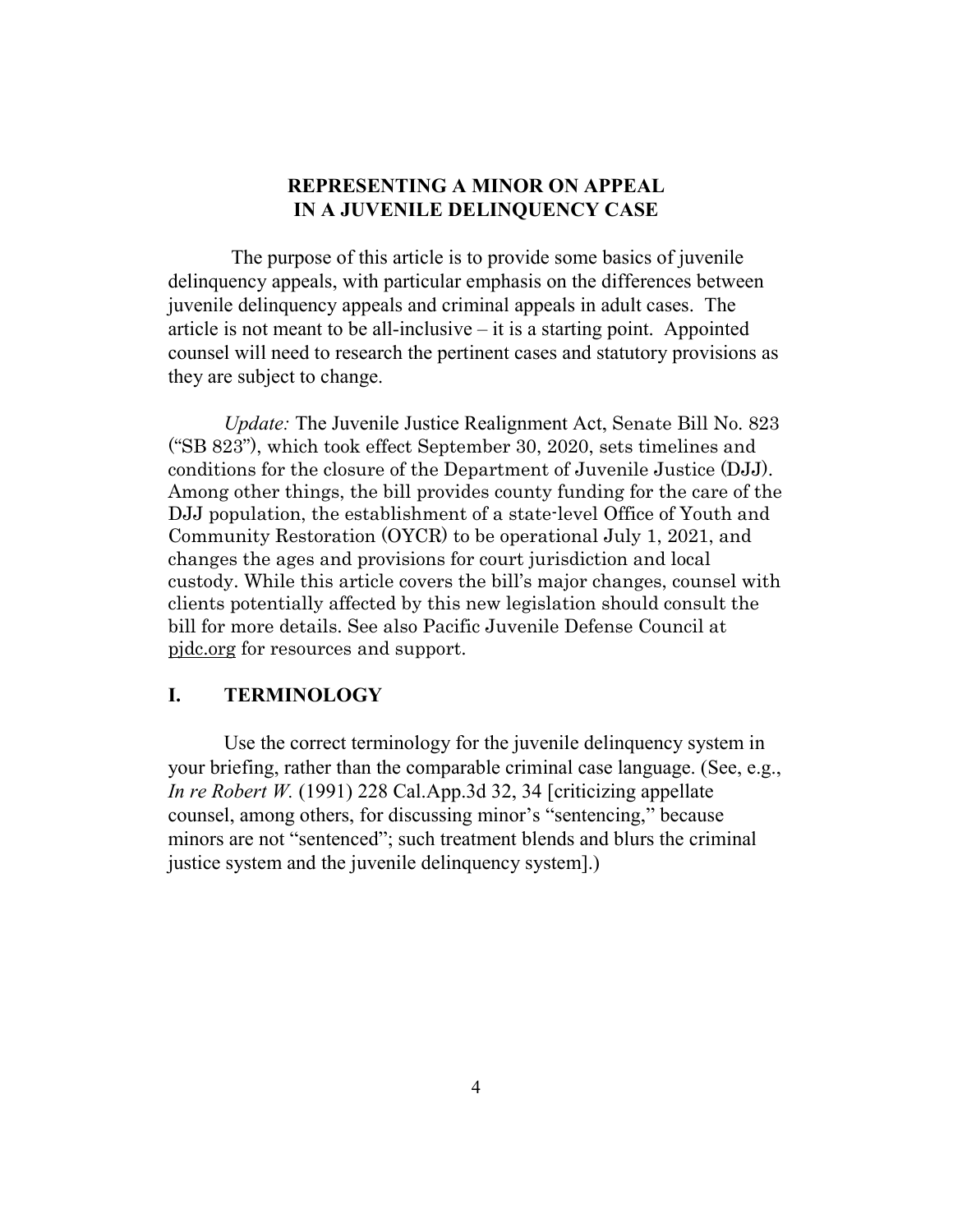# REPRESENTING A MINOR ON APPEAL IN A JUVENILE DELINQUENCY CASE

The purpose of this article is to provide some basics of juvenile delinquency appeals, with particular emphasis on the differences between juvenile delinquency appeals and criminal appeals in adult cases. The article is not meant to be all-inclusive – it is a starting point. Appointed counsel will need to research the pertinent cases and statutory provisions as they are subject to change.

*Update:* The Juvenile Justice Realignment Act, Senate Bill No. 823 ("SB 823"), which took effect September 30, 2020, sets timelines and conditions for the closure of the Department of Juvenile Justice (DJJ). Among other things, the bill provides county funding for the care of the DJJ population, the establishment of a state-level Office of Youth and Community Restoration (OYCR) to be operational July 1, 2021, and changes the ages and provisions for court jurisdiction and local custody. While this article covers the bill's major changes, counsel with clients potentially affected by this new legislation should consult the bill for more details. See also Pacific Juvenile Defense Council at pjdc.org for resources and support.

## I. TERMINOLOGY

Use the correct terminology for the juvenile delinquency system in your briefing, rather than the comparable criminal case language. (See, e.g., *In re Robert W.* (1991) 228 Cal.App.3d 32, 34 [criticizing appellate counsel, among others, for discussing minor's "sentencing," because minors are not "sentenced"; such treatment blends and blurs the criminal justice system and the juvenile delinquency system].)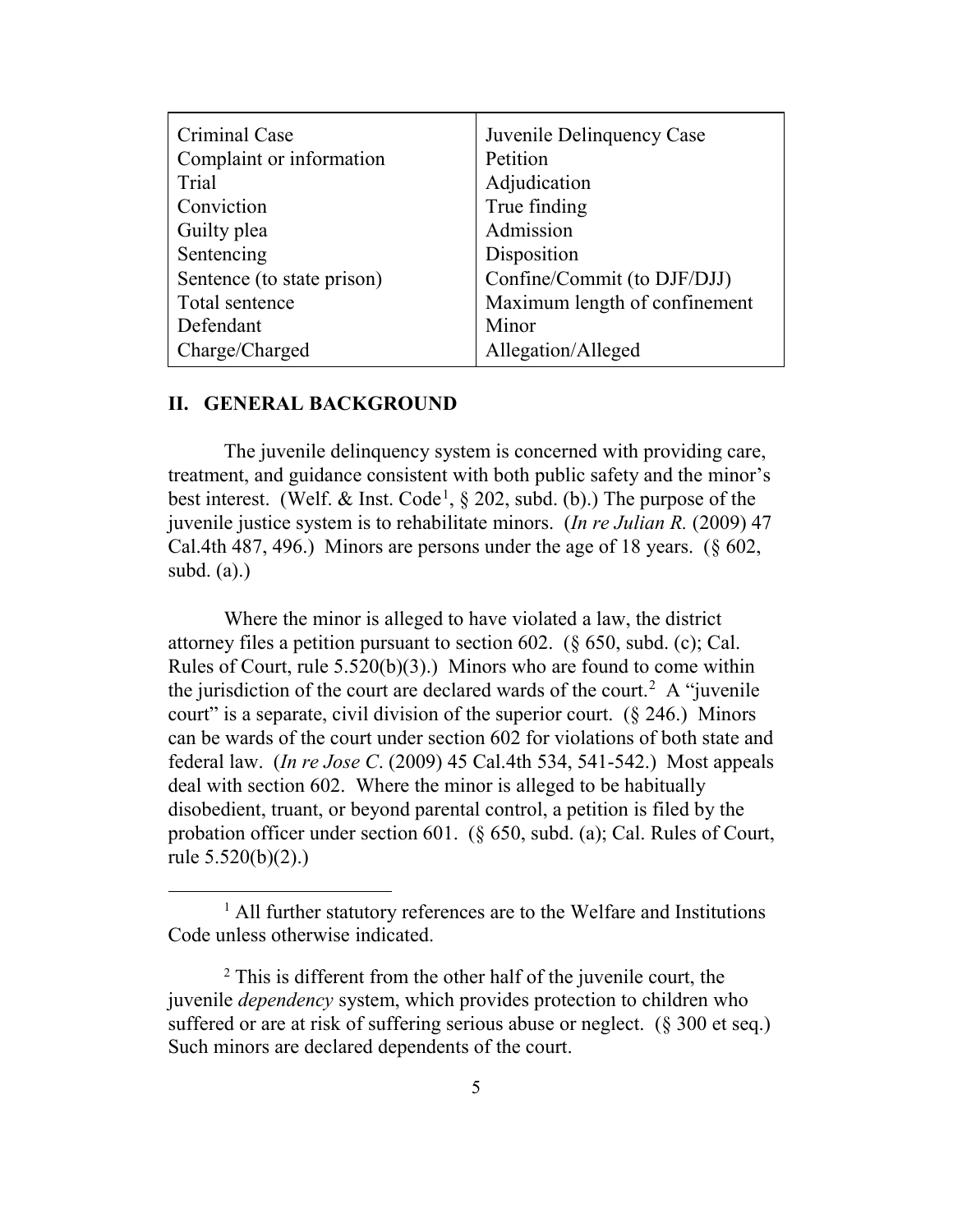| Criminal Case | Juvenile Delinquency Case |
|---|---|
| Complaint or information | Petition |
| Trial | Adjudication |
| Conviction | True finding |
| Guilty plea | Admission |
| Sentencing | Disposition |
| Sentence (to state prison) | Confine/Commit (to DJF/DJJ) |
| Total sentence | Maximum length of confinement |
| Defendant | Minor |
| Charge/Charged | Allegation/Alleged |

## II. GENERAL BACKGROUND

The juvenile delinquency system is concerned with providing care, treatment, and guidance consistent with both public safety and the minor's best interest. (Welf. & Inst. Code[1], § 202, subd. (b).) The purpose of the juvenile justice system is to rehabilitate minors. (*In re Julian R.* (2009) 47 Cal.4th 487, 496.) Minors are persons under the age of 18 years. (§ 602, subd. (a).)

Where the minor is alleged to have violated a law, the district attorney files a petition pursuant to section 602. (§ 650, subd. (c); Cal. Rules of Court, rule 5.520(b)(3).) Minors who are found to come within the jurisdiction of the court are declared wards of the court.[2] A "juvenile court" is a separate, civil division of the superior court. (§ 246.) Minors can be wards of the court under section 602 for violations of both state and federal law. (*In re Jose C*. (2009) 45 Cal.4th 534, 541-542.) Most appeals deal with section 602. Where the minor is alleged to be habitually disobedient, truant, or beyond parental control, a petition is filed by the probation officer under section 601. (§ 650, subd. (a); Cal. Rules of Court, rule 5.520(b)(2).)

---

[1] All further statutory references are to the Welfare and Institutions Code unless otherwise indicated.

[2] This is different from the other half of the juvenile court, the juvenile *dependency* system, which provides protection to children who suffered or are at risk of suffering serious abuse or neglect. (§ 300 et seq.) Such minors are declared dependents of the court.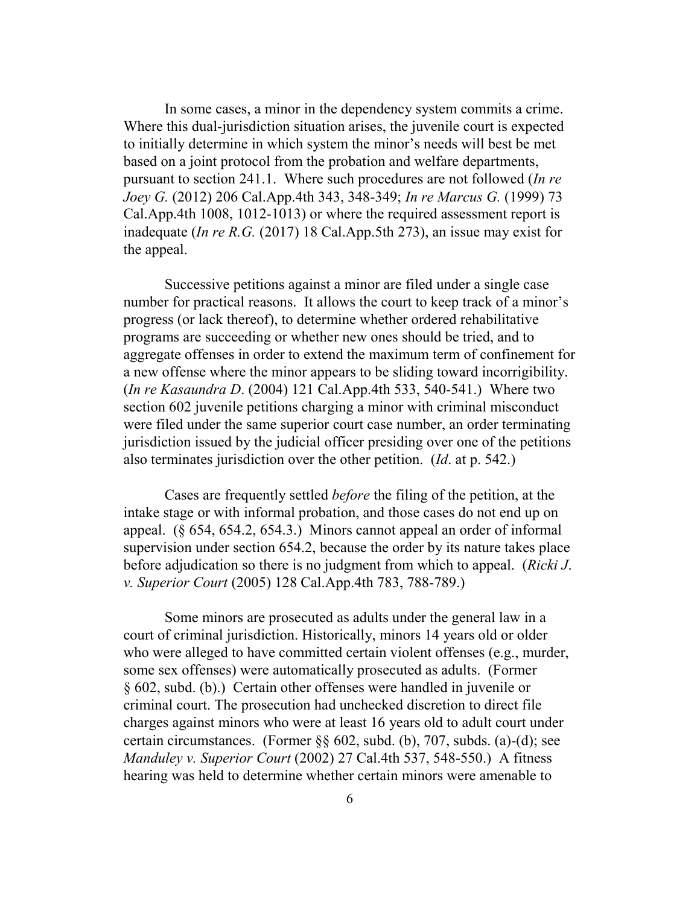In some cases, a minor in the dependency system commits a crime. Where this dual-jurisdiction situation arises, the juvenile court is expected to initially determine in which system the minor's needs will best be met based on a joint protocol from the probation and welfare departments, pursuant to section 241.1. Where such procedures are not followed (*In re Joey G.* (2012) 206 Cal.App.4th 343, 348-349; *In re Marcus G.* (1999) 73 Cal.App.4th 1008, 1012-1013) or where the required assessment report is inadequate (*In re R.G.* (2017) 18 Cal.App.5th 273), an issue may exist for the appeal.

Successive petitions against a minor are filed under a single case number for practical reasons. It allows the court to keep track of a minor's progress (or lack thereof), to determine whether ordered rehabilitative programs are succeeding or whether new ones should be tried, and to aggregate offenses in order to extend the maximum term of confinement for a new offense where the minor appears to be sliding toward incorrigibility. (*In re Kasaundra D*. (2004) 121 Cal.App.4th 533, 540-541.) Where two section 602 juvenile petitions charging a minor with criminal misconduct were filed under the same superior court case number, an order terminating jurisdiction issued by the judicial officer presiding over one of the petitions also terminates jurisdiction over the other petition. (*Id*. at p. 542.)

Cases are frequently settled *before* the filing of the petition, at the intake stage or with informal probation, and those cases do not end up on appeal. (§ 654, 654.2, 654.3.) Minors cannot appeal an order of informal supervision under section 654.2, because the order by its nature takes place before adjudication so there is no judgment from which to appeal. (*Ricki J. v. Superior Court* (2005) 128 Cal.App.4th 783, 788-789.)

Some minors are prosecuted as adults under the general law in a court of criminal jurisdiction. Historically, minors 14 years old or older who were alleged to have committed certain violent offenses (e.g., murder, some sex offenses) were automatically prosecuted as adults. (Former § 602, subd. (b).) Certain other offenses were handled in juvenile or criminal court. The prosecution had unchecked discretion to direct file charges against minors who were at least 16 years old to adult court under certain circumstances. (Former §§ 602, subd. (b), 707, subds. (a)-(d); see *Manduley v. Superior Court* (2002) 27 Cal.4th 537, 548-550.) A fitness hearing was held to determine whether certain minors were amenable to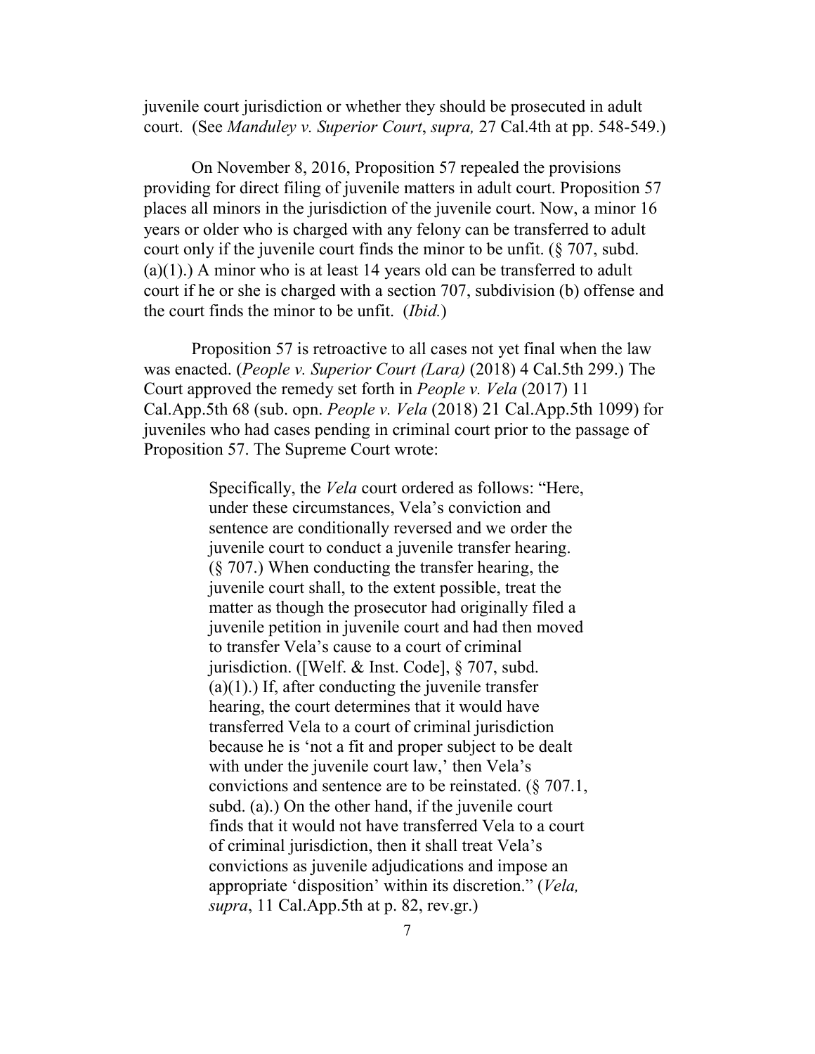juvenile court jurisdiction or whether they should be prosecuted in adult court. (See *Manduley v. Superior Court*, *supra,* 27 Cal.4th at pp. 548-549.)

On November 8, 2016, Proposition 57 repealed the provisions providing for direct filing of juvenile matters in adult court. Proposition 57 places all minors in the jurisdiction of the juvenile court. Now, a minor 16 years or older who is charged with any felony can be transferred to adult court only if the juvenile court finds the minor to be unfit. (§ 707, subd. (a)(1).) A minor who is at least 14 years old can be transferred to adult court if he or she is charged with a section 707, subdivision (b) offense and the court finds the minor to be unfit. (*Ibid.*)

Proposition 57 is retroactive to all cases not yet final when the law was enacted. (*People v. Superior Court (Lara)* (2018) 4 Cal.5th 299.) The Court approved the remedy set forth in *People v. Vela* (2017) 11 Cal.App.5th 68 (sub. opn. *People v. Vela* (2018) 21 Cal.App.5th 1099) for juveniles who had cases pending in criminal court prior to the passage of Proposition 57. The Supreme Court wrote:

> Specifically, the *Vela* court ordered as follows: "Here, under these circumstances, Vela's conviction and sentence are conditionally reversed and we order the juvenile court to conduct a juvenile transfer hearing. (§ 707.) When conducting the transfer hearing, the juvenile court shall, to the extent possible, treat the matter as though the prosecutor had originally filed a juvenile petition in juvenile court and had then moved to transfer Vela's cause to a court of criminal jurisdiction. ([Welf. & Inst. Code], § 707, subd. (a)(1).) If, after conducting the juvenile transfer hearing, the court determines that it would have transferred Vela to a court of criminal jurisdiction because he is 'not a fit and proper subject to be dealt with under the juvenile court law,' then Vela's convictions and sentence are to be reinstated. (§ 707.1, subd. (a).) On the other hand, if the juvenile court finds that it would not have transferred Vela to a court of criminal jurisdiction, then it shall treat Vela's convictions as juvenile adjudications and impose an appropriate 'disposition' within its discretion." (*Vela, supra*, 11 Cal.App.5th at p. 82, rev.gr.)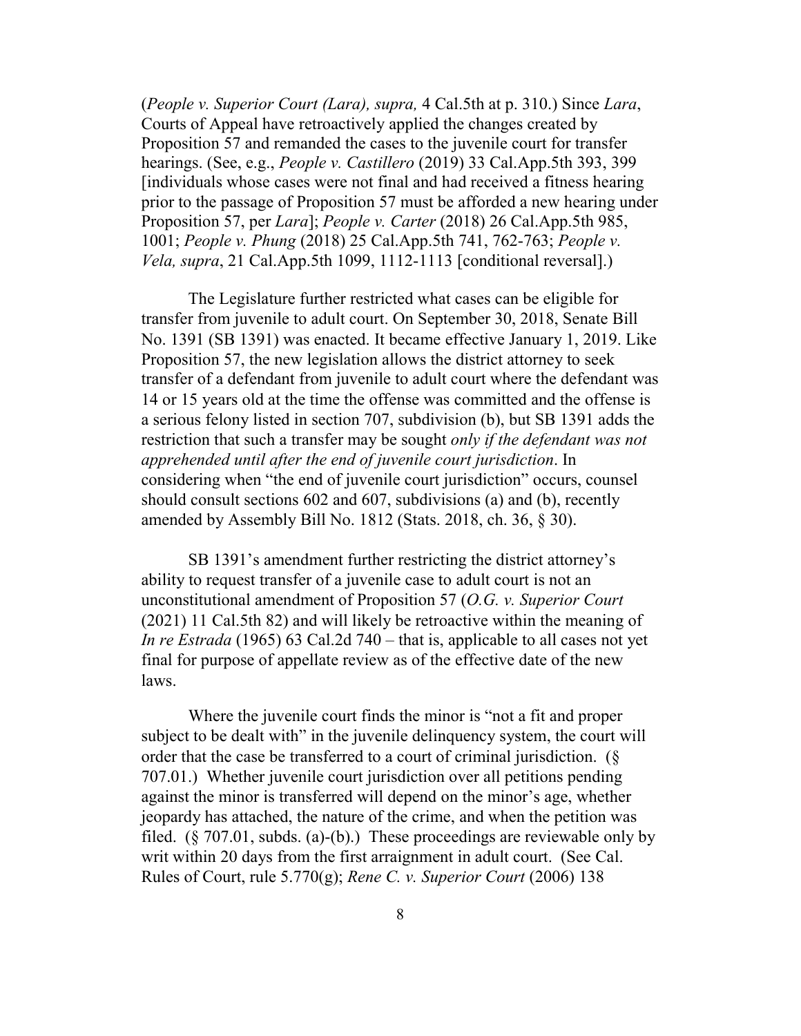(*People v. Superior Court (Lara), supra,* 4 Cal.5th at p. 310.) Since *Lara*, Courts of Appeal have retroactively applied the changes created by Proposition 57 and remanded the cases to the juvenile court for transfer hearings. (See, e.g., *People v. Castillero* (2019) 33 Cal.App.5th 393, 399 [individuals whose cases were not final and had received a fitness hearing prior to the passage of Proposition 57 must be afforded a new hearing under Proposition 57, per *Lara*]; *People v. Carter* (2018) 26 Cal.App.5th 985, 1001; *People v. Phung* (2018) 25 Cal.App.5th 741, 762-763; *People v. Vela, supra*, 21 Cal.App.5th 1099, 1112-1113 [conditional reversal].)

The Legislature further restricted what cases can be eligible for transfer from juvenile to adult court. On September 30, 2018, Senate Bill No. 1391 (SB 1391) was enacted. It became effective January 1, 2019. Like Proposition 57, the new legislation allows the district attorney to seek transfer of a defendant from juvenile to adult court where the defendant was 14 or 15 years old at the time the offense was committed and the offense is a serious felony listed in section 707, subdivision (b), but SB 1391 adds the restriction that such a transfer may be sought *only if the defendant was not apprehended until after the end of juvenile court jurisdiction*. In considering when "the end of juvenile court jurisdiction" occurs, counsel should consult sections 602 and 607, subdivisions (a) and (b), recently amended by Assembly Bill No. 1812 (Stats. 2018, ch. 36, § 30).

SB 1391's amendment further restricting the district attorney's ability to request transfer of a juvenile case to adult court is not an unconstitutional amendment of Proposition 57 (*O.G. v. Superior Court* (2021) 11 Cal.5th 82) and will likely be retroactive within the meaning of *In re Estrada* (1965) 63 Cal.2d 740 – that is, applicable to all cases not yet final for purpose of appellate review as of the effective date of the new laws.

Where the juvenile court finds the minor is "not a fit and proper subject to be dealt with" in the juvenile delinquency system, the court will order that the case be transferred to a court of criminal jurisdiction. (§ 707.01.) Whether juvenile court jurisdiction over all petitions pending against the minor is transferred will depend on the minor's age, whether jeopardy has attached, the nature of the crime, and when the petition was filed. (§ 707.01, subds. (a)-(b).) These proceedings are reviewable only by writ within 20 days from the first arraignment in adult court. (See Cal. Rules of Court, rule 5.770(g); *Rene C. v. Superior Court* (2006) 138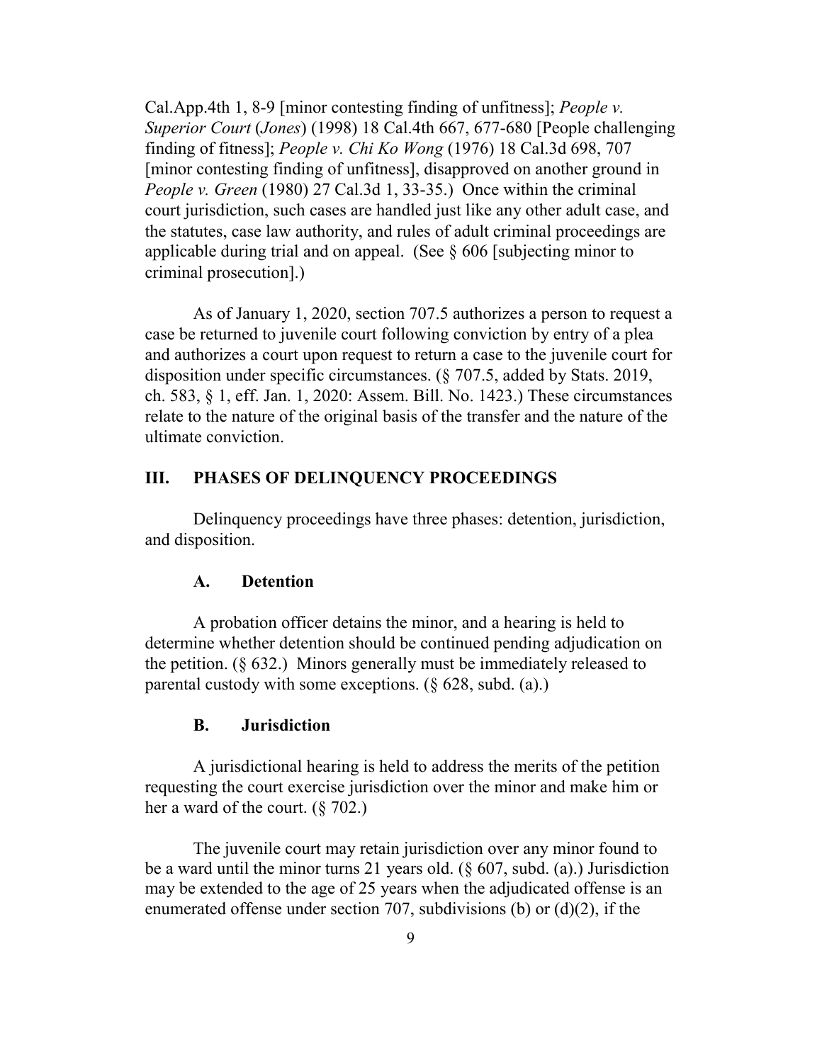Cal.App.4th 1, 8-9 [minor contesting finding of unfitness]; *People v. Superior Court* (*Jones*) (1998) 18 Cal.4th 667, 677-680 [People challenging finding of fitness]; *People v. Chi Ko Wong* (1976) 18 Cal.3d 698, 707 [minor contesting finding of unfitness], disapproved on another ground in *People v. Green* (1980) 27 Cal.3d 1, 33-35.) Once within the criminal court jurisdiction, such cases are handled just like any other adult case, and the statutes, case law authority, and rules of adult criminal proceedings are applicable during trial and on appeal. (See § 606 [subjecting minor to criminal prosecution].)

As of January 1, 2020, section 707.5 authorizes a person to request a case be returned to juvenile court following conviction by entry of a plea and authorizes a court upon request to return a case to the juvenile court for disposition under specific circumstances. (§ 707.5, added by Stats. 2019, ch. 583, § 1, eff. Jan. 1, 2020: Assem. Bill. No. 1423.) These circumstances relate to the nature of the original basis of the transfer and the nature of the ultimate conviction.

## III. PHASES OF DELINQUENCY PROCEEDINGS

Delinquency proceedings have three phases: detention, jurisdiction, and disposition.

### A. Detention

A probation officer detains the minor, and a hearing is held to determine whether detention should be continued pending adjudication on the petition. (§ 632.) Minors generally must be immediately released to parental custody with some exceptions. (§ 628, subd. (a).)

### B. Jurisdiction

A jurisdictional hearing is held to address the merits of the petition requesting the court exercise jurisdiction over the minor and make him or her a ward of the court. (§ 702.)

The juvenile court may retain jurisdiction over any minor found to be a ward until the minor turns 21 years old. (§ 607, subd. (a).) Jurisdiction may be extended to the age of 25 years when the adjudicated offense is an enumerated offense under section 707, subdivisions (b) or (d)(2), if the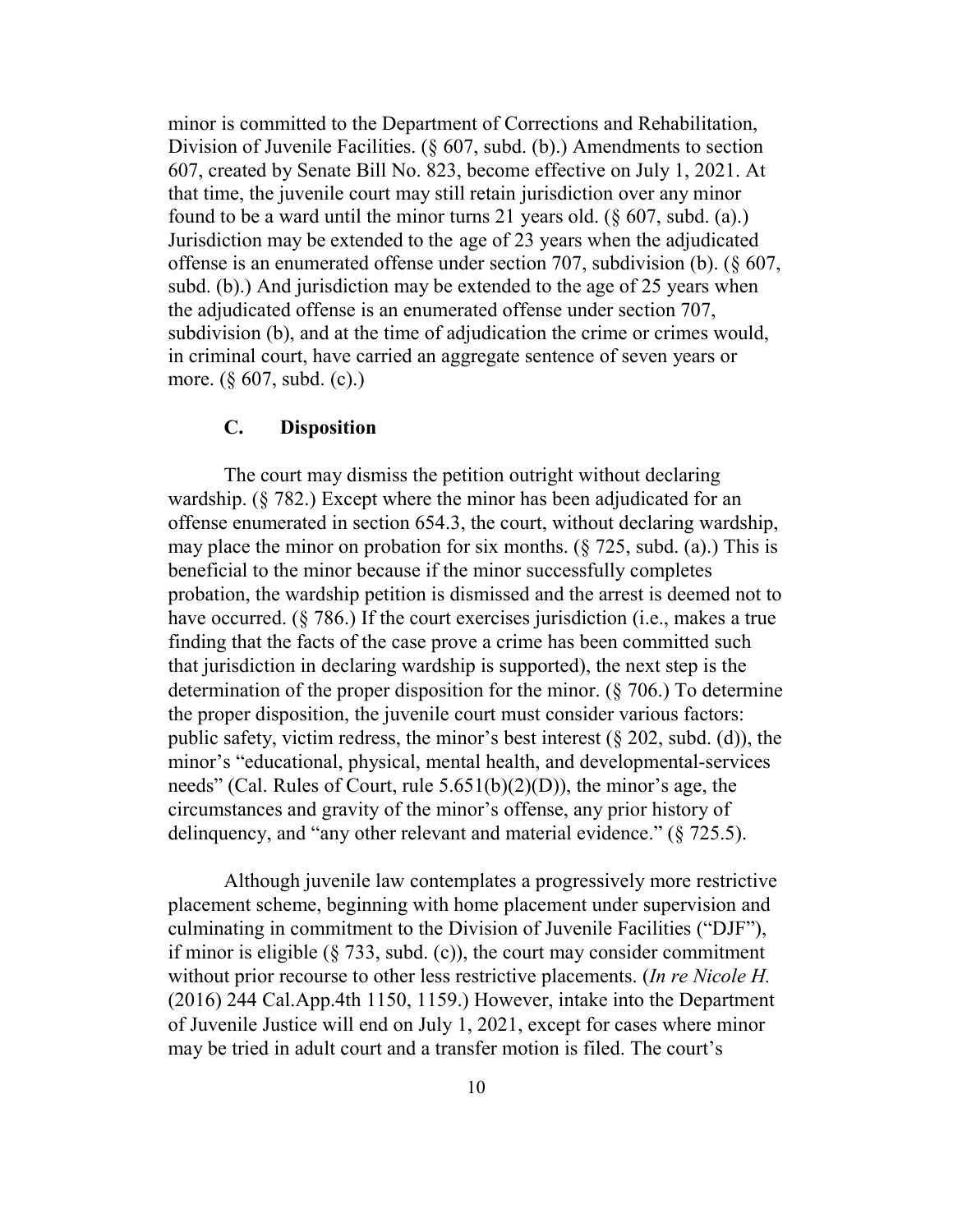minor is committed to the Department of Corrections and Rehabilitation, Division of Juvenile Facilities. (§ 607, subd. (b).) Amendments to section 607, created by Senate Bill No. 823, become effective on July 1, 2021. At that time, the juvenile court may still retain jurisdiction over any minor found to be a ward until the minor turns 21 years old. (§ 607, subd. (a).) Jurisdiction may be extended to the age of 23 years when the adjudicated offense is an enumerated offense under section 707, subdivision (b). (§ 607, subd. (b).) And jurisdiction may be extended to the age of 25 years when the adjudicated offense is an enumerated offense under section 707, subdivision (b), and at the time of adjudication the crime or crimes would, in criminal court, have carried an aggregate sentence of seven years or more. (§ 607, subd. (c).)

### C. Disposition

The court may dismiss the petition outright without declaring wardship. (§ 782.) Except where the minor has been adjudicated for an offense enumerated in section 654.3, the court, without declaring wardship, may place the minor on probation for six months. (§ 725, subd. (a).) This is beneficial to the minor because if the minor successfully completes probation, the wardship petition is dismissed and the arrest is deemed not to have occurred. (§ 786.) If the court exercises jurisdiction (i.e., makes a true finding that the facts of the case prove a crime has been committed such that jurisdiction in declaring wardship is supported), the next step is the determination of the proper disposition for the minor. (§ 706.) To determine the proper disposition, the juvenile court must consider various factors: public safety, victim redress, the minor's best interest (§ 202, subd. (d)), the minor's "educational, physical, mental health, and developmental-services needs" (Cal. Rules of Court, rule 5.651(b)(2)(D)), the minor's age, the circumstances and gravity of the minor's offense, any prior history of delinquency, and "any other relevant and material evidence." (§ 725.5).

Although juvenile law contemplates a progressively more restrictive placement scheme, beginning with home placement under supervision and culminating in commitment to the Division of Juvenile Facilities ("DJF"), if minor is eligible (§ 733, subd. (c)), the court may consider commitment without prior recourse to other less restrictive placements. (*In re Nicole H.* (2016) 244 Cal.App.4th 1150, 1159.) However, intake into the Department of Juvenile Justice will end on July 1, 2021, except for cases where minor may be tried in adult court and a transfer motion is filed. The court's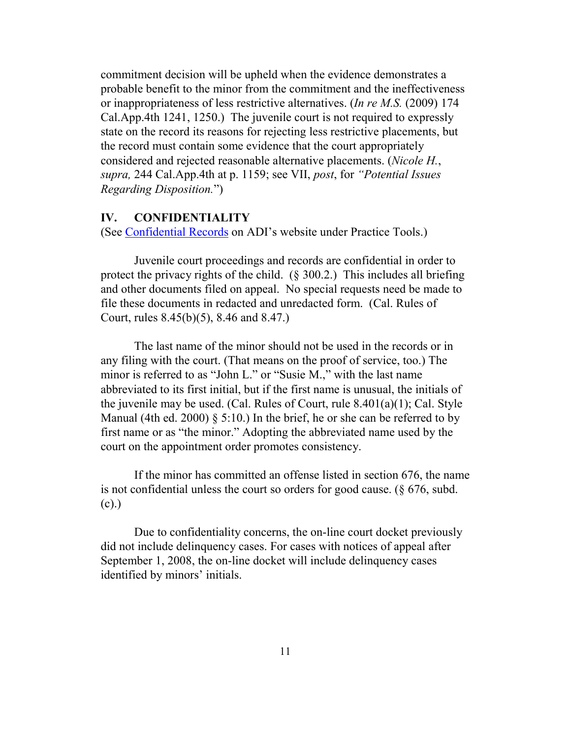commitment decision will be upheld when the evidence demonstrates a probable benefit to the minor from the commitment and the ineffectiveness or inappropriateness of less restrictive alternatives. (*In re M.S.* (2009) 174 Cal.App.4th 1241, 1250.) The juvenile court is not required to expressly state on the record its reasons for rejecting less restrictive placements, but the record must contain some evidence that the court appropriately considered and rejected reasonable alternative placements. (*Nicole H.*, *supra,* 244 Cal.App.4th at p. 1159; see VII, *post*, for *"Potential Issues Regarding Disposition.*")

## IV. CONFIDENTIALITY

(See [Confidential Records] on ADI's website under Practice Tools.)

Juvenile court proceedings and records are confidential in order to protect the privacy rights of the child. (§ 300.2.) This includes all briefing and other documents filed on appeal. No special requests need be made to file these documents in redacted and unredacted form. (Cal. Rules of Court, rules 8.45(b)(5), 8.46 and 8.47.)

The last name of the minor should not be used in the records or in any filing with the court. (That means on the proof of service, too.) The minor is referred to as "John L." or "Susie M.," with the last name abbreviated to its first initial, but if the first name is unusual, the initials of the juvenile may be used. (Cal. Rules of Court, rule 8.401(a)(1); Cal. Style Manual (4th ed. 2000) § 5:10.) In the brief, he or she can be referred to by first name or as "the minor." Adopting the abbreviated name used by the court on the appointment order promotes consistency.

If the minor has committed an offense listed in section 676, the name is not confidential unless the court so orders for good cause. (§ 676, subd. (c).)

Due to confidentiality concerns, the on-line court docket previously did not include delinquency cases. For cases with notices of appeal after September 1, 2008, the on-line docket will include delinquency cases identified by minors' initials.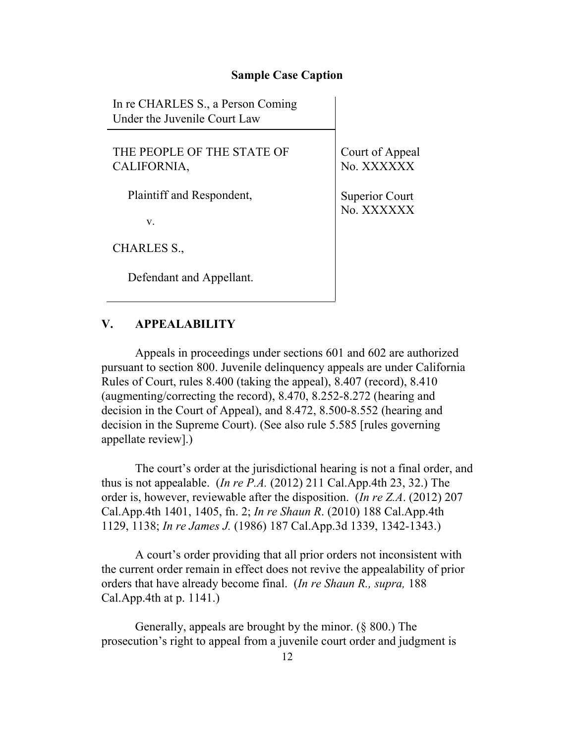**Sample Case Caption**

| In re CHARLES S., a Person Coming Under the Juvenile Court Law | |
|---|---|
| THE PEOPLE OF THE STATE OF CALIFORNIA,<br><br>Plaintiff and Respondent,<br><br>v.<br><br>CHARLES S.,<br><br>Defendant and Appellant. | Court of Appeal No. XXXXXX<br><br>Superior Court No. XXXXXX |

## V. APPEALABILITY

Appeals in proceedings under sections 601 and 602 are authorized pursuant to section 800. Juvenile delinquency appeals are under California Rules of Court, rules 8.400 (taking the appeal), 8.407 (record), 8.410 (augmenting/correcting the record), 8.470, 8.252-8.272 (hearing and decision in the Court of Appeal), and 8.472, 8.500-8.552 (hearing and decision in the Supreme Court). (See also rule 5.585 [rules governing appellate review].)

The court's order at the jurisdictional hearing is not a final order, and thus is not appealable. (*In re P.A.* (2012) 211 Cal.App.4th 23, 32.) The order is, however, reviewable after the disposition. (*In re Z.A*. (2012) 207 Cal.App.4th 1401, 1405, fn. 2; *In re Shaun R*. (2010) 188 Cal.App.4th 1129, 1138; *In re James J.* (1986) 187 Cal.App.3d 1339, 1342-1343.)

A court's order providing that all prior orders not inconsistent with the current order remain in effect does not revive the appealability of prior orders that have already become final. (*In re Shaun R., supra,* 188 Cal.App.4th at p. 1141.)

Generally, appeals are brought by the minor. (§ 800.) The prosecution's right to appeal from a juvenile court order and judgment is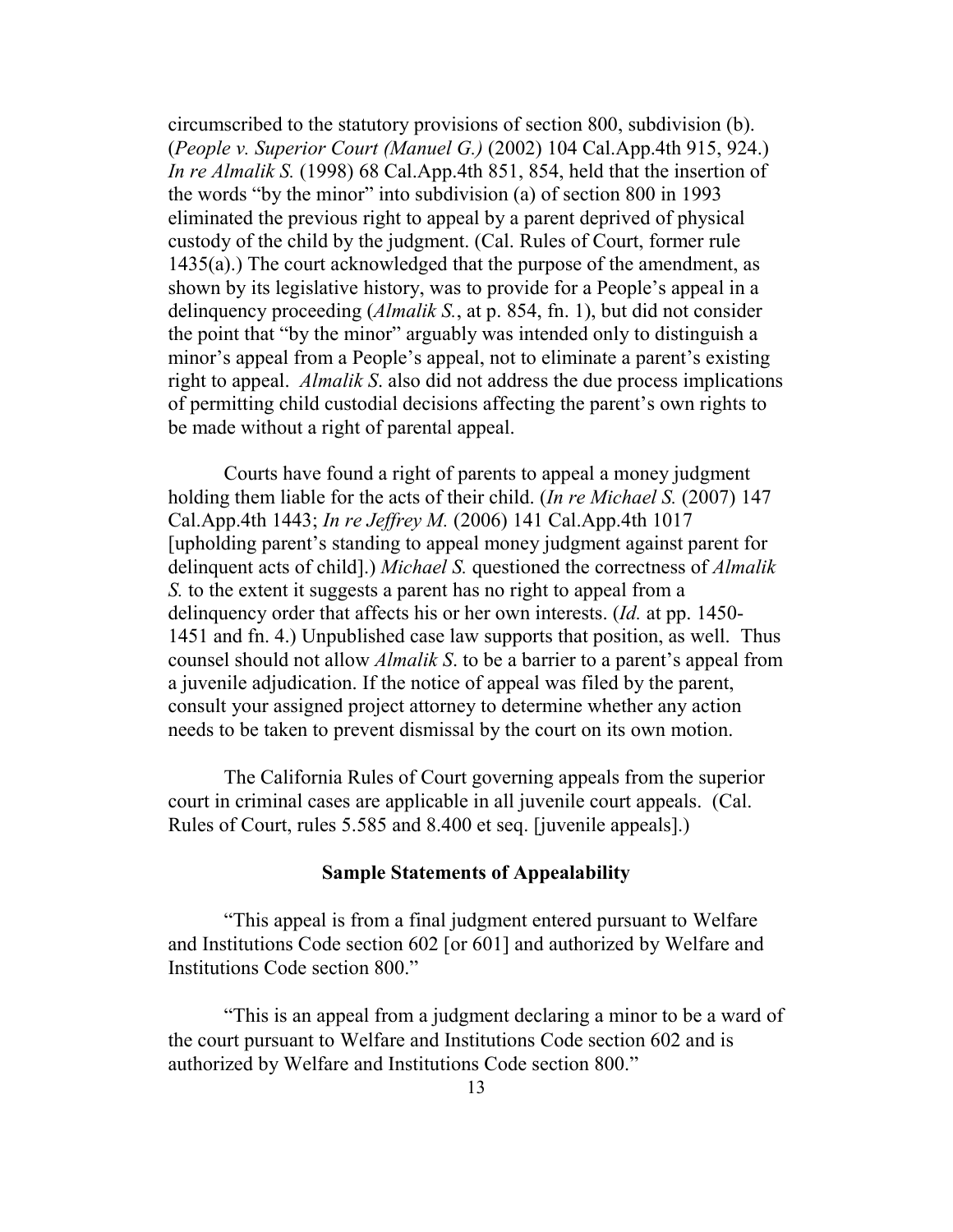circumscribed to the statutory provisions of section 800, subdivision (b). (*People v. Superior Court (Manuel G.)* (2002) 104 Cal.App.4th 915, 924.) *In re Almalik S.* (1998) 68 Cal.App.4th 851, 854, held that the insertion of the words "by the minor" into subdivision (a) of section 800 in 1993 eliminated the previous right to appeal by a parent deprived of physical custody of the child by the judgment. (Cal. Rules of Court, former rule 1435(a).) The court acknowledged that the purpose of the amendment, as shown by its legislative history, was to provide for a People's appeal in a delinquency proceeding (*Almalik S.*, at p. 854, fn. 1), but did not consider the point that "by the minor" arguably was intended only to distinguish a minor's appeal from a People's appeal, not to eliminate a parent's existing right to appeal. *Almalik S*. also did not address the due process implications of permitting child custodial decisions affecting the parent's own rights to be made without a right of parental appeal.

Courts have found a right of parents to appeal a money judgment holding them liable for the acts of their child. (*In re Michael S.* (2007) 147 Cal.App.4th 1443; *In re Jeffrey M.* (2006) 141 Cal.App.4th 1017 [upholding parent's standing to appeal money judgment against parent for delinquent acts of child].) *Michael S.* questioned the correctness of *Almalik S.* to the extent it suggests a parent has no right to appeal from a delinquency order that affects his or her own interests. (*Id.* at pp. 1450-1451 and fn. 4.) Unpublished case law supports that position, as well. Thus counsel should not allow *Almalik S*. to be a barrier to a parent's appeal from a juvenile adjudication. If the notice of appeal was filed by the parent, consult your assigned project attorney to determine whether any action needs to be taken to prevent dismissal by the court on its own motion.

The California Rules of Court governing appeals from the superior court in criminal cases are applicable in all juvenile court appeals. (Cal. Rules of Court, rules 5.585 and 8.400 et seq. [juvenile appeals].)

**Sample Statements of Appealability**

"This appeal is from a final judgment entered pursuant to Welfare and Institutions Code section 602 [or 601] and authorized by Welfare and Institutions Code section 800."

"This is an appeal from a judgment declaring a minor to be a ward of the court pursuant to Welfare and Institutions Code section 602 and is authorized by Welfare and Institutions Code section 800."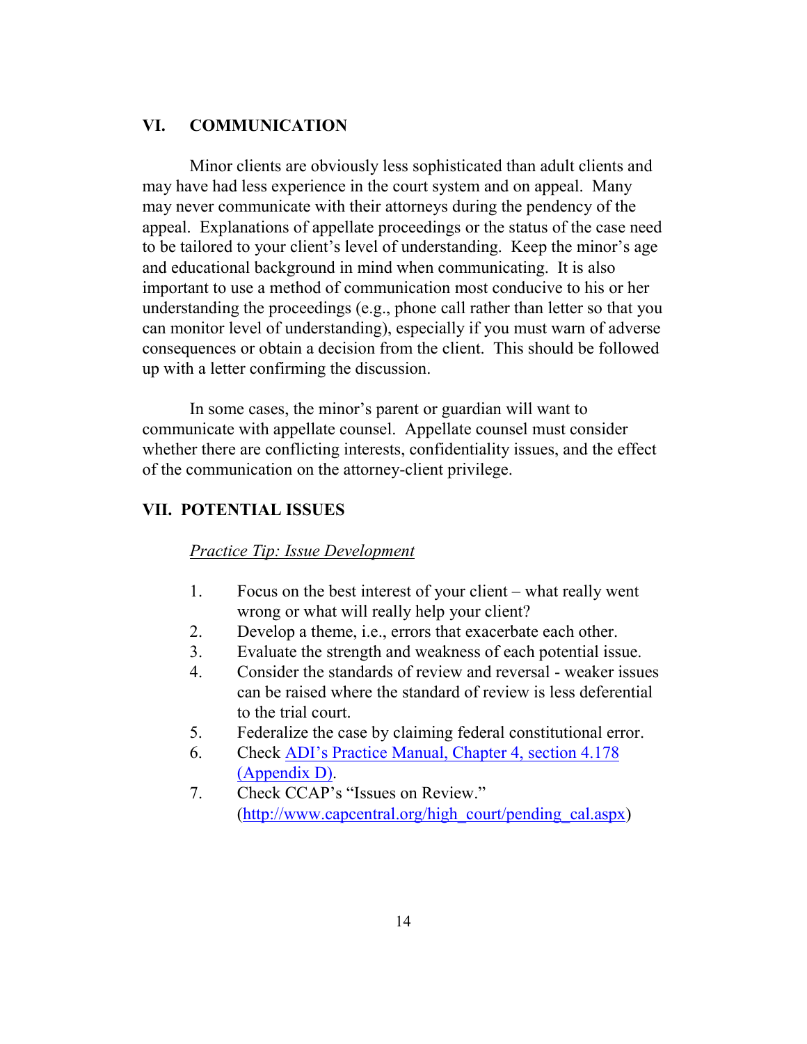## VI. COMMUNICATION

Minor clients are obviously less sophisticated than adult clients and may have had less experience in the court system and on appeal. Many may never communicate with their attorneys during the pendency of the appeal. Explanations of appellate proceedings or the status of the case need to be tailored to your client's level of understanding. Keep the minor's age and educational background in mind when communicating. It is also important to use a method of communication most conducive to his or her understanding the proceedings (e.g., phone call rather than letter so that you can monitor level of understanding), especially if you must warn of adverse consequences or obtain a decision from the client. This should be followed up with a letter confirming the discussion.

In some cases, the minor's parent or guardian will want to communicate with appellate counsel. Appellate counsel must consider whether there are conflicting interests, confidentiality issues, and the effect of the communication on the attorney-client privilege.

## VII. POTENTIAL ISSUES

*Practice Tip: Issue Development*

1. Focus on the best interest of your client – what really went wrong or what will really help your client?
2. Develop a theme, i.e., errors that exacerbate each other.
3. Evaluate the strength and weakness of each potential issue.
4. Consider the standards of review and reversal - weaker issues can be raised where the standard of review is less deferential to the trial court.
5. Federalize the case by claiming federal constitutional error.
6. Check ADI's Practice Manual, Chapter 4, section 4.178 (Appendix D).
7. Check CCAP's "Issues on Review." (http://www.capcentral.org/high_court/pending_cal.aspx)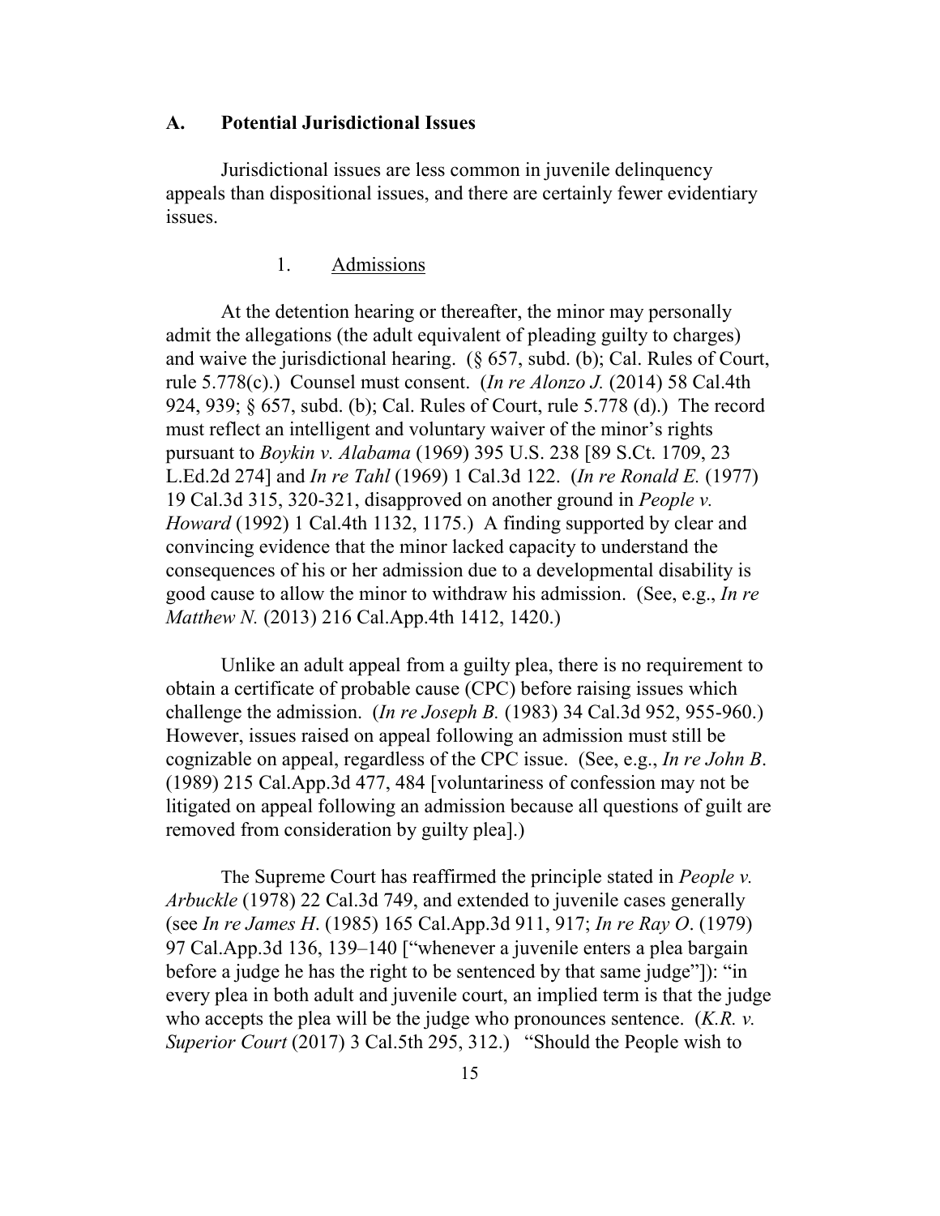## A. Potential Jurisdictional Issues

Jurisdictional issues are less common in juvenile delinquency appeals than dispositional issues, and there are certainly fewer evidentiary issues.

### 1. Admissions

At the detention hearing or thereafter, the minor may personally admit the allegations (the adult equivalent of pleading guilty to charges) and waive the jurisdictional hearing. (§ 657, subd. (b); Cal. Rules of Court, rule 5.778(c).) Counsel must consent. (*In re Alonzo J.* (2014) 58 Cal.4th 924, 939; § 657, subd. (b); Cal. Rules of Court, rule 5.778 (d).) The record must reflect an intelligent and voluntary waiver of the minor's rights pursuant to *Boykin v. Alabama* (1969) 395 U.S. 238 [89 S.Ct. 1709, 23 L.Ed.2d 274] and *In re Tahl* (1969) 1 Cal.3d 122. (*In re Ronald E.* (1977) 19 Cal.3d 315, 320-321, disapproved on another ground in *People v. Howard* (1992) 1 Cal.4th 1132, 1175.) A finding supported by clear and convincing evidence that the minor lacked capacity to understand the consequences of his or her admission due to a developmental disability is good cause to allow the minor to withdraw his admission. (See, e.g., *In re Matthew N.* (2013) 216 Cal.App.4th 1412, 1420.)

Unlike an adult appeal from a guilty plea, there is no requirement to obtain a certificate of probable cause (CPC) before raising issues which challenge the admission. (*In re Joseph B.* (1983) 34 Cal.3d 952, 955-960.) However, issues raised on appeal following an admission must still be cognizable on appeal, regardless of the CPC issue. (See, e.g., *In re John B*. (1989) 215 Cal.App.3d 477, 484 [voluntariness of confession may not be litigated on appeal following an admission because all questions of guilt are removed from consideration by guilty plea].)

The Supreme Court has reaffirmed the principle stated in *People v. Arbuckle* (1978) 22 Cal.3d 749, and extended to juvenile cases generally (see *In re James H*. (1985) 165 Cal.App.3d 911, 917; *In re Ray O*. (1979) 97 Cal.App.3d 136, 139–140 ["whenever a juvenile enters a plea bargain before a judge he has the right to be sentenced by that same judge"]): "in every plea in both adult and juvenile court, an implied term is that the judge who accepts the plea will be the judge who pronounces sentence. (*K.R. v. Superior Court* (2017) 3 Cal.5th 295, 312.) "Should the People wish to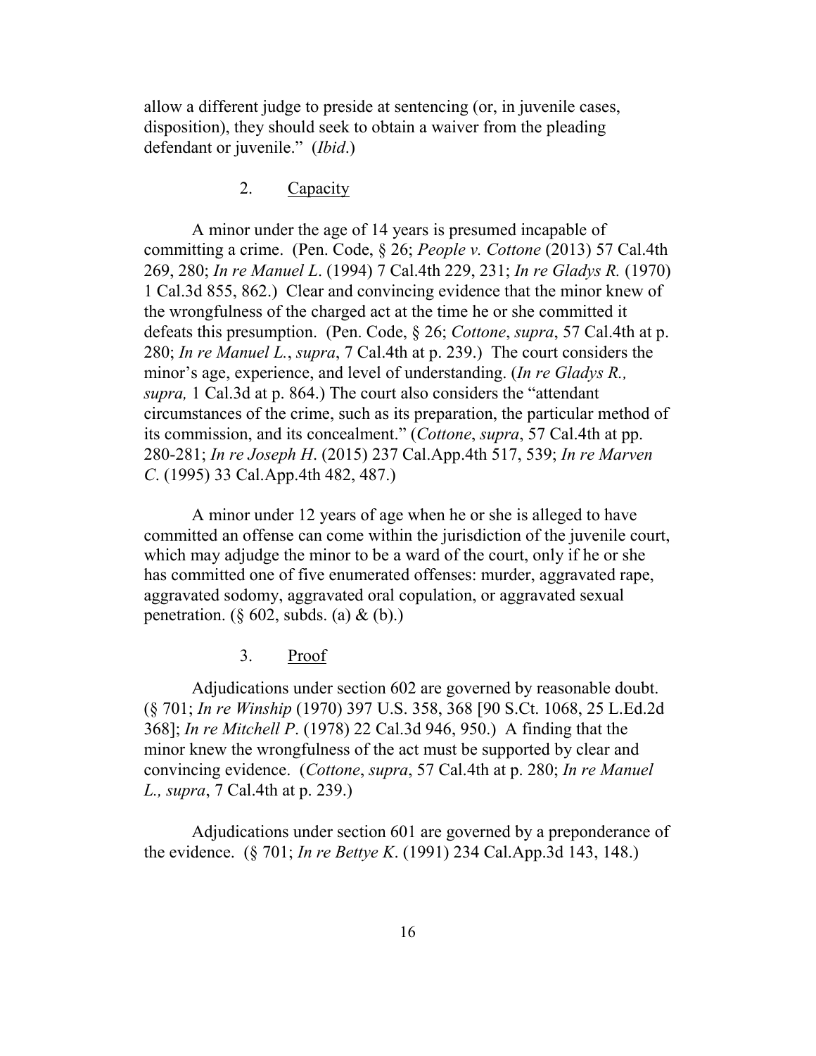allow a different judge to preside at sentencing (or, in juvenile cases, disposition), they should seek to obtain a waiver from the pleading defendant or juvenile." (*Ibid*.)

### 2. Capacity

A minor under the age of 14 years is presumed incapable of committing a crime. (Pen. Code, § 26; *People v. Cottone* (2013) 57 Cal.4th 269, 280; *In re Manuel L*. (1994) 7 Cal.4th 229, 231; *In re Gladys R.* (1970) 1 Cal.3d 855, 862.) Clear and convincing evidence that the minor knew of the wrongfulness of the charged act at the time he or she committed it defeats this presumption. (Pen. Code, § 26; *Cottone*, *supra*, 57 Cal.4th at p. 280; *In re Manuel L.*, *supra*, 7 Cal.4th at p. 239.) The court considers the minor's age, experience, and level of understanding. (*In re Gladys R., supra,* 1 Cal.3d at p. 864.) The court also considers the "attendant circumstances of the crime, such as its preparation, the particular method of its commission, and its concealment." (*Cottone*, *supra*, 57 Cal.4th at pp. 280-281; *In re Joseph H*. (2015) 237 Cal.App.4th 517, 539; *In re Marven C*. (1995) 33 Cal.App.4th 482, 487.)

A minor under 12 years of age when he or she is alleged to have committed an offense can come within the jurisdiction of the juvenile court, which may adjudge the minor to be a ward of the court, only if he or she has committed one of five enumerated offenses: murder, aggravated rape, aggravated sodomy, aggravated oral copulation, or aggravated sexual penetration. (§ 602, subds. (a) & (b).)

### 3. Proof

Adjudications under section 602 are governed by reasonable doubt. (§ 701; *In re Winship* (1970) 397 U.S. 358, 368 [90 S.Ct. 1068, 25 L.Ed.2d 368]; *In re Mitchell P*. (1978) 22 Cal.3d 946, 950.) A finding that the minor knew the wrongfulness of the act must be supported by clear and convincing evidence. (*Cottone*, *supra*, 57 Cal.4th at p. 280; *In re Manuel L., supra*, 7 Cal.4th at p. 239.)

Adjudications under section 601 are governed by a preponderance of the evidence. (§ 701; *In re Bettye K*. (1991) 234 Cal.App.3d 143, 148.)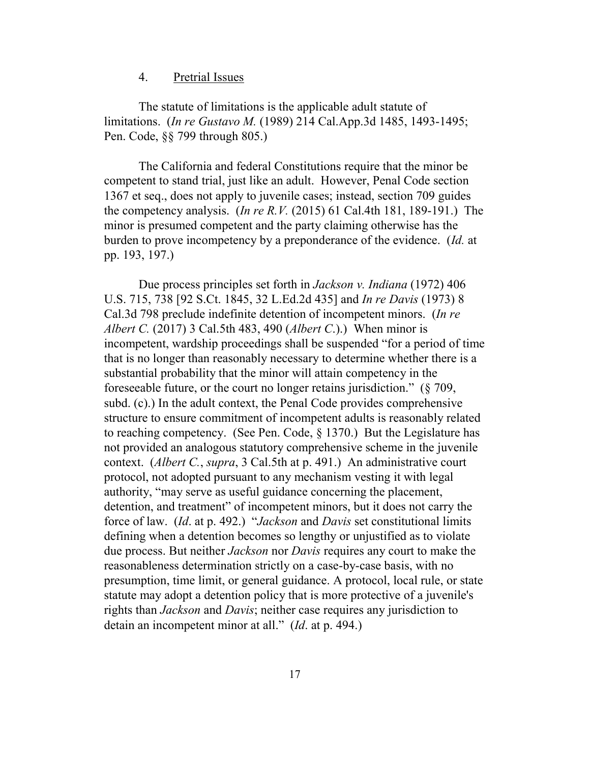4. <u>Pretrial Issues</u>

The statute of limitations is the applicable adult statute of limitations. (*In re Gustavo M.* (1989) 214 Cal.App.3d 1485, 1493-1495; Pen. Code, §§ 799 through 805.)

The California and federal Constitutions require that the minor be competent to stand trial, just like an adult. However, Penal Code section 1367 et seq., does not apply to juvenile cases; instead, section 709 guides the competency analysis. (*In re R.V.* (2015) 61 Cal.4th 181, 189-191.) The minor is presumed competent and the party claiming otherwise has the burden to prove incompetency by a preponderance of the evidence. (*Id.* at pp. 193, 197.)

Due process principles set forth in *Jackson v. Indiana* (1972) 406 U.S. 715, 738 [92 S.Ct. 1845, 32 L.Ed.2d 435] and *In re Davis* (1973) 8 Cal.3d 798 preclude indefinite detention of incompetent minors. (*In re Albert C.* (2017) 3 Cal.5th 483, 490 (*Albert C.*).) When minor is incompetent, wardship proceedings shall be suspended "for a period of time that is no longer than reasonably necessary to determine whether there is a substantial probability that the minor will attain competency in the foreseeable future, or the court no longer retains jurisdiction." (§ 709, subd. (c).) In the adult context, the Penal Code provides comprehensive structure to ensure commitment of incompetent adults is reasonably related to reaching competency. (See Pen. Code, § 1370.) But the Legislature has not provided an analogous statutory comprehensive scheme in the juvenile context. (*Albert C.*, *supra*, 3 Cal.5th at p. 491.) An administrative court protocol, not adopted pursuant to any mechanism vesting it with legal authority, "may serve as useful guidance concerning the placement, detention, and treatment" of incompetent minors, but it does not carry the force of law. (*Id*. at p. 492.) "*Jackson* and *Davis* set constitutional limits defining when a detention becomes so lengthy or unjustified as to violate due process. But neither *Jackson* nor *Davis* requires any court to make the reasonableness determination strictly on a case-by-case basis, with no presumption, time limit, or general guidance. A protocol, local rule, or state statute may adopt a detention policy that is more protective of a juvenile's rights than *Jackson* and *Davis*; neither case requires any jurisdiction to detain an incompetent minor at all." (*Id*. at p. 494.)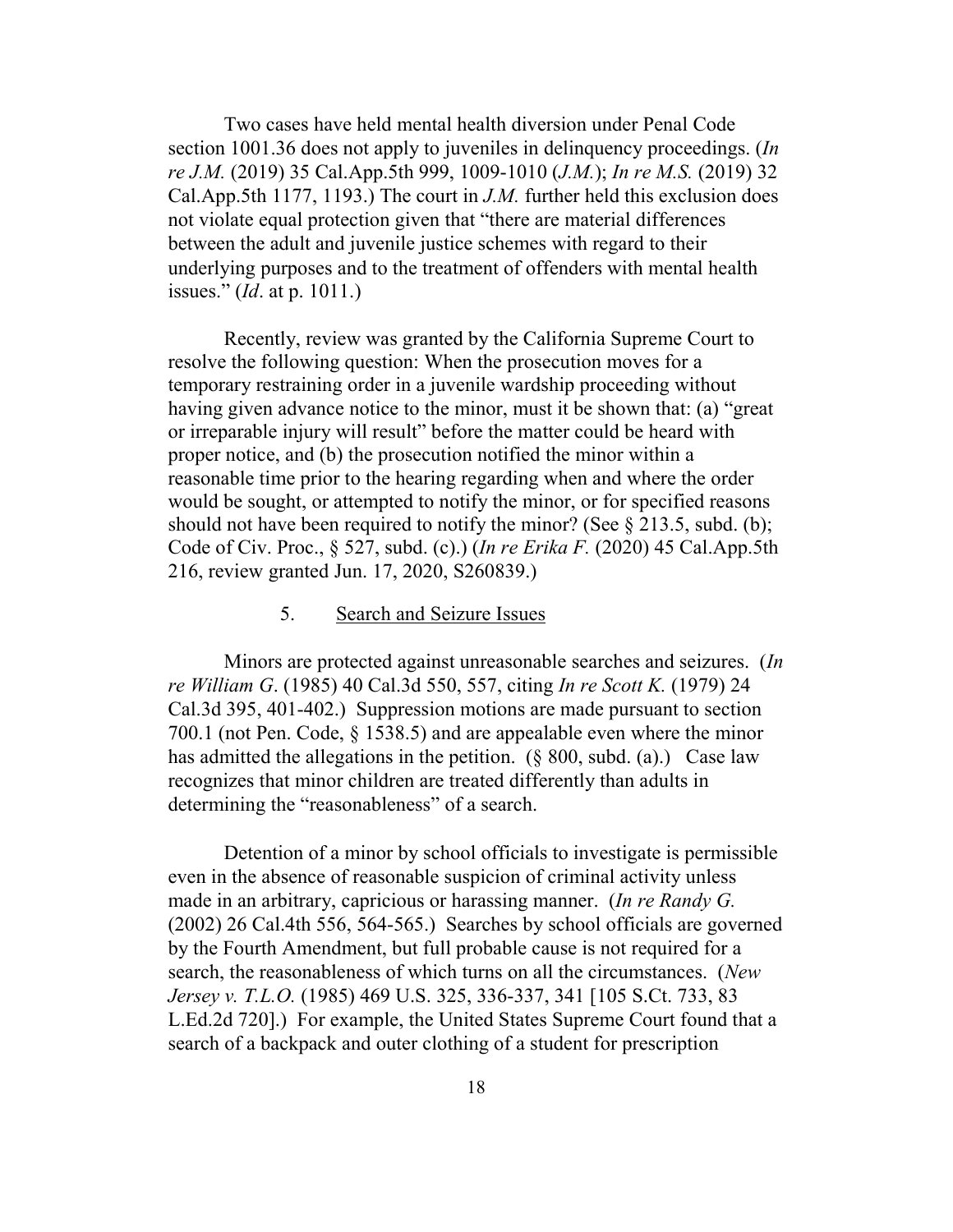Two cases have held mental health diversion under Penal Code section 1001.36 does not apply to juveniles in delinquency proceedings. (*In re J.M.* (2019) 35 Cal.App.5th 999, 1009-1010 (*J.M.*); *In re M.S.* (2019) 32 Cal.App.5th 1177, 1193.) The court in *J.M.* further held this exclusion does not violate equal protection given that "there are material differences between the adult and juvenile justice schemes with regard to their underlying purposes and to the treatment of offenders with mental health issues." (*Id*. at p. 1011.)

Recently, review was granted by the California Supreme Court to resolve the following question: When the prosecution moves for a temporary restraining order in a juvenile wardship proceeding without having given advance notice to the minor, must it be shown that: (a) "great or irreparable injury will result" before the matter could be heard with proper notice, and (b) the prosecution notified the minor within a reasonable time prior to the hearing regarding when and where the order would be sought, or attempted to notify the minor, or for specified reasons should not have been required to notify the minor? (See § 213.5, subd. (b); Code of Civ. Proc., § 527, subd. (c).) (*In re Erika F.* (2020) 45 Cal.App.5th 216, review granted Jun. 17, 2020, S260839.)

5. <u>Search and Seizure Issues</u>

Minors are protected against unreasonable searches and seizures. (*In re William G*. (1985) 40 Cal.3d 550, 557, citing *In re Scott K.* (1979) 24 Cal.3d 395, 401-402.) Suppression motions are made pursuant to section 700.1 (not Pen. Code, § 1538.5) and are appealable even where the minor has admitted the allegations in the petition. (§ 800, subd. (a).) Case law recognizes that minor children are treated differently than adults in determining the "reasonableness" of a search.

Detention of a minor by school officials to investigate is permissible even in the absence of reasonable suspicion of criminal activity unless made in an arbitrary, capricious or harassing manner. (*In re Randy G.* (2002) 26 Cal.4th 556, 564-565.) Searches by school officials are governed by the Fourth Amendment, but full probable cause is not required for a search, the reasonableness of which turns on all the circumstances. (*New Jersey v. T.L.O.* (1985) 469 U.S. 325, 336-337, 341 [105 S.Ct. 733, 83 L.Ed.2d 720].) For example, the United States Supreme Court found that a search of a backpack and outer clothing of a student for prescription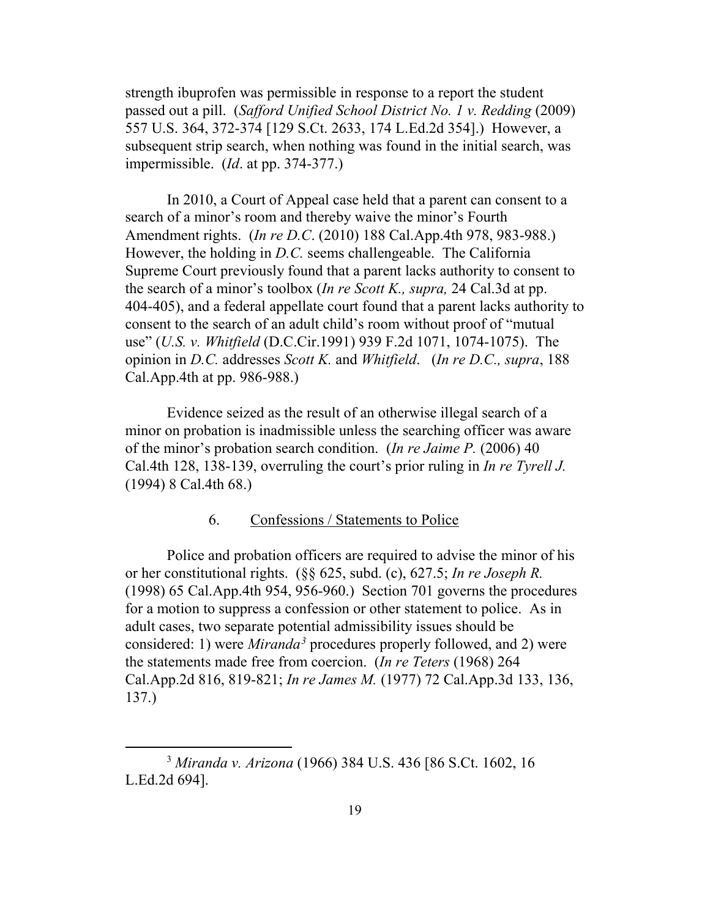strength ibuprofen was permissible in response to a report the student passed out a pill. (*Safford Unified School District No. 1 v. Redding* (2009) 557 U.S. 364, 372-374 [129 S.Ct. 2633, 174 L.Ed.2d 354].) However, a subsequent strip search, when nothing was found in the initial search, was impermissible. (*Id*. at pp. 374-377.)

In 2010, a Court of Appeal case held that a parent can consent to a search of a minor's room and thereby waive the minor's Fourth Amendment rights. (*In re D.C*. (2010) 188 Cal.App.4th 978, 983-988.) However, the holding in *D.C.* seems challengeable. The California Supreme Court previously found that a parent lacks authority to consent to the search of a minor's toolbox (*In re Scott K., supra,* 24 Cal.3d at pp. 404-405), and a federal appellate court found that a parent lacks authority to consent to the search of an adult child's room without proof of "mutual use" (*U.S. v. Whitfield* (D.C.Cir.1991) 939 F.2d 1071, 1074-1075). The opinion in *D.C.* addresses *Scott K.* and *Whitfield*. (*In re D.C., supra*, 188 Cal.App.4th at pp. 986-988.)

Evidence seized as the result of an otherwise illegal search of a minor on probation is inadmissible unless the searching officer was aware of the minor's probation search condition. (*In re Jaime P.* (2006) 40 Cal.4th 128, 138-139, overruling the court's prior ruling in *In re Tyrell J.* (1994) 8 Cal.4th 68.)

### 6. Confessions / Statements to Police

Police and probation officers are required to advise the minor of his or her constitutional rights. (§§ 625, subd. (c), 627.5; *In re Joseph R.* (1998) 65 Cal.App.4th 954, 956-960.) Section 701 governs the procedures for a motion to suppress a confession or other statement to police. As in adult cases, two separate potential admissibility issues should be considered: 1) were *Miranda*[3] procedures properly followed, and 2) were the statements made free from coercion. (*In re Teters* (1968) 264 Cal.App.2d 816, 819-821; *In re James M.* (1977) 72 Cal.App.3d 133, 136, 137.)

[3] *Miranda v. Arizona* (1966) 384 U.S. 436 [86 S.Ct. 1602, 16 L.Ed.2d 694].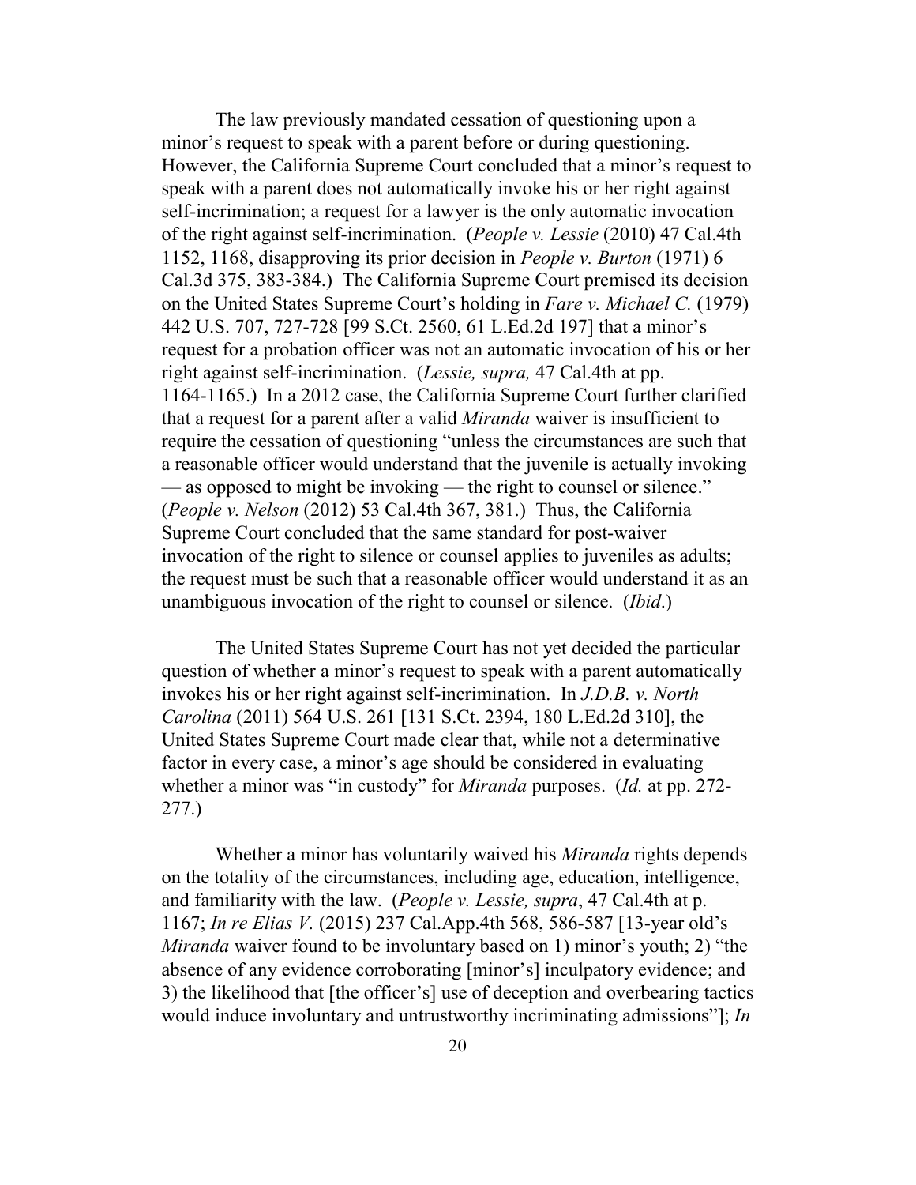The law previously mandated cessation of questioning upon a minor's request to speak with a parent before or during questioning. However, the California Supreme Court concluded that a minor's request to speak with a parent does not automatically invoke his or her right against self-incrimination; a request for a lawyer is the only automatic invocation of the right against self-incrimination. (*People v. Lessie* (2010) 47 Cal.4th 1152, 1168, disapproving its prior decision in *People v. Burton* (1971) 6 Cal.3d 375, 383-384.) The California Supreme Court premised its decision on the United States Supreme Court's holding in *Fare v. Michael C.* (1979) 442 U.S. 707, 727-728 [99 S.Ct. 2560, 61 L.Ed.2d 197] that a minor's request for a probation officer was not an automatic invocation of his or her right against self-incrimination. (*Lessie, supra,* 47 Cal.4th at pp. 1164-1165.) In a 2012 case, the California Supreme Court further clarified that a request for a parent after a valid *Miranda* waiver is insufficient to require the cessation of questioning "unless the circumstances are such that a reasonable officer would understand that the juvenile is actually invoking — as opposed to might be invoking — the right to counsel or silence." (*People v. Nelson* (2012) 53 Cal.4th 367, 381.) Thus, the California Supreme Court concluded that the same standard for post-waiver invocation of the right to silence or counsel applies to juveniles as adults; the request must be such that a reasonable officer would understand it as an unambiguous invocation of the right to counsel or silence. (*Ibid*.)

The United States Supreme Court has not yet decided the particular question of whether a minor's request to speak with a parent automatically invokes his or her right against self-incrimination. In *J.D.B. v. North Carolina* (2011) 564 U.S. 261 [131 S.Ct. 2394, 180 L.Ed.2d 310], the United States Supreme Court made clear that, while not a determinative factor in every case, a minor's age should be considered in evaluating whether a minor was "in custody" for *Miranda* purposes. (*Id.* at pp. 272-277.)

Whether a minor has voluntarily waived his *Miranda* rights depends on the totality of the circumstances, including age, education, intelligence, and familiarity with the law. (*People v. Lessie, supra*, 47 Cal.4th at p. 1167; *In re Elias V.* (2015) 237 Cal.App.4th 568, 586-587 [13-year old's *Miranda* waiver found to be involuntary based on 1) minor's youth; 2) "the absence of any evidence corroborating [minor's] inculpatory evidence; and 3) the likelihood that [the officer's] use of deception and overbearing tactics would induce involuntary and untrustworthy incriminating admissions"]; *In*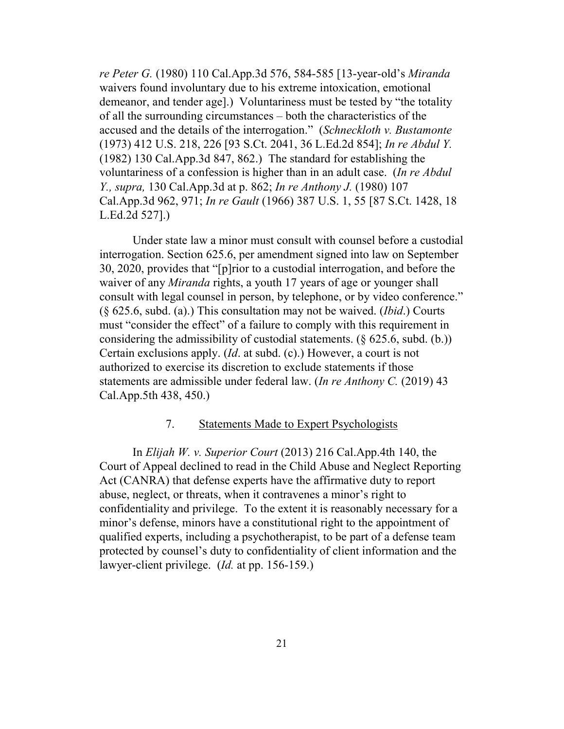*re Peter G.* (1980) 110 Cal.App.3d 576, 584-585 [13-year-old's *Miranda* waivers found involuntary due to his extreme intoxication, emotional demeanor, and tender age].) Voluntariness must be tested by "the totality of all the surrounding circumstances – both the characteristics of the accused and the details of the interrogation." (*Schneckloth v. Bustamonte* (1973) 412 U.S. 218, 226 [93 S.Ct. 2041, 36 L.Ed.2d 854]; *In re Abdul Y.* (1982) 130 Cal.App.3d 847, 862.) The standard for establishing the voluntariness of a confession is higher than in an adult case. (*In re Abdul Y., supra,* 130 Cal.App.3d at p. 862; *In re Anthony J.* (1980) 107 Cal.App.3d 962, 971; *In re Gault* (1966) 387 U.S. 1, 55 [87 S.Ct. 1428, 18 L.Ed.2d 527].)

Under state law a minor must consult with counsel before a custodial interrogation. Section 625.6, per amendment signed into law on September 30, 2020, provides that "[p]rior to a custodial interrogation, and before the waiver of any *Miranda* rights, a youth 17 years of age or younger shall consult with legal counsel in person, by telephone, or by video conference." (§ 625.6, subd. (a).) This consultation may not be waived. (*Ibid*.) Courts must "consider the effect" of a failure to comply with this requirement in considering the admissibility of custodial statements. (§ 625.6, subd. (b.)) Certain exclusions apply. (*Id*. at subd. (c).) However, a court is not authorized to exercise its discretion to exclude statements if those statements are admissible under federal law. (*In re Anthony C.* (2019) 43 Cal.App.5th 438, 450.)

### 7. Statements Made to Expert Psychologists

In *Elijah W. v. Superior Court* (2013) 216 Cal.App.4th 140, the Court of Appeal declined to read in the Child Abuse and Neglect Reporting Act (CANRA) that defense experts have the affirmative duty to report abuse, neglect, or threats, when it contravenes a minor's right to confidentiality and privilege. To the extent it is reasonably necessary for a minor's defense, minors have a constitutional right to the appointment of qualified experts, including a psychotherapist, to be part of a defense team protected by counsel's duty to confidentiality of client information and the lawyer-client privilege. (*Id.* at pp. 156-159.)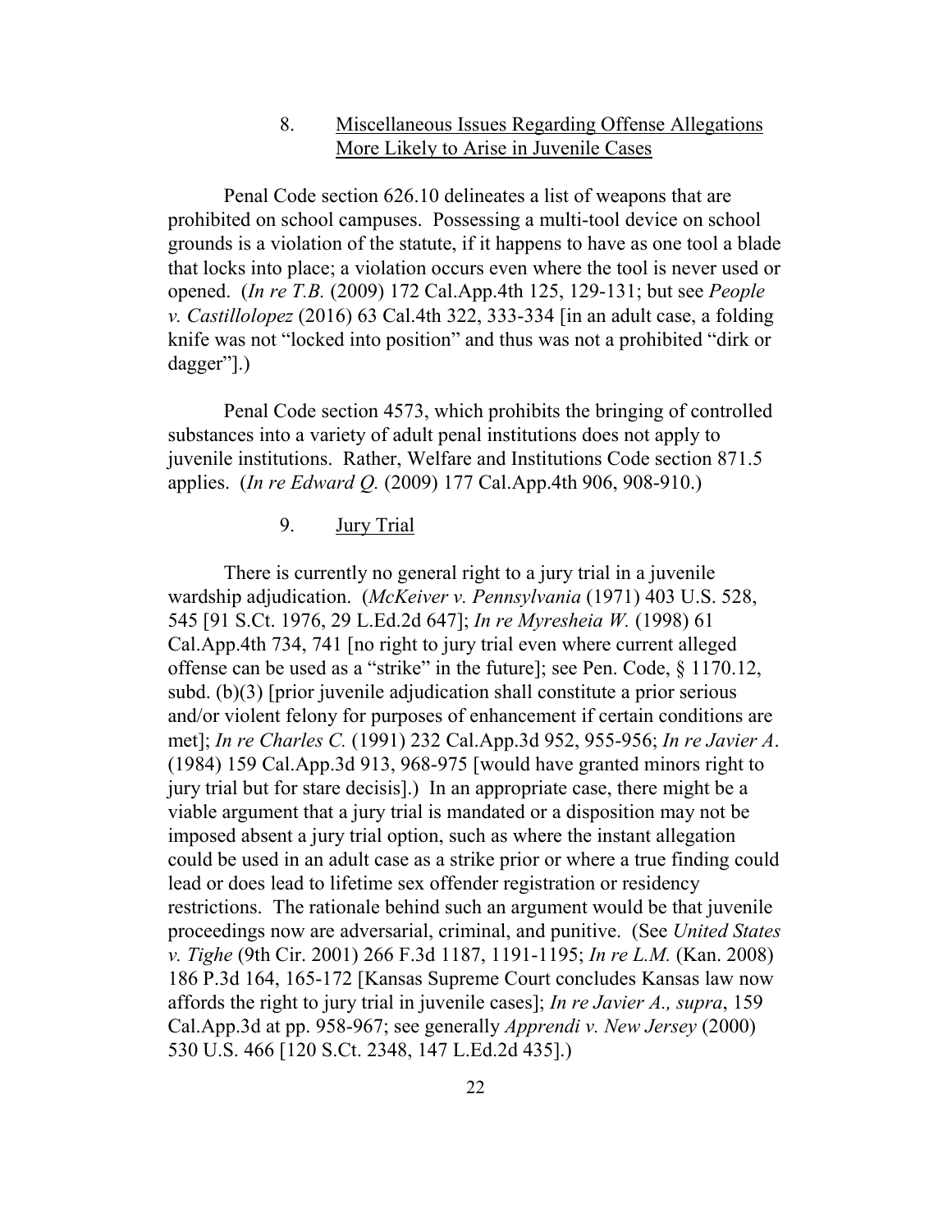### 8. <u>Miscellaneous Issues Regarding Offense Allegations More Likely to Arise in Juvenile Cases</u>

Penal Code section 626.10 delineates a list of weapons that are prohibited on school campuses. Possessing a multi-tool device on school grounds is a violation of the statute, if it happens to have as one tool a blade that locks into place; a violation occurs even where the tool is never used or opened. (*In re T.B.* (2009) 172 Cal.App.4th 125, 129-131; but see *People v. Castillolopez* (2016) 63 Cal.4th 322, 333-334 [in an adult case, a folding knife was not "locked into position" and thus was not a prohibited "dirk or dagger"].)

Penal Code section 4573, which prohibits the bringing of controlled substances into a variety of adult penal institutions does not apply to juvenile institutions. Rather, Welfare and Institutions Code section 871.5 applies. (*In re Edward Q.* (2009) 177 Cal.App.4th 906, 908-910.)

### 9. <u>Jury Trial</u>

There is currently no general right to a jury trial in a juvenile wardship adjudication. (*McKeiver v. Pennsylvania* (1971) 403 U.S. 528, 545 [91 S.Ct. 1976, 29 L.Ed.2d 647]; *In re Myresheia W.* (1998) 61 Cal.App.4th 734, 741 [no right to jury trial even where current alleged offense can be used as a "strike" in the future]; see Pen. Code, § 1170.12, subd. (b)(3) [prior juvenile adjudication shall constitute a prior serious and/or violent felony for purposes of enhancement if certain conditions are met]; *In re Charles C.* (1991) 232 Cal.App.3d 952, 955-956; *In re Javier A*. (1984) 159 Cal.App.3d 913, 968-975 [would have granted minors right to jury trial but for stare decisis].) In an appropriate case, there might be a viable argument that a jury trial is mandated or a disposition may not be imposed absent a jury trial option, such as where the instant allegation could be used in an adult case as a strike prior or where a true finding could lead or does lead to lifetime sex offender registration or residency restrictions. The rationale behind such an argument would be that juvenile proceedings now are adversarial, criminal, and punitive. (See *United States v. Tighe* (9th Cir. 2001) 266 F.3d 1187, 1191-1195; *In re L.M.* (Kan. 2008) 186 P.3d 164, 165-172 [Kansas Supreme Court concludes Kansas law now affords the right to jury trial in juvenile cases]; *In re Javier A., supra*, 159 Cal.App.3d at pp. 958-967; see generally *Apprendi v. New Jersey* (2000) 530 U.S. 466 [120 S.Ct. 2348, 147 L.Ed.2d 435].)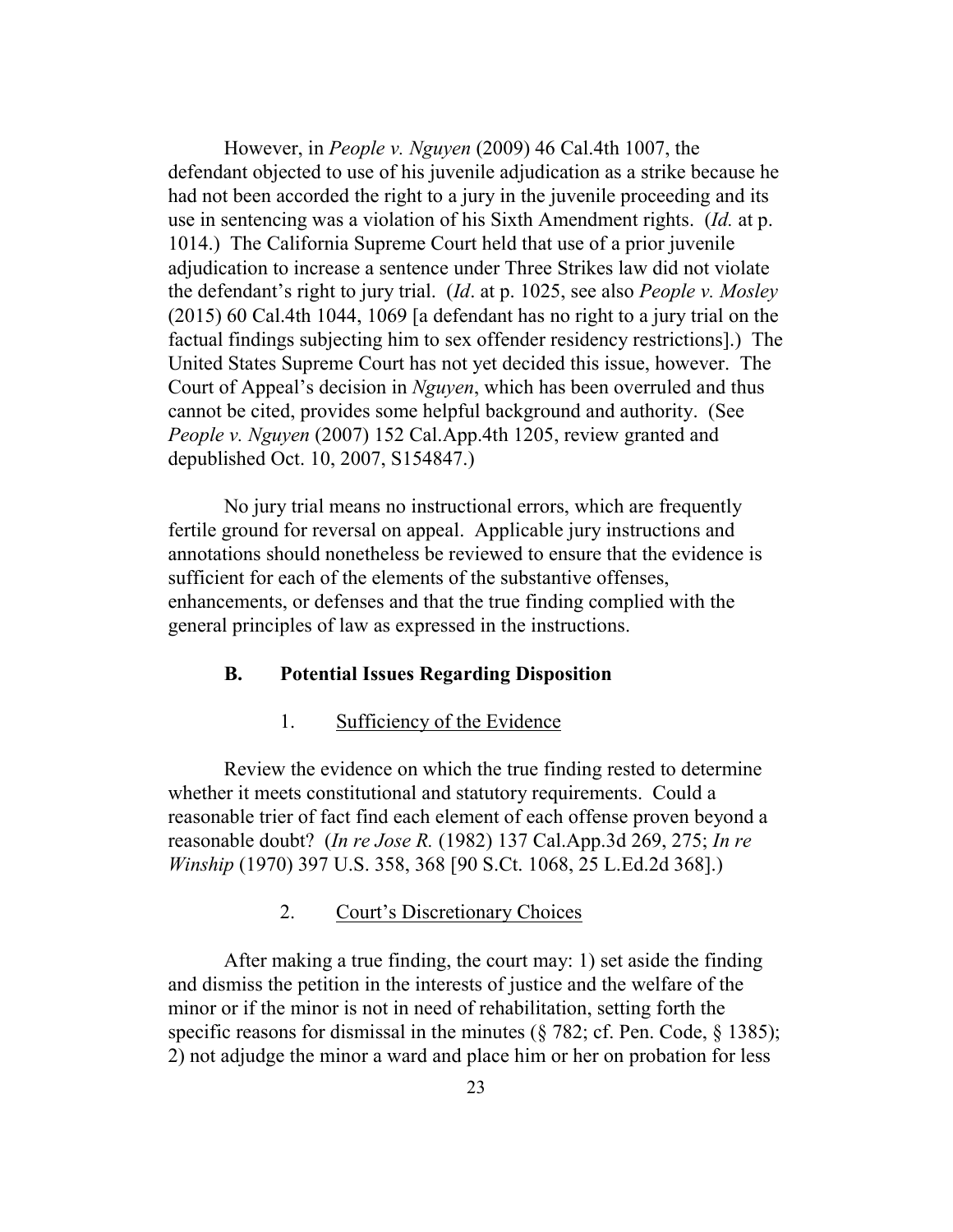However, in *People v. Nguyen* (2009) 46 Cal.4th 1007, the defendant objected to use of his juvenile adjudication as a strike because he had not been accorded the right to a jury in the juvenile proceeding and its use in sentencing was a violation of his Sixth Amendment rights. (*Id.* at p. 1014.) The California Supreme Court held that use of a prior juvenile adjudication to increase a sentence under Three Strikes law did not violate the defendant's right to jury trial. (*Id*. at p. 1025, see also *People v. Mosley* (2015) 60 Cal.4th 1044, 1069 [a defendant has no right to a jury trial on the factual findings subjecting him to sex offender residency restrictions].) The United States Supreme Court has not yet decided this issue, however. The Court of Appeal's decision in *Nguyen*, which has been overruled and thus cannot be cited, provides some helpful background and authority. (See *People v. Nguyen* (2007) 152 Cal.App.4th 1205, review granted and depublished Oct. 10, 2007, S154847.)

No jury trial means no instructional errors, which are frequently fertile ground for reversal on appeal. Applicable jury instructions and annotations should nonetheless be reviewed to ensure that the evidence is sufficient for each of the elements of the substantive offenses, enhancements, or defenses and that the true finding complied with the general principles of law as expressed in the instructions.

### B. Potential Issues Regarding Disposition

#### 1. Sufficiency of the Evidence

Review the evidence on which the true finding rested to determine whether it meets constitutional and statutory requirements. Could a reasonable trier of fact find each element of each offense proven beyond a reasonable doubt? (*In re Jose R.* (1982) 137 Cal.App.3d 269, 275; *In re Winship* (1970) 397 U.S. 358, 368 [90 S.Ct. 1068, 25 L.Ed.2d 368].)

#### 2. Court's Discretionary Choices

After making a true finding, the court may: 1) set aside the finding and dismiss the petition in the interests of justice and the welfare of the minor or if the minor is not in need of rehabilitation, setting forth the specific reasons for dismissal in the minutes (§ 782; cf. Pen. Code, § 1385); 2) not adjudge the minor a ward and place him or her on probation for less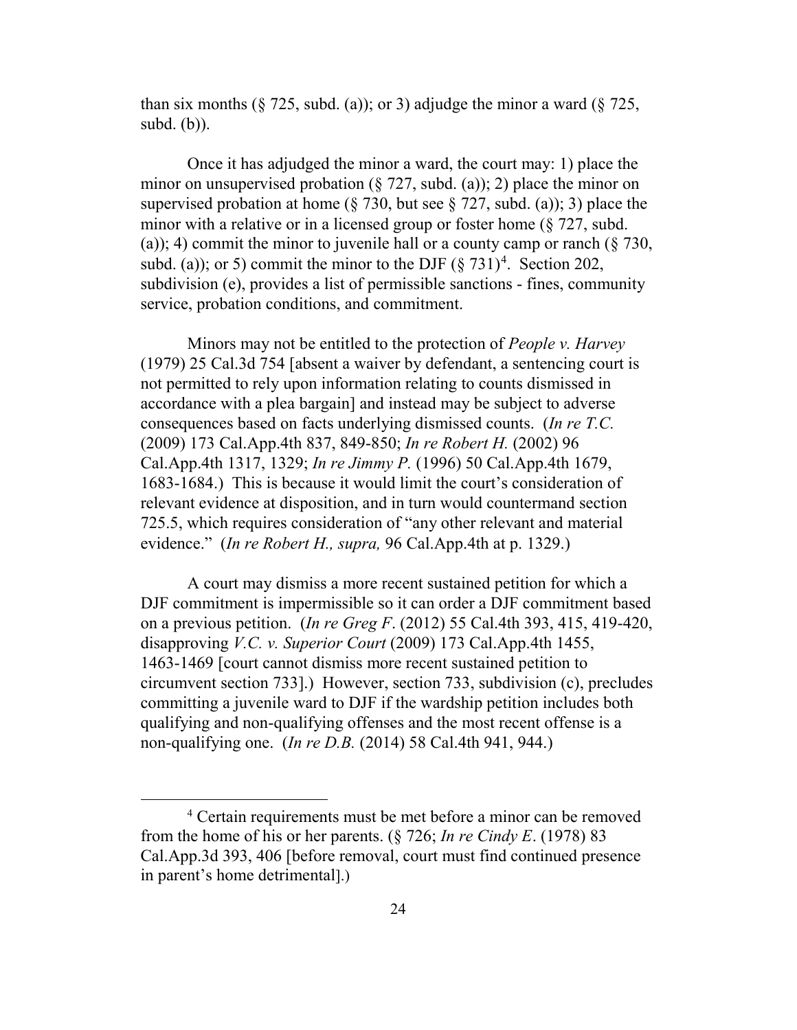than six months (§ 725, subd. (a)); or 3) adjudge the minor a ward (§ 725, subd. (b)).

Once it has adjudged the minor a ward, the court may: 1) place the minor on unsupervised probation (§ 727, subd. (a)); 2) place the minor on supervised probation at home (§ 730, but see § 727, subd. (a)); 3) place the minor with a relative or in a licensed group or foster home (§ 727, subd. (a)); 4) commit the minor to juvenile hall or a county camp or ranch (§ 730, subd. (a)); or 5) commit the minor to the DJF (§ 731)[4]. Section 202, subdivision (e), provides a list of permissible sanctions - fines, community service, probation conditions, and commitment.

Minors may not be entitled to the protection of *People v. Harvey* (1979) 25 Cal.3d 754 [absent a waiver by defendant, a sentencing court is not permitted to rely upon information relating to counts dismissed in accordance with a plea bargain] and instead may be subject to adverse consequences based on facts underlying dismissed counts. (*In re T.C.* (2009) 173 Cal.App.4th 837, 849-850; *In re Robert H.* (2002) 96 Cal.App.4th 1317, 1329; *In re Jimmy P.* (1996) 50 Cal.App.4th 1679, 1683-1684.) This is because it would limit the court's consideration of relevant evidence at disposition, and in turn would countermand section 725.5, which requires consideration of "any other relevant and material evidence." (*In re Robert H., supra,* 96 Cal.App.4th at p. 1329.)

A court may dismiss a more recent sustained petition for which a DJF commitment is impermissible so it can order a DJF commitment based on a previous petition. (*In re Greg F*. (2012) 55 Cal.4th 393, 415, 419-420, disapproving *V.C. v. Superior Court* (2009) 173 Cal.App.4th 1455, 1463-1469 [court cannot dismiss more recent sustained petition to circumvent section 733].) However, section 733, subdivision (c), precludes committing a juvenile ward to DJF if the wardship petition includes both qualifying and non-qualifying offenses and the most recent offense is a non-qualifying one. (*In re D.B.* (2014) 58 Cal.4th 941, 944.)

---

[4] Certain requirements must be met before a minor can be removed from the home of his or her parents. (§ 726; *In re Cindy E*. (1978) 83 Cal.App.3d 393, 406 [before removal, court must find continued presence in parent's home detrimental].)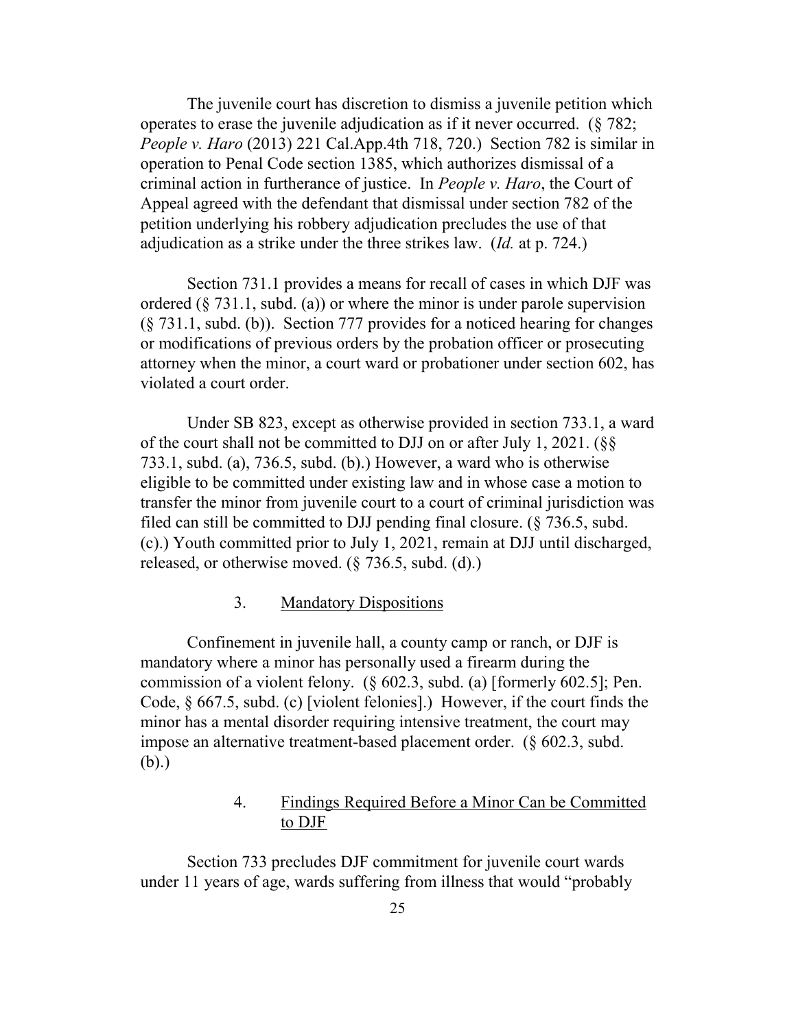The juvenile court has discretion to dismiss a juvenile petition which operates to erase the juvenile adjudication as if it never occurred. (§ 782; *People v. Haro* (2013) 221 Cal.App.4th 718, 720.) Section 782 is similar in operation to Penal Code section 1385, which authorizes dismissal of a criminal action in furtherance of justice. In *People v. Haro*, the Court of Appeal agreed with the defendant that dismissal under section 782 of the petition underlying his robbery adjudication precludes the use of that adjudication as a strike under the three strikes law. (*Id.* at p. 724.)

Section 731.1 provides a means for recall of cases in which DJF was ordered (§ 731.1, subd. (a)) or where the minor is under parole supervision (§ 731.1, subd. (b)). Section 777 provides for a noticed hearing for changes or modifications of previous orders by the probation officer or prosecuting attorney when the minor, a court ward or probationer under section 602, has violated a court order.

Under SB 823, except as otherwise provided in section 733.1, a ward of the court shall not be committed to DJJ on or after July 1, 2021. (§§ 733.1, subd. (a), 736.5, subd. (b).) However, a ward who is otherwise eligible to be committed under existing law and in whose case a motion to transfer the minor from juvenile court to a court of criminal jurisdiction was filed can still be committed to DJJ pending final closure. (§ 736.5, subd. (c).) Youth committed prior to July 1, 2021, remain at DJJ until discharged, released, or otherwise moved. (§ 736.5, subd. (d).)

### 3. Mandatory Dispositions

Confinement in juvenile hall, a county camp or ranch, or DJF is mandatory where a minor has personally used a firearm during the commission of a violent felony. (§ 602.3, subd. (a) [formerly 602.5]; Pen. Code, § 667.5, subd. (c) [violent felonies].) However, if the court finds the minor has a mental disorder requiring intensive treatment, the court may impose an alternative treatment-based placement order. (§ 602.3, subd. (b).)

### 4. Findings Required Before a Minor Can be Committed to DJF

Section 733 precludes DJF commitment for juvenile court wards under 11 years of age, wards suffering from illness that would "probably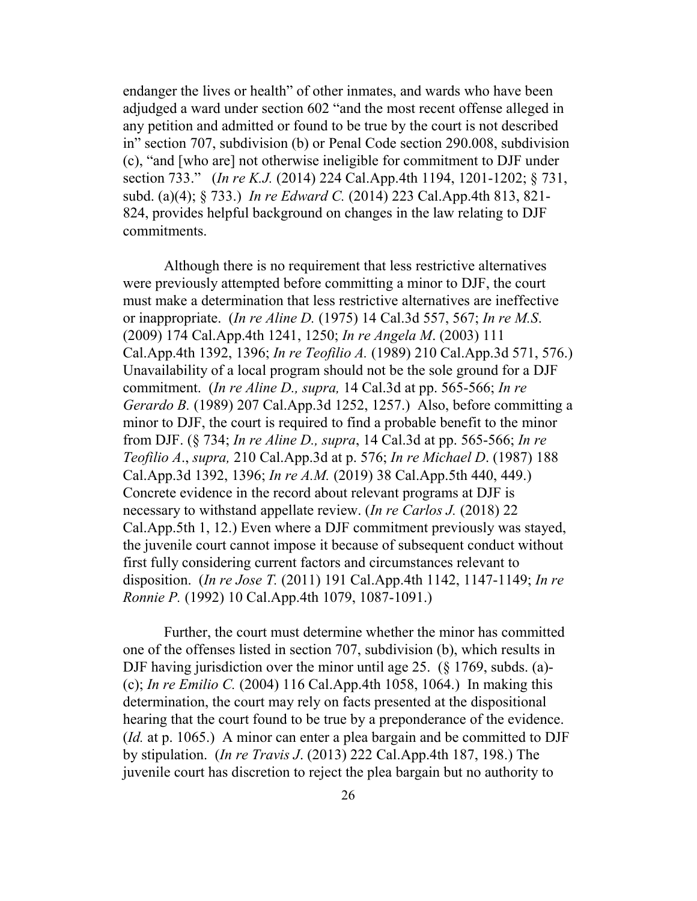endanger the lives or health" of other inmates, and wards who have been adjudged a ward under section 602 "and the most recent offense alleged in any petition and admitted or found to be true by the court is not described in" section 707, subdivision (b) or Penal Code section 290.008, subdivision (c), "and [who are] not otherwise ineligible for commitment to DJF under section 733." (*In re K.J.* (2014) 224 Cal.App.4th 1194, 1201-1202; § 731, subd. (a)(4); § 733.) *In re Edward C.* (2014) 223 Cal.App.4th 813, 821-824, provides helpful background on changes in the law relating to DJF commitments.

Although there is no requirement that less restrictive alternatives were previously attempted before committing a minor to DJF, the court must make a determination that less restrictive alternatives are ineffective or inappropriate. (*In re Aline D.* (1975) 14 Cal.3d 557, 567; *In re M.S.* (2009) 174 Cal.App.4th 1241, 1250; *In re Angela M.* (2003) 111 Cal.App.4th 1392, 1396; *In re Teofilio A.* (1989) 210 Cal.App.3d 571, 576.) Unavailability of a local program should not be the sole ground for a DJF commitment. (*In re Aline D., supra,* 14 Cal.3d at pp. 565-566; *In re Gerardo B.* (1989) 207 Cal.App.3d 1252, 1257.) Also, before committing a minor to DJF, the court is required to find a probable benefit to the minor from DJF. (§ 734; *In re Aline D., supra*, 14 Cal.3d at pp. 565-566; *In re Teofilio A*., *supra,* 210 Cal.App.3d at p. 576; *In re Michael D*. (1987) 188 Cal.App.3d 1392, 1396; *In re A.M.* (2019) 38 Cal.App.5th 440, 449.) Concrete evidence in the record about relevant programs at DJF is necessary to withstand appellate review. (*In re Carlos J.* (2018) 22 Cal.App.5th 1, 12.) Even where a DJF commitment previously was stayed, the juvenile court cannot impose it because of subsequent conduct without first fully considering current factors and circumstances relevant to disposition. (*In re Jose T.* (2011) 191 Cal.App.4th 1142, 1147-1149; *In re Ronnie P.* (1992) 10 Cal.App.4th 1079, 1087-1091.)

Further, the court must determine whether the minor has committed one of the offenses listed in section 707, subdivision (b), which results in DJF having jurisdiction over the minor until age 25. (§ 1769, subds. (a)-(c); *In re Emilio C.* (2004) 116 Cal.App.4th 1058, 1064.) In making this determination, the court may rely on facts presented at the dispositional hearing that the court found to be true by a preponderance of the evidence. (*Id.* at p. 1065.) A minor can enter a plea bargain and be committed to DJF by stipulation. (*In re Travis J*. (2013) 222 Cal.App.4th 187, 198.) The juvenile court has discretion to reject the plea bargain but no authority to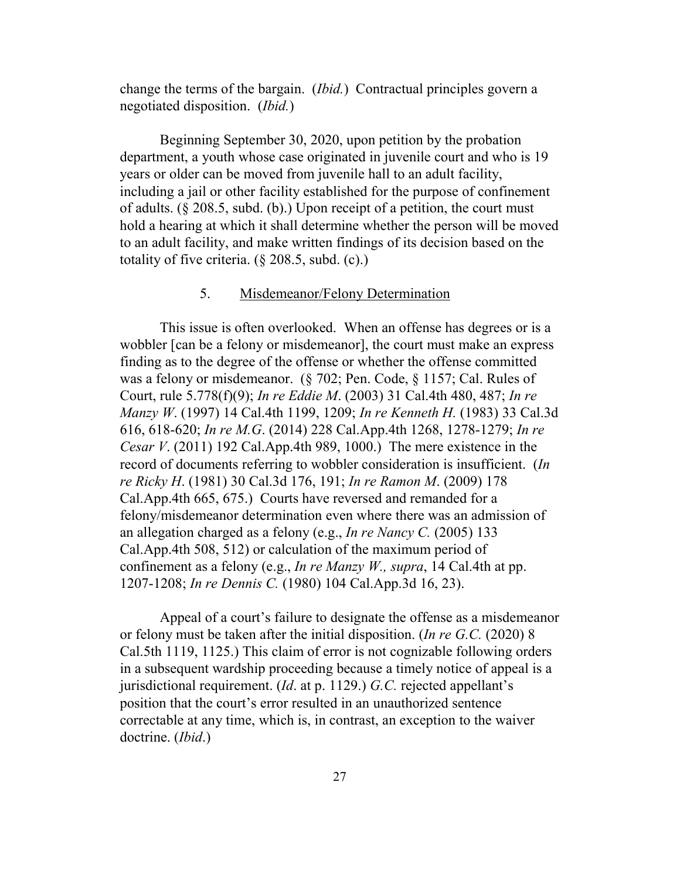change the terms of the bargain. (*Ibid.*) Contractual principles govern a negotiated disposition. (*Ibid.*)

Beginning September 30, 2020, upon petition by the probation department, a youth whose case originated in juvenile court and who is 19 years or older can be moved from juvenile hall to an adult facility, including a jail or other facility established for the purpose of confinement of adults. (§ 208.5, subd. (b).) Upon receipt of a petition, the court must hold a hearing at which it shall determine whether the person will be moved to an adult facility, and make written findings of its decision based on the totality of five criteria. (§ 208.5, subd. (c).)

### 5. Misdemeanor/Felony Determination

This issue is often overlooked. When an offense has degrees or is a wobbler [can be a felony or misdemeanor], the court must make an express finding as to the degree of the offense or whether the offense committed was a felony or misdemeanor. (§ 702; Pen. Code, § 1157; Cal. Rules of Court, rule 5.778(f)(9); *In re Eddie M*. (2003) 31 Cal.4th 480, 487; *In re Manzy W*. (1997) 14 Cal.4th 1199, 1209; *In re Kenneth H.* (1983) 33 Cal.3d 616, 618-620; *In re M.G*. (2014) 228 Cal.App.4th 1268, 1278-1279; *In re Cesar V*. (2011) 192 Cal.App.4th 989, 1000.) The mere existence in the record of documents referring to wobbler consideration is insufficient. (*In re Ricky H*. (1981) 30 Cal.3d 176, 191; *In re Ramon M*. (2009) 178 Cal.App.4th 665, 675.) Courts have reversed and remanded for a felony/misdemeanor determination even where there was an admission of an allegation charged as a felony (e.g., *In re Nancy C.* (2005) 133 Cal.App.4th 508, 512) or calculation of the maximum period of confinement as a felony (e.g., *In re Manzy W., supra*, 14 Cal.4th at pp. 1207-1208; *In re Dennis C.* (1980) 104 Cal.App.3d 16, 23).

Appeal of a court's failure to designate the offense as a misdemeanor or felony must be taken after the initial disposition. (*In re G.C.* (2020) 8 Cal.5th 1119, 1125.) This claim of error is not cognizable following orders in a subsequent wardship proceeding because a timely notice of appeal is a jurisdictional requirement. (*Id*. at p. 1129.) *G.C.* rejected appellant's position that the court's error resulted in an unauthorized sentence correctable at any time, which is, in contrast, an exception to the waiver doctrine. (*Ibid*.)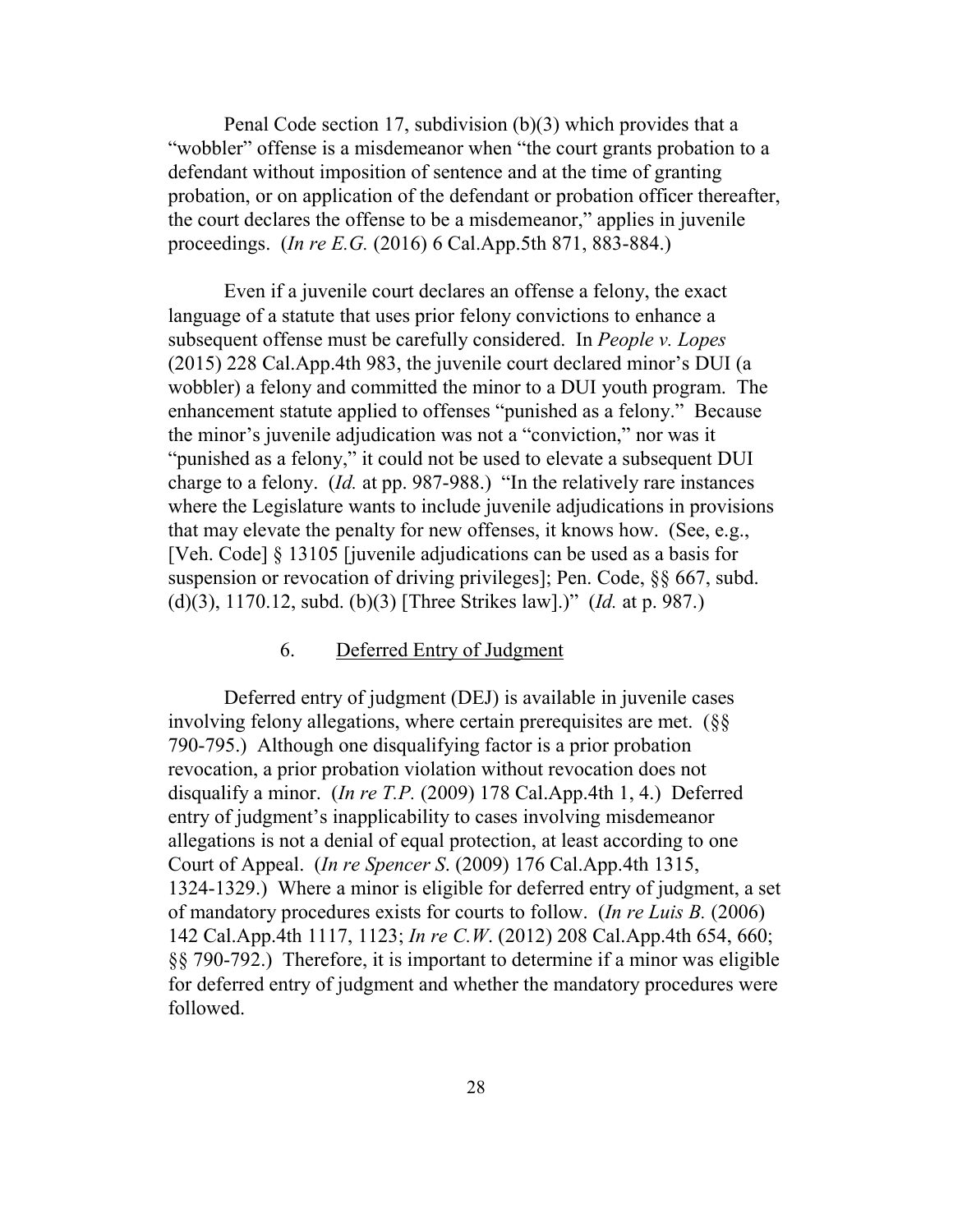Penal Code section 17, subdivision (b)(3) which provides that a "wobbler" offense is a misdemeanor when "the court grants probation to a defendant without imposition of sentence and at the time of granting probation, or on application of the defendant or probation officer thereafter, the court declares the offense to be a misdemeanor," applies in juvenile proceedings. (*In re E.G.* (2016) 6 Cal.App.5th 871, 883-884.)

Even if a juvenile court declares an offense a felony, the exact language of a statute that uses prior felony convictions to enhance a subsequent offense must be carefully considered. In *People v. Lopes* (2015) 228 Cal.App.4th 983, the juvenile court declared minor's DUI (a wobbler) a felony and committed the minor to a DUI youth program. The enhancement statute applied to offenses "punished as a felony." Because the minor's juvenile adjudication was not a "conviction," nor was it "punished as a felony," it could not be used to elevate a subsequent DUI charge to a felony. (*Id.* at pp. 987-988.) "In the relatively rare instances where the Legislature wants to include juvenile adjudications in provisions that may elevate the penalty for new offenses, it knows how. (See, e.g., [Veh. Code] § 13105 [juvenile adjudications can be used as a basis for suspension or revocation of driving privileges]; Pen. Code, §§ 667, subd. (d)(3), 1170.12, subd. (b)(3) [Three Strikes law].)" (*Id.* at p. 987.)

### 6. Deferred Entry of Judgment

Deferred entry of judgment (DEJ) is available in juvenile cases involving felony allegations, where certain prerequisites are met. (§§ 790-795.) Although one disqualifying factor is a prior probation revocation, a prior probation violation without revocation does not disqualify a minor. (*In re T.P.* (2009) 178 Cal.App.4th 1, 4.) Deferred entry of judgment's inapplicability to cases involving misdemeanor allegations is not a denial of equal protection, at least according to one Court of Appeal. (*In re Spencer S.* (2009) 176 Cal.App.4th 1315, 1324-1329.) Where a minor is eligible for deferred entry of judgment, a set of mandatory procedures exists for courts to follow. (*In re Luis B.* (2006) 142 Cal.App.4th 1117, 1123; *In re C.W.* (2012) 208 Cal.App.4th 654, 660; §§ 790-792.) Therefore, it is important to determine if a minor was eligible for deferred entry of judgment and whether the mandatory procedures were followed.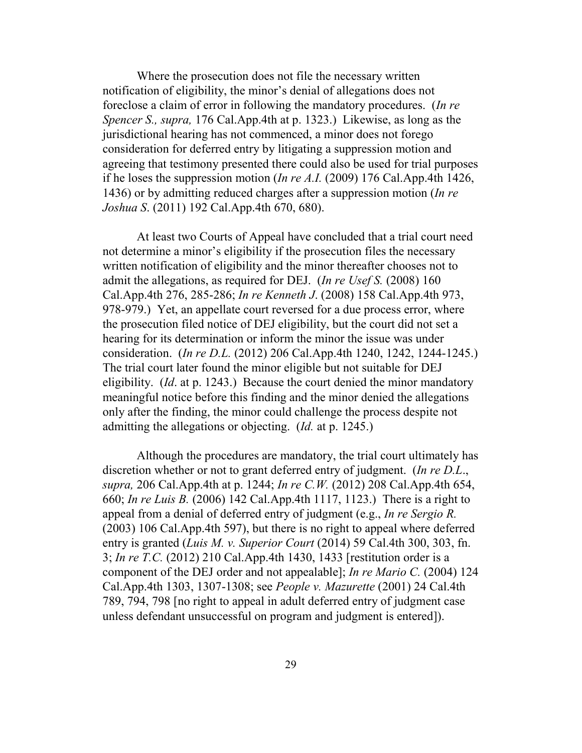Where the prosecution does not file the necessary written notification of eligibility, the minor's denial of allegations does not foreclose a claim of error in following the mandatory procedures. (*In re Spencer S., supra,* 176 Cal.App.4th at p. 1323.) Likewise, as long as the jurisdictional hearing has not commenced, a minor does not forego consideration for deferred entry by litigating a suppression motion and agreeing that testimony presented there could also be used for trial purposes if he loses the suppression motion (*In re A.I.* (2009) 176 Cal.App.4th 1426, 1436) or by admitting reduced charges after a suppression motion (*In re Joshua S*. (2011) 192 Cal.App.4th 670, 680).

At least two Courts of Appeal have concluded that a trial court need not determine a minor's eligibility if the prosecution files the necessary written notification of eligibility and the minor thereafter chooses not to admit the allegations, as required for DEJ. (*In re Usef S.* (2008) 160 Cal.App.4th 276, 285-286; *In re Kenneth J*. (2008) 158 Cal.App.4th 973, 978-979.) Yet, an appellate court reversed for a due process error, where the prosecution filed notice of DEJ eligibility, but the court did not set a hearing for its determination or inform the minor the issue was under consideration. (*In re D.L.* (2012) 206 Cal.App.4th 1240, 1242, 1244-1245.) The trial court later found the minor eligible but not suitable for DEJ eligibility. (*Id*. at p. 1243.) Because the court denied the minor mandatory meaningful notice before this finding and the minor denied the allegations only after the finding, the minor could challenge the process despite not admitting the allegations or objecting. (*Id.* at p. 1245.)

Although the procedures are mandatory, the trial court ultimately has discretion whether or not to grant deferred entry of judgment. (*In re D.L*., *supra,* 206 Cal.App.4th at p. 1244; *In re C.W.* (2012) 208 Cal.App.4th 654, 660; *In re Luis B.* (2006) 142 Cal.App.4th 1117, 1123.) There is a right to appeal from a denial of deferred entry of judgment (e.g., *In re Sergio R.* (2003) 106 Cal.App.4th 597), but there is no right to appeal where deferred entry is granted (*Luis M. v. Superior Court* (2014) 59 Cal.4th 300, 303, fn. 3; *In re T.C.* (2012) 210 Cal.App.4th 1430, 1433 [restitution order is a component of the DEJ order and not appealable]; *In re Mario C.* (2004) 124 Cal.App.4th 1303, 1307-1308; see *People v. Mazurette* (2001) 24 Cal.4th 789, 794, 798 [no right to appeal in adult deferred entry of judgment case unless defendant unsuccessful on program and judgment is entered]).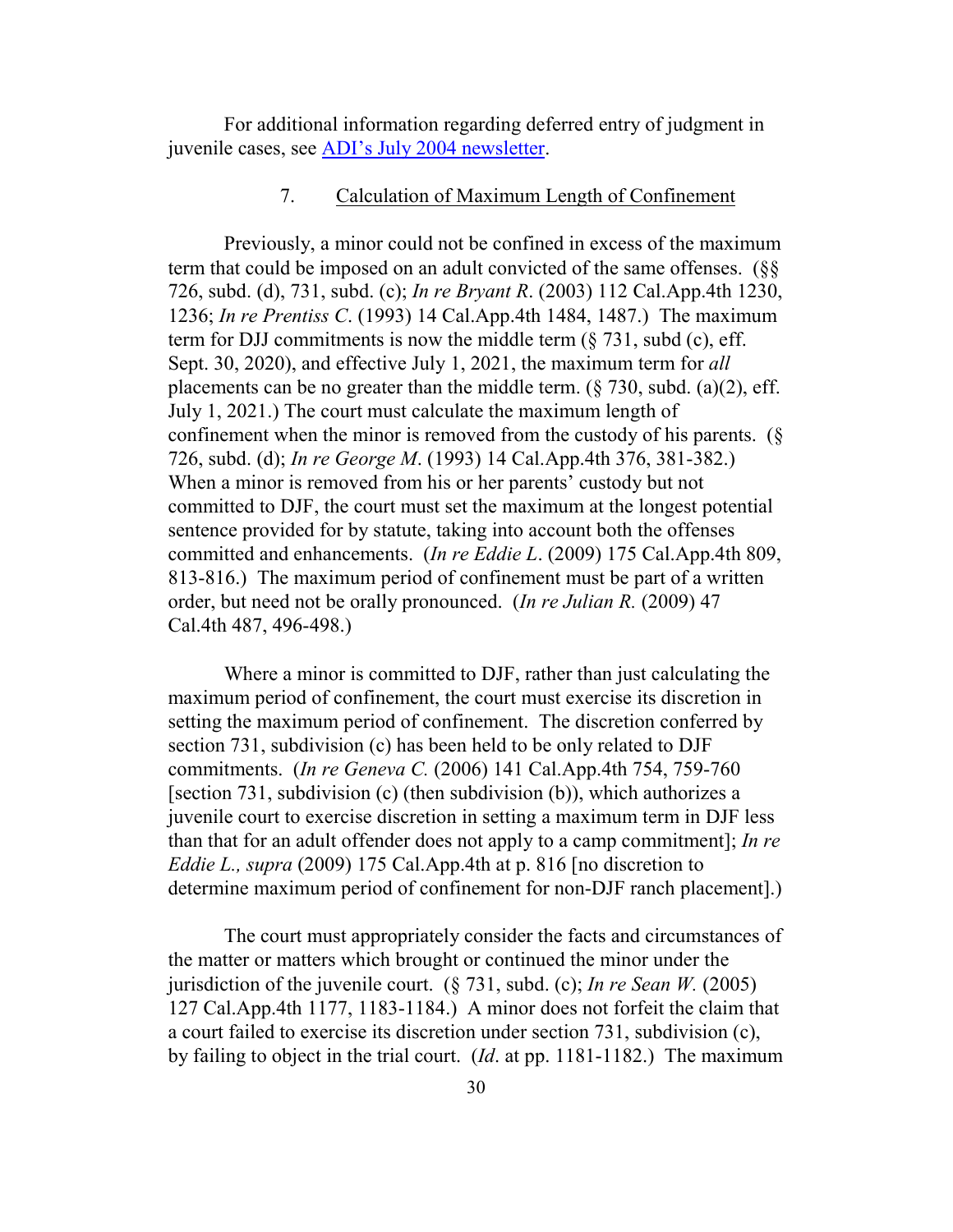For additional information regarding deferred entry of judgment in juvenile cases, see [ADI's July 2004 newsletter](#).

### 7. Calculation of Maximum Length of Confinement

Previously, a minor could not be confined in excess of the maximum term that could be imposed on an adult convicted of the same offenses. (§§ 726, subd. (d), 731, subd. (c); *In re Bryant R*. (2003) 112 Cal.App.4th 1230, 1236; *In re Prentiss C*. (1993) 14 Cal.App.4th 1484, 1487.) The maximum term for DJJ commitments is now the middle term (§ 731, subd (c), eff. Sept. 30, 2020), and effective July 1, 2021, the maximum term for *all* placements can be no greater than the middle term. (§ 730, subd. (a)(2), eff. July 1, 2021.) The court must calculate the maximum length of confinement when the minor is removed from the custody of his parents. (§ 726, subd. (d); *In re George M*. (1993) 14 Cal.App.4th 376, 381-382.) When a minor is removed from his or her parents' custody but not committed to DJF, the court must set the maximum at the longest potential sentence provided for by statute, taking into account both the offenses committed and enhancements. (*In re Eddie L*. (2009) 175 Cal.App.4th 809, 813-816.) The maximum period of confinement must be part of a written order, but need not be orally pronounced. (*In re Julian R.* (2009) 47 Cal.4th 487, 496-498.)

Where a minor is committed to DJF, rather than just calculating the maximum period of confinement, the court must exercise its discretion in setting the maximum period of confinement. The discretion conferred by section 731, subdivision (c) has been held to be only related to DJF commitments. (*In re Geneva C.* (2006) 141 Cal.App.4th 754, 759-760 [section 731, subdivision (c) (then subdivision (b)), which authorizes a juvenile court to exercise discretion in setting a maximum term in DJF less than that for an adult offender does not apply to a camp commitment]; *In re Eddie L., supra* (2009) 175 Cal.App.4th at p. 816 [no discretion to determine maximum period of confinement for non-DJF ranch placement].)

The court must appropriately consider the facts and circumstances of the matter or matters which brought or continued the minor under the jurisdiction of the juvenile court. (§ 731, subd. (c); *In re Sean W.* (2005) 127 Cal.App.4th 1177, 1183-1184.) A minor does not forfeit the claim that a court failed to exercise its discretion under section 731, subdivision (c), by failing to object in the trial court. (*Id*. at pp. 1181-1182.) The maximum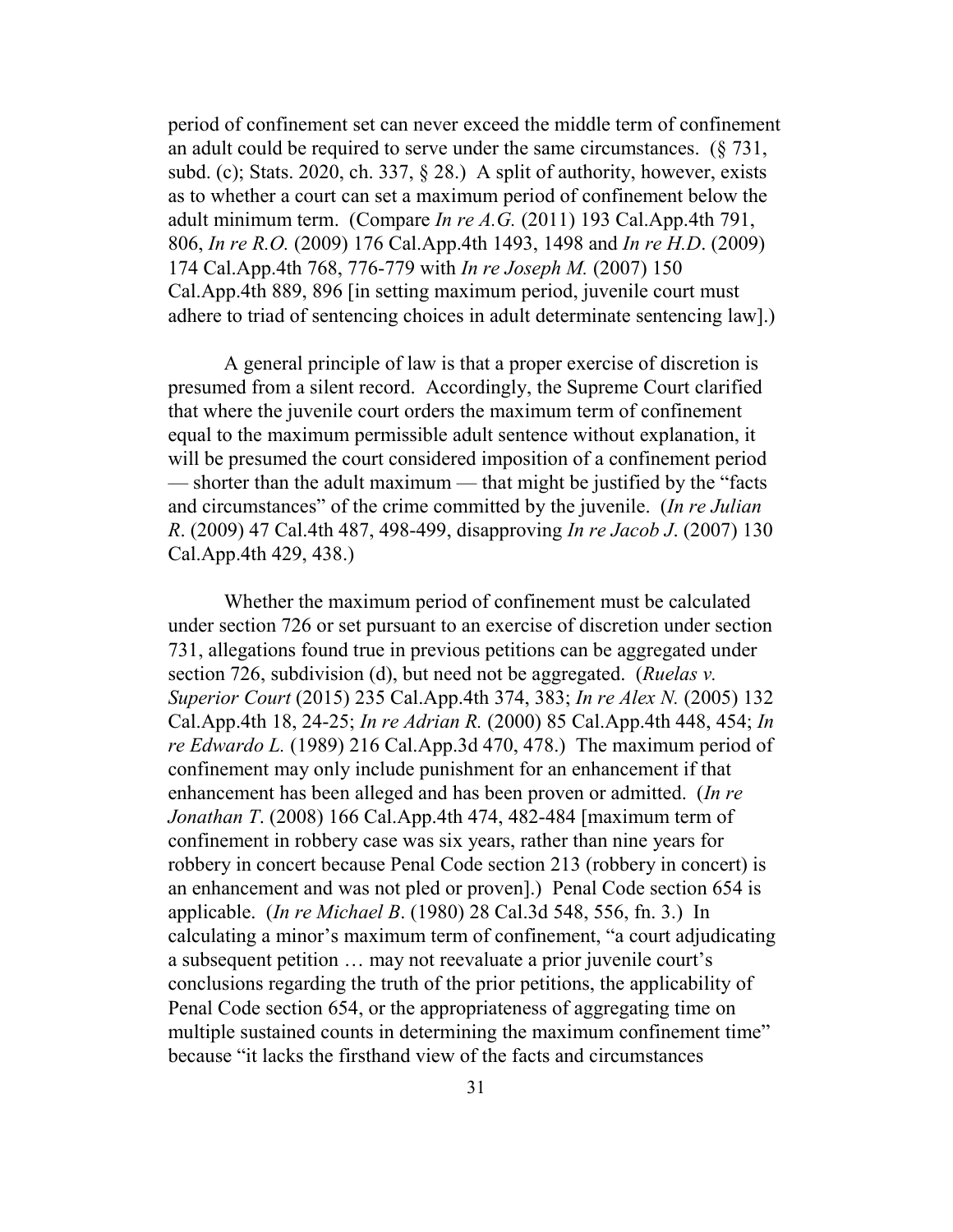period of confinement set can never exceed the middle term of confinement an adult could be required to serve under the same circumstances. (§ 731, subd. (c); Stats. 2020, ch. 337, § 28.) A split of authority, however, exists as to whether a court can set a maximum period of confinement below the adult minimum term. (Compare *In re A.G.* (2011) 193 Cal.App.4th 791, 806, *In re R.O.* (2009) 176 Cal.App.4th 1493, 1498 and *In re H.D*. (2009) 174 Cal.App.4th 768, 776-779 with *In re Joseph M.* (2007) 150 Cal.App.4th 889, 896 [in setting maximum period, juvenile court must adhere to triad of sentencing choices in adult determinate sentencing law].)

A general principle of law is that a proper exercise of discretion is presumed from a silent record. Accordingly, the Supreme Court clarified that where the juvenile court orders the maximum term of confinement equal to the maximum permissible adult sentence without explanation, it will be presumed the court considered imposition of a confinement period — shorter than the adult maximum — that might be justified by the "facts and circumstances" of the crime committed by the juvenile. (*In re Julian R*. (2009) 47 Cal.4th 487, 498-499, disapproving *In re Jacob J*. (2007) 130 Cal.App.4th 429, 438.)

Whether the maximum period of confinement must be calculated under section 726 or set pursuant to an exercise of discretion under section 731, allegations found true in previous petitions can be aggregated under section 726, subdivision (d), but need not be aggregated. (*Ruelas v. Superior Court* (2015) 235 Cal.App.4th 374, 383; *In re Alex N.* (2005) 132 Cal.App.4th 18, 24-25; *In re Adrian R.* (2000) 85 Cal.App.4th 448, 454; *In re Edwardo L.* (1989) 216 Cal.App.3d 470, 478.) The maximum period of confinement may only include punishment for an enhancement if that enhancement has been alleged and has been proven or admitted. (*In re Jonathan T*. (2008) 166 Cal.App.4th 474, 482-484 [maximum term of confinement in robbery case was six years, rather than nine years for robbery in concert because Penal Code section 213 (robbery in concert) is an enhancement and was not pled or proven].) Penal Code section 654 is applicable. (*In re Michael B*. (1980) 28 Cal.3d 548, 556, fn. 3.) In calculating a minor's maximum term of confinement, "a court adjudicating a subsequent petition … may not reevaluate a prior juvenile court's conclusions regarding the truth of the prior petitions, the applicability of Penal Code section 654, or the appropriateness of aggregating time on multiple sustained counts in determining the maximum confinement time" because "it lacks the firsthand view of the facts and circumstances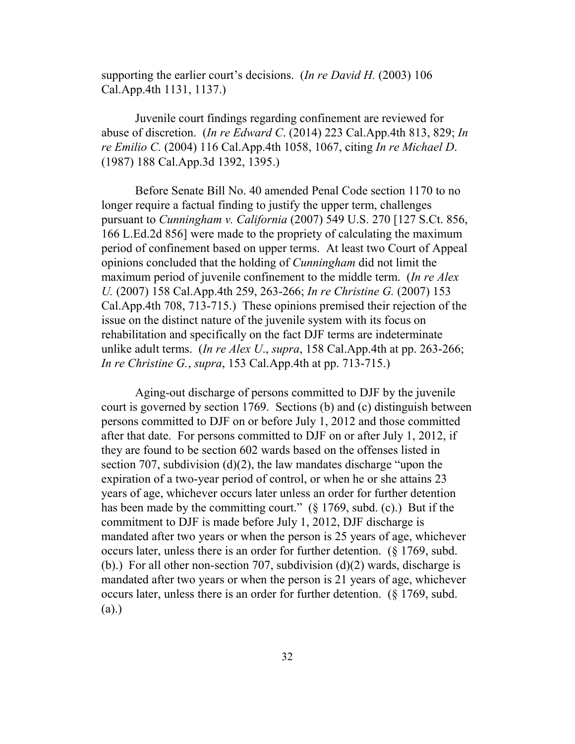supporting the earlier court's decisions. (*In re David H.* (2003) 106 Cal.App.4th 1131, 1137.)

Juvenile court findings regarding confinement are reviewed for abuse of discretion. (*In re Edward C.* (2014) 223 Cal.App.4th 813, 829; *In re Emilio C.* (2004) 116 Cal.App.4th 1058, 1067, citing *In re Michael D*. (1987) 188 Cal.App.3d 1392, 1395.)

Before Senate Bill No. 40 amended Penal Code section 1170 to no longer require a factual finding to justify the upper term, challenges pursuant to *Cunningham v. California* (2007) 549 U.S. 270 [127 S.Ct. 856, 166 L.Ed.2d 856] were made to the propriety of calculating the maximum period of confinement based on upper terms. At least two Court of Appeal opinions concluded that the holding of *Cunningham* did not limit the maximum period of juvenile confinement to the middle term. (*In re Alex U.* (2007) 158 Cal.App.4th 259, 263-266; *In re Christine G.* (2007) 153 Cal.App.4th 708, 713-715.) These opinions premised their rejection of the issue on the distinct nature of the juvenile system with its focus on rehabilitation and specifically on the fact DJF terms are indeterminate unlike adult terms. (*In re Alex U*., *supra*, 158 Cal.App.4th at pp. 263-266; *In re Christine G.*, *supra*, 153 Cal.App.4th at pp. 713-715.)

Aging-out discharge of persons committed to DJF by the juvenile court is governed by section 1769. Sections (b) and (c) distinguish between persons committed to DJF on or before July 1, 2012 and those committed after that date. For persons committed to DJF on or after July 1, 2012, if they are found to be section 602 wards based on the offenses listed in section 707, subdivision (d)(2), the law mandates discharge "upon the expiration of a two-year period of control, or when he or she attains 23 years of age, whichever occurs later unless an order for further detention has been made by the committing court." (§ 1769, subd. (c).) But if the commitment to DJF is made before July 1, 2012, DJF discharge is mandated after two years or when the person is 25 years of age, whichever occurs later, unless there is an order for further detention. (§ 1769, subd. (b).) For all other non-section 707, subdivision (d)(2) wards, discharge is mandated after two years or when the person is 21 years of age, whichever occurs later, unless there is an order for further detention. (§ 1769, subd. (a).)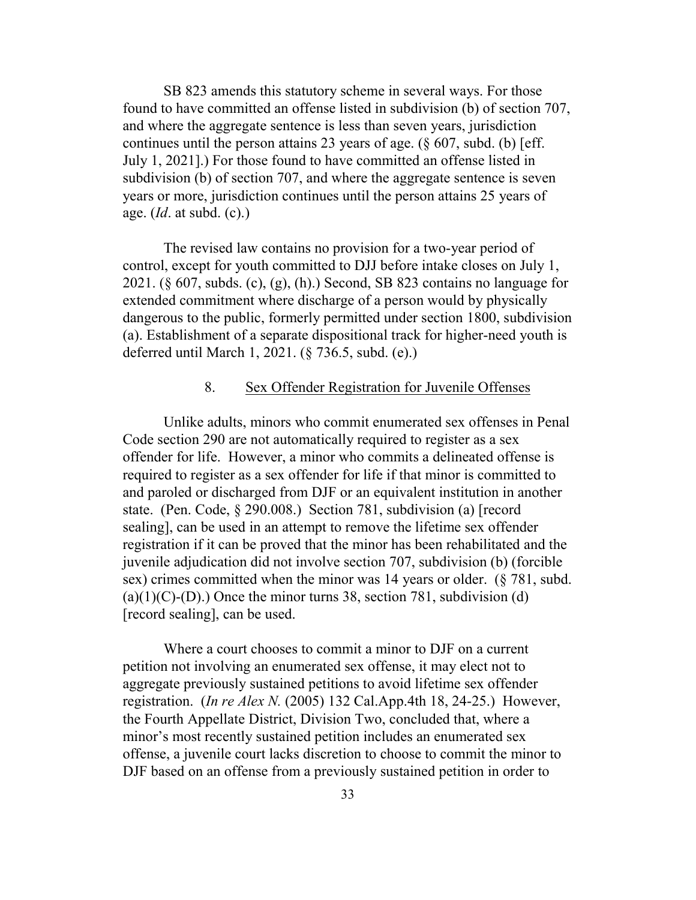SB 823 amends this statutory scheme in several ways. For those found to have committed an offense listed in subdivision (b) of section 707, and where the aggregate sentence is less than seven years, jurisdiction continues until the person attains 23 years of age. (§ 607, subd. (b) [eff. July 1, 2021].) For those found to have committed an offense listed in subdivision (b) of section 707, and where the aggregate sentence is seven years or more, jurisdiction continues until the person attains 25 years of age. (*Id*. at subd. (c).)

The revised law contains no provision for a two-year period of control, except for youth committed to DJJ before intake closes on July 1, 2021. (§ 607, subds. (c), (g), (h).) Second, SB 823 contains no language for extended commitment where discharge of a person would by physically dangerous to the public, formerly permitted under section 1800, subdivision (a). Establishment of a separate dispositional track for higher-need youth is deferred until March 1, 2021. (§ 736.5, subd. (e).)

### 8. Sex Offender Registration for Juvenile Offenses

Unlike adults, minors who commit enumerated sex offenses in Penal Code section 290 are not automatically required to register as a sex offender for life. However, a minor who commits a delineated offense is required to register as a sex offender for life if that minor is committed to and paroled or discharged from DJF or an equivalent institution in another state. (Pen. Code, § 290.008.) Section 781, subdivision (a) [record sealing], can be used in an attempt to remove the lifetime sex offender registration if it can be proved that the minor has been rehabilitated and the juvenile adjudication did not involve section 707, subdivision (b) (forcible sex) crimes committed when the minor was 14 years or older. (§ 781, subd. (a)(1)(C)-(D).) Once the minor turns 38, section 781, subdivision (d) [record sealing], can be used.

Where a court chooses to commit a minor to DJF on a current petition not involving an enumerated sex offense, it may elect not to aggregate previously sustained petitions to avoid lifetime sex offender registration. (*In re Alex N.* (2005) 132 Cal.App.4th 18, 24-25.) However, the Fourth Appellate District, Division Two, concluded that, where a minor's most recently sustained petition includes an enumerated sex offense, a juvenile court lacks discretion to choose to commit the minor to DJF based on an offense from a previously sustained petition in order to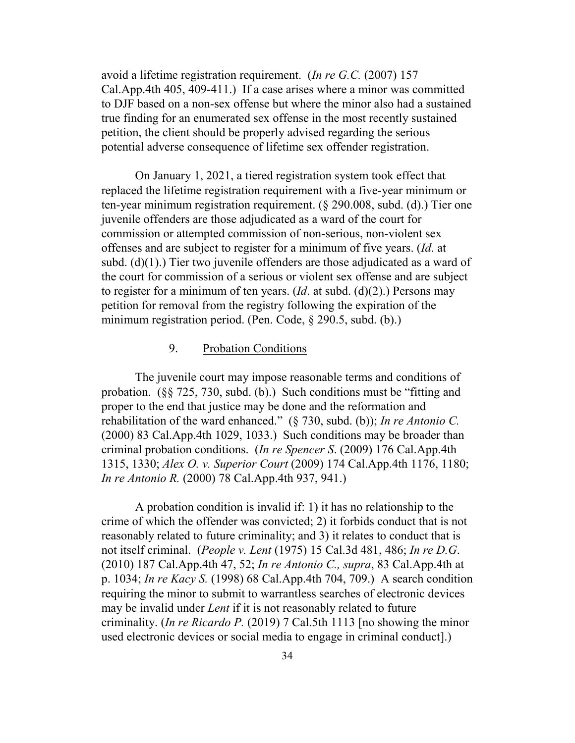avoid a lifetime registration requirement. (*In re G.C.* (2007) 157 Cal.App.4th 405, 409-411.) If a case arises where a minor was committed to DJF based on a non-sex offense but where the minor also had a sustained true finding for an enumerated sex offense in the most recently sustained petition, the client should be properly advised regarding the serious potential adverse consequence of lifetime sex offender registration.

On January 1, 2021, a tiered registration system took effect that replaced the lifetime registration requirement with a five-year minimum or ten-year minimum registration requirement. (§ 290.008, subd. (d).) Tier one juvenile offenders are those adjudicated as a ward of the court for commission or attempted commission of non-serious, non-violent sex offenses and are subject to register for a minimum of five years. (*Id*. at subd. (d)(1).) Tier two juvenile offenders are those adjudicated as a ward of the court for commission of a serious or violent sex offense and are subject to register for a minimum of ten years. (*Id*. at subd. (d)(2).) Persons may petition for removal from the registry following the expiration of the minimum registration period. (Pen. Code, § 290.5, subd. (b).)

### 9. Probation Conditions

The juvenile court may impose reasonable terms and conditions of probation. (§§ 725, 730, subd. (b).) Such conditions must be "fitting and proper to the end that justice may be done and the reformation and rehabilitation of the ward enhanced." (§ 730, subd. (b)); *In re Antonio C.* (2000) 83 Cal.App.4th 1029, 1033.) Such conditions may be broader than criminal probation conditions. (*In re Spencer S*. (2009) 176 Cal.App.4th 1315, 1330; *Alex O. v. Superior Court* (2009) 174 Cal.App.4th 1176, 1180; *In re Antonio R.* (2000) 78 Cal.App.4th 937, 941.)

A probation condition is invalid if: 1) it has no relationship to the crime of which the offender was convicted; 2) it forbids conduct that is not reasonably related to future criminality; and 3) it relates to conduct that is not itself criminal. (*People v. Lent* (1975) 15 Cal.3d 481, 486; *In re D.G*. (2010) 187 Cal.App.4th 47, 52; *In re Antonio C., supra*, 83 Cal.App.4th at p. 1034; *In re Kacy S.* (1998) 68 Cal.App.4th 704, 709.) A search condition requiring the minor to submit to warrantless searches of electronic devices may be invalid under *Lent* if it is not reasonably related to future criminality. (*In re Ricardo P.* (2019) 7 Cal.5th 1113 [no showing the minor used electronic devices or social media to engage in criminal conduct].)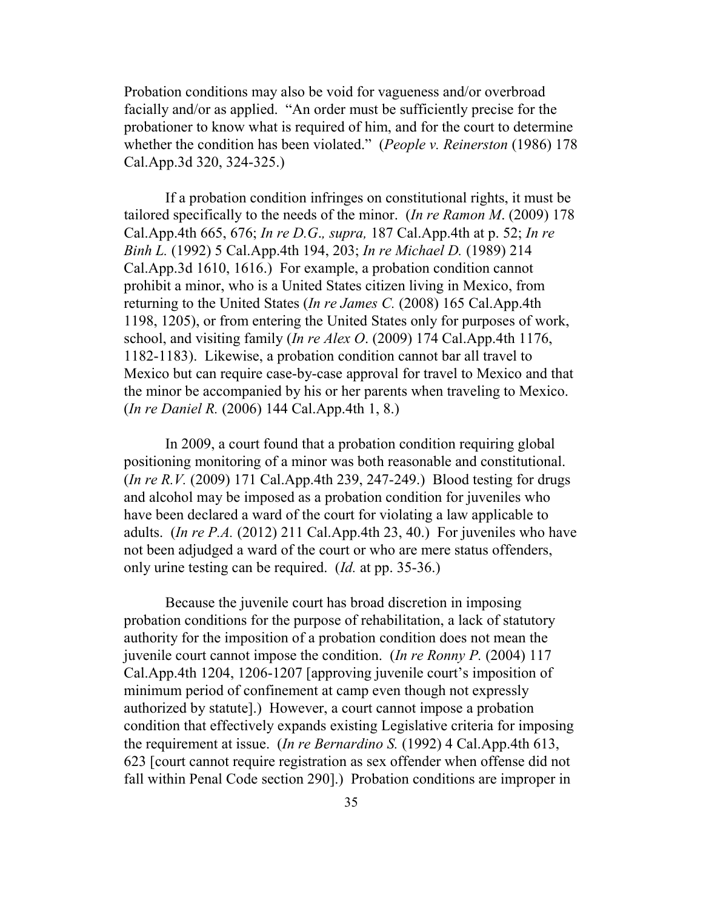Probation conditions may also be void for vagueness and/or overbroad facially and/or as applied. "An order must be sufficiently precise for the probationer to know what is required of him, and for the court to determine whether the condition has been violated." (*People v. Reinerston* (1986) 178 Cal.App.3d 320, 324-325.)

If a probation condition infringes on constitutional rights, it must be tailored specifically to the needs of the minor. (*In re Ramon M*. (2009) 178 Cal.App.4th 665, 676; *In re D.G., supra,* 187 Cal.App.4th at p. 52; *In re Binh L.* (1992) 5 Cal.App.4th 194, 203; *In re Michael D.* (1989) 214 Cal.App.3d 1610, 1616.) For example, a probation condition cannot prohibit a minor, who is a United States citizen living in Mexico, from returning to the United States (*In re James C.* (2008) 165 Cal.App.4th 1198, 1205), or from entering the United States only for purposes of work, school, and visiting family (*In re Alex O*. (2009) 174 Cal.App.4th 1176, 1182-1183). Likewise, a probation condition cannot bar all travel to Mexico but can require case-by-case approval for travel to Mexico and that the minor be accompanied by his or her parents when traveling to Mexico. (*In re Daniel R.* (2006) 144 Cal.App.4th 1, 8.)

In 2009, a court found that a probation condition requiring global positioning monitoring of a minor was both reasonable and constitutional. (*In re R.V.* (2009) 171 Cal.App.4th 239, 247-249.) Blood testing for drugs and alcohol may be imposed as a probation condition for juveniles who have been declared a ward of the court for violating a law applicable to adults. (*In re P.A.* (2012) 211 Cal.App.4th 23, 40.) For juveniles who have not been adjudged a ward of the court or who are mere status offenders, only urine testing can be required. (*Id.* at pp. 35-36.)

Because the juvenile court has broad discretion in imposing probation conditions for the purpose of rehabilitation, a lack of statutory authority for the imposition of a probation condition does not mean the juvenile court cannot impose the condition. (*In re Ronny P.* (2004) 117 Cal.App.4th 1204, 1206-1207 [approving juvenile court's imposition of minimum period of confinement at camp even though not expressly authorized by statute].) However, a court cannot impose a probation condition that effectively expands existing Legislative criteria for imposing the requirement at issue. (*In re Bernardino S.* (1992) 4 Cal.App.4th 613, 623 [court cannot require registration as sex offender when offense did not fall within Penal Code section 290].) Probation conditions are improper in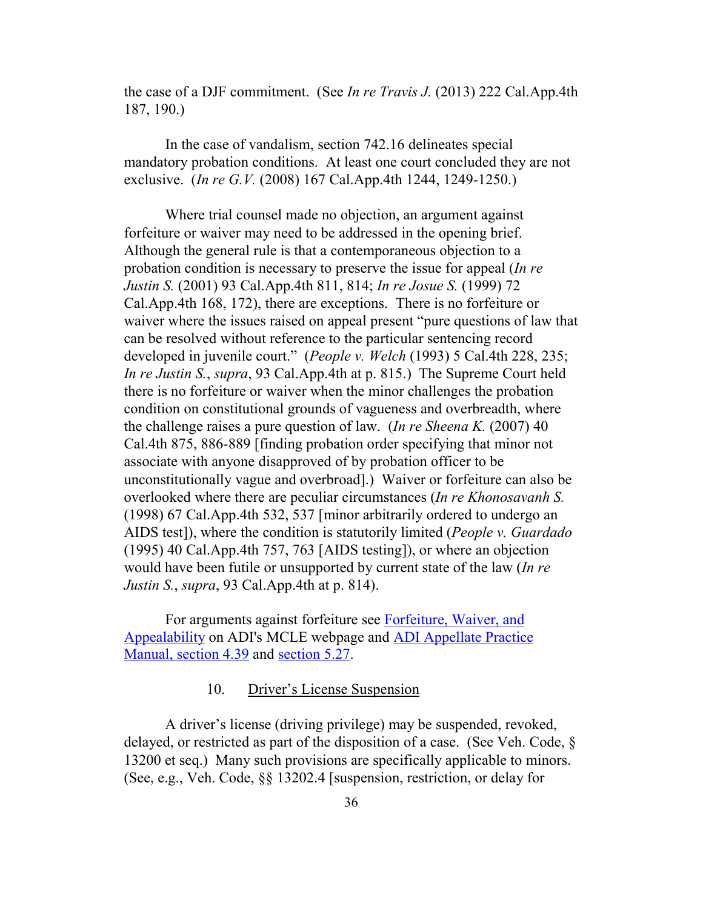the case of a DJF commitment. (See *In re Travis J.* (2013) 222 Cal.App.4th 187, 190.)

In the case of vandalism, section 742.16 delineates special mandatory probation conditions. At least one court concluded they are not exclusive. (*In re G.V.* (2008) 167 Cal.App.4th 1244, 1249-1250.)

Where trial counsel made no objection, an argument against forfeiture or waiver may need to be addressed in the opening brief. Although the general rule is that a contemporaneous objection to a probation condition is necessary to preserve the issue for appeal (*In re Justin S.* (2001) 93 Cal.App.4th 811, 814; *In re Josue S.* (1999) 72 Cal.App.4th 168, 172), there are exceptions. There is no forfeiture or waiver where the issues raised on appeal present "pure questions of law that can be resolved without reference to the particular sentencing record developed in juvenile court." (*People v. Welch* (1993) 5 Cal.4th 228, 235; *In re Justin S.*, *supra*, 93 Cal.App.4th at p. 815.) The Supreme Court held there is no forfeiture or waiver when the minor challenges the probation condition on constitutional grounds of vagueness and overbreadth, where the challenge raises a pure question of law. (*In re Sheena K.* (2007) 40 Cal.4th 875, 886-889 [finding probation order specifying that minor not associate with anyone disapproved of by probation officer to be unconstitutionally vague and overbroad].) Waiver or forfeiture can also be overlooked where there are peculiar circumstances (*In re Khonosavanh S.* (1998) 67 Cal.App.4th 532, 537 [minor arbitrarily ordered to undergo an AIDS test]), where the condition is statutorily limited (*People v. Guardado* (1995) 40 Cal.App.4th 757, 763 [AIDS testing]), or where an objection would have been futile or unsupported by current state of the law (*In re Justin S.*, *supra*, 93 Cal.App.4th at p. 814).

For arguments against forfeiture see Forfeiture, Waiver, and Appealability on ADI's MCLE webpage and ADI Appellate Practice Manual, section 4.39 and section 5.27.

### 10. Driver's License Suspension

A driver's license (driving privilege) may be suspended, revoked, delayed, or restricted as part of the disposition of a case. (See Veh. Code, § 13200 et seq.) Many such provisions are specifically applicable to minors. (See, e.g., Veh. Code, §§ 13202.4 [suspension, restriction, or delay for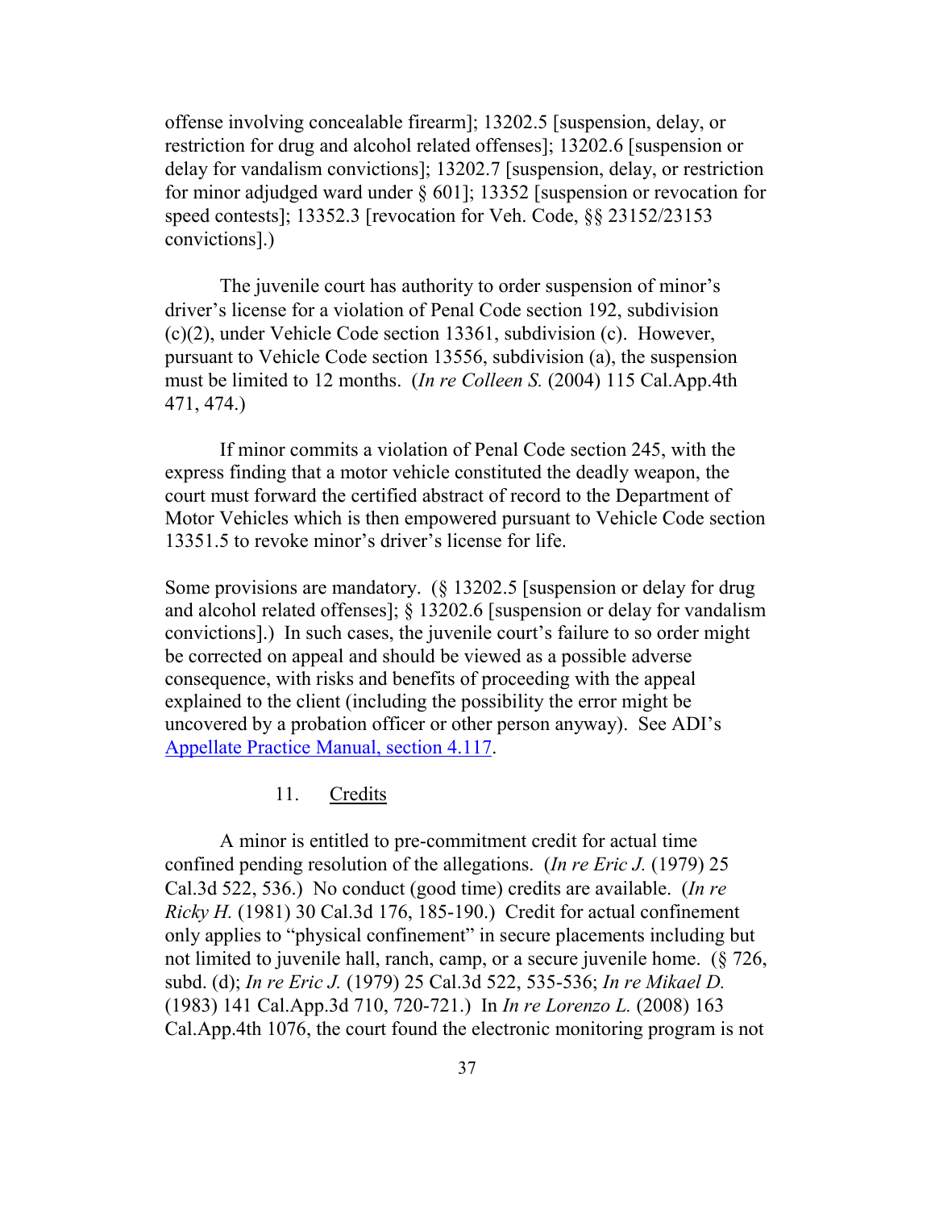offense involving concealable firearm]; 13202.5 [suspension, delay, or restriction for drug and alcohol related offenses]; 13202.6 [suspension or delay for vandalism convictions]; 13202.7 [suspension, delay, or restriction for minor adjudged ward under § 601]; 13352 [suspension or revocation for speed contests]; 13352.3 [revocation for Veh. Code, §§ 23152/23153 convictions].)

The juvenile court has authority to order suspension of minor's driver's license for a violation of Penal Code section 192, subdivision (c)(2), under Vehicle Code section 13361, subdivision (c). However, pursuant to Vehicle Code section 13556, subdivision (a), the suspension must be limited to 12 months. (*In re Colleen S.* (2004) 115 Cal.App.4th 471, 474.)

If minor commits a violation of Penal Code section 245, with the express finding that a motor vehicle constituted the deadly weapon, the court must forward the certified abstract of record to the Department of Motor Vehicles which is then empowered pursuant to Vehicle Code section 13351.5 to revoke minor's driver's license for life.

Some provisions are mandatory. (§ 13202.5 [suspension or delay for drug and alcohol related offenses]; § 13202.6 [suspension or delay for vandalism convictions].) In such cases, the juvenile court's failure to so order might be corrected on appeal and should be viewed as a possible adverse consequence, with risks and benefits of proceeding with the appeal explained to the client (including the possibility the error might be uncovered by a probation officer or other person anyway). See ADI's [Appellate Practice Manual, section 4.117](Appellate Practice Manual, section 4.117).

### 11. Credits

A minor is entitled to pre-commitment credit for actual time confined pending resolution of the allegations. (*In re Eric J.* (1979) 25 Cal.3d 522, 536.) No conduct (good time) credits are available. (*In re Ricky H.* (1981) 30 Cal.3d 176, 185-190.) Credit for actual confinement only applies to "physical confinement" in secure placements including but not limited to juvenile hall, ranch, camp, or a secure juvenile home. (§ 726, subd. (d); *In re Eric J.* (1979) 25 Cal.3d 522, 535-536; *In re Mikael D.* (1983) 141 Cal.App.3d 710, 720-721.) In *In re Lorenzo L.* (2008) 163 Cal.App.4th 1076, the court found the electronic monitoring program is not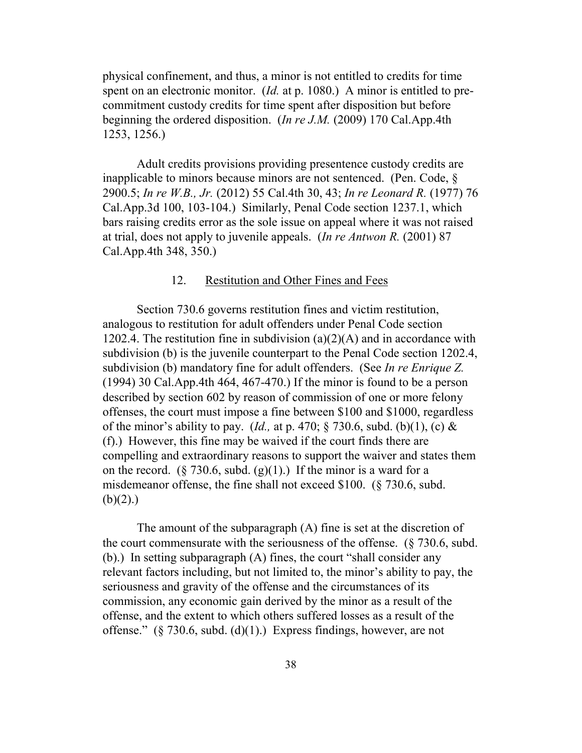physical confinement, and thus, a minor is not entitled to credits for time spent on an electronic monitor. (*Id.* at p. 1080.) A minor is entitled to pre-commitment custody credits for time spent after disposition but before beginning the ordered disposition. (*In re J.M.* (2009) 170 Cal.App.4th 1253, 1256.)

Adult credits provisions providing presentence custody credits are inapplicable to minors because minors are not sentenced. (Pen. Code, § 2900.5; *In re W.B., Jr.* (2012) 55 Cal.4th 30, 43; *In re Leonard R.* (1977) 76 Cal.App.3d 100, 103-104.) Similarly, Penal Code section 1237.1, which bars raising credits error as the sole issue on appeal where it was not raised at trial, does not apply to juvenile appeals. (*In re Antwon R.* (2001) 87 Cal.App.4th 348, 350.)

### 12. Restitution and Other Fines and Fees

Section 730.6 governs restitution fines and victim restitution, analogous to restitution for adult offenders under Penal Code section 1202.4. The restitution fine in subdivision (a)(2)(A) and in accordance with subdivision (b) is the juvenile counterpart to the Penal Code section 1202.4, subdivision (b) mandatory fine for adult offenders. (See *In re Enrique Z.* (1994) 30 Cal.App.4th 464, 467-470.) If the minor is found to be a person described by section 602 by reason of commission of one or more felony offenses, the court must impose a fine between $100 and $1000, regardless of the minor's ability to pay. (*Id.,* at p. 470; § 730.6, subd. (b)(1), (c) & (f).) However, this fine may be waived if the court finds there are compelling and extraordinary reasons to support the waiver and states them on the record. (§ 730.6, subd. (g)(1).) If the minor is a ward for a misdemeanor offense, the fine shall not exceed $100. (§ 730.6, subd. (b)(2).)

The amount of the subparagraph (A) fine is set at the discretion of the court commensurate with the seriousness of the offense. (§ 730.6, subd. (b).) In setting subparagraph (A) fines, the court "shall consider any relevant factors including, but not limited to, the minor's ability to pay, the seriousness and gravity of the offense and the circumstances of its commission, any economic gain derived by the minor as a result of the offense, and the extent to which others suffered losses as a result of the offense." (§ 730.6, subd. (d)(1).) Express findings, however, are not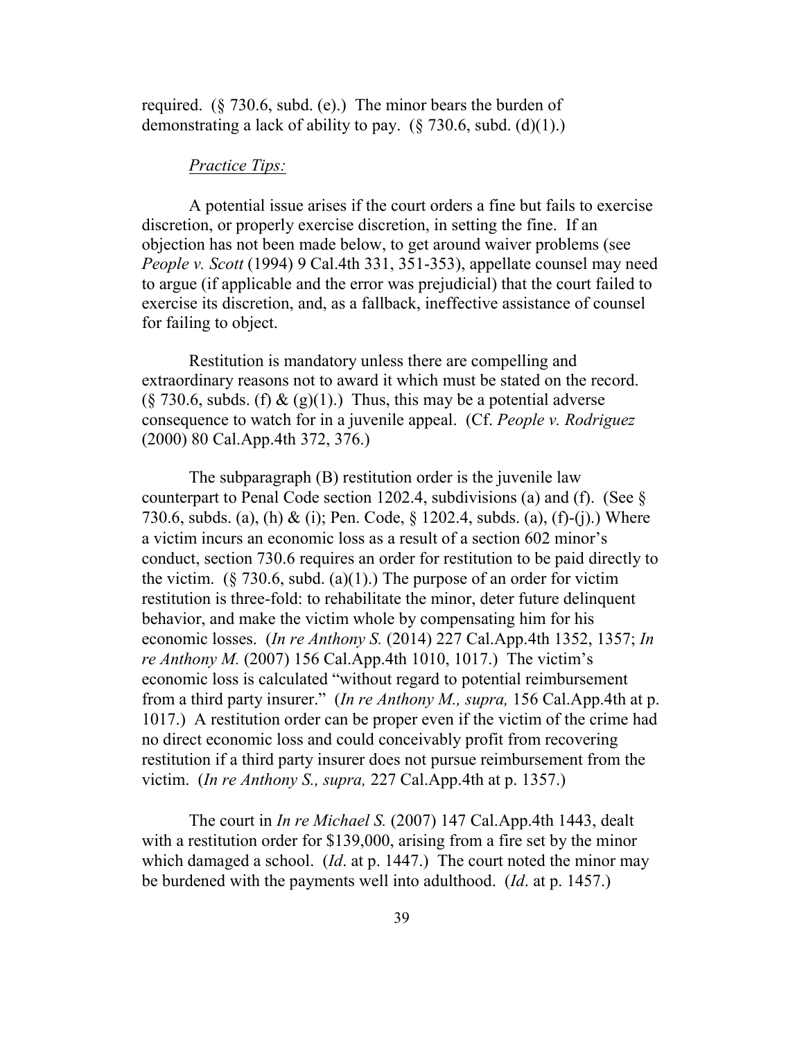required. (§ 730.6, subd. (e).) The minor bears the burden of demonstrating a lack of ability to pay. (§ 730.6, subd. (d)(1).)

*Practice Tips:*

A potential issue arises if the court orders a fine but fails to exercise discretion, or properly exercise discretion, in setting the fine. If an objection has not been made below, to get around waiver problems (see *People v. Scott* (1994) 9 Cal.4th 331, 351-353), appellate counsel may need to argue (if applicable and the error was prejudicial) that the court failed to exercise its discretion, and, as a fallback, ineffective assistance of counsel for failing to object.

Restitution is mandatory unless there are compelling and extraordinary reasons not to award it which must be stated on the record. (§ 730.6, subds. (f) & (g)(1).) Thus, this may be a potential adverse consequence to watch for in a juvenile appeal. (Cf. *People v. Rodriguez* (2000) 80 Cal.App.4th 372, 376.)

The subparagraph (B) restitution order is the juvenile law counterpart to Penal Code section 1202.4, subdivisions (a) and (f). (See § 730.6, subds. (a), (h) & (i); Pen. Code, § 1202.4, subds. (a), (f)-(j).) Where a victim incurs an economic loss as a result of a section 602 minor's conduct, section 730.6 requires an order for restitution to be paid directly to the victim. (§ 730.6, subd. (a)(1).) The purpose of an order for victim restitution is three-fold: to rehabilitate the minor, deter future delinquent behavior, and make the victim whole by compensating him for his economic losses. (*In re Anthony S.* (2014) 227 Cal.App.4th 1352, 1357; *In re Anthony M.* (2007) 156 Cal.App.4th 1010, 1017.) The victim's economic loss is calculated "without regard to potential reimbursement from a third party insurer." (*In re Anthony M., supra,* 156 Cal.App.4th at p. 1017.) A restitution order can be proper even if the victim of the crime had no direct economic loss and could conceivably profit from recovering restitution if a third party insurer does not pursue reimbursement from the victim. (*In re Anthony S., supra,* 227 Cal.App.4th at p. 1357.)

The court in *In re Michael S.* (2007) 147 Cal.App.4th 1443, dealt with a restitution order for $139,000, arising from a fire set by the minor which damaged a school. (*Id*. at p. 1447.) The court noted the minor may be burdened with the payments well into adulthood. (*Id*. at p. 1457.)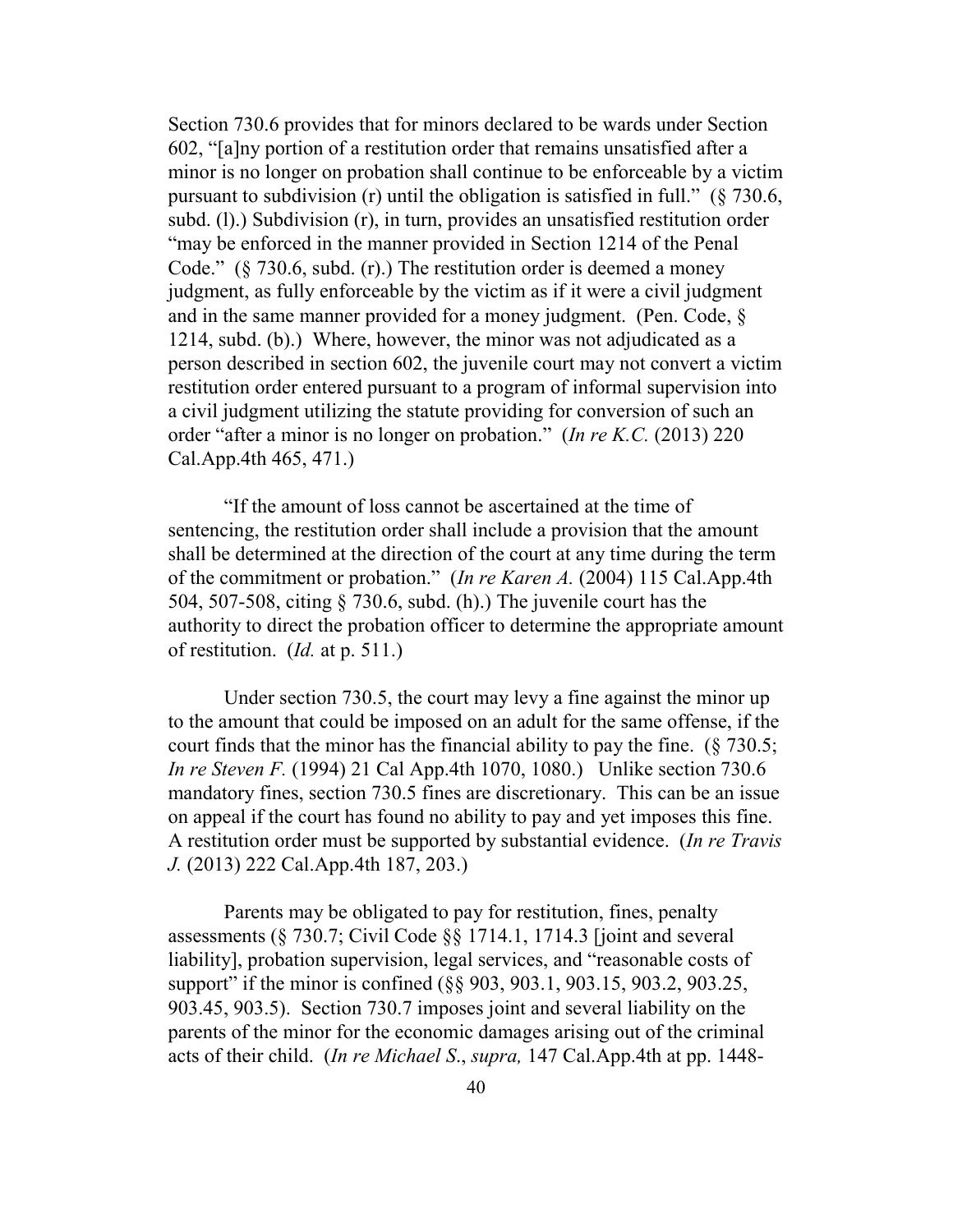Section 730.6 provides that for minors declared to be wards under Section 602, "[a]ny portion of a restitution order that remains unsatisfied after a minor is no longer on probation shall continue to be enforceable by a victim pursuant to subdivision (r) until the obligation is satisfied in full." (§ 730.6, subd. (l).) Subdivision (r), in turn, provides an unsatisfied restitution order "may be enforced in the manner provided in Section 1214 of the Penal Code." (§ 730.6, subd. (r).) The restitution order is deemed a money judgment, as fully enforceable by the victim as if it were a civil judgment and in the same manner provided for a money judgment. (Pen. Code, § 1214, subd. (b).) Where, however, the minor was not adjudicated as a person described in section 602, the juvenile court may not convert a victim restitution order entered pursuant to a program of informal supervision into a civil judgment utilizing the statute providing for conversion of such an order "after a minor is no longer on probation." (*In re K.C.* (2013) 220 Cal.App.4th 465, 471.)

"If the amount of loss cannot be ascertained at the time of sentencing, the restitution order shall include a provision that the amount shall be determined at the direction of the court at any time during the term of the commitment or probation." (*In re Karen A.* (2004) 115 Cal.App.4th 504, 507-508, citing § 730.6, subd. (h).) The juvenile court has the authority to direct the probation officer to determine the appropriate amount of restitution. (*Id.* at p. 511.)

Under section 730.5, the court may levy a fine against the minor up to the amount that could be imposed on an adult for the same offense, if the court finds that the minor has the financial ability to pay the fine. (§ 730.5; *In re Steven F.* (1994) 21 Cal App.4th 1070, 1080.) Unlike section 730.6 mandatory fines, section 730.5 fines are discretionary. This can be an issue on appeal if the court has found no ability to pay and yet imposes this fine. A restitution order must be supported by substantial evidence. (*In re Travis J.* (2013) 222 Cal.App.4th 187, 203.)

Parents may be obligated to pay for restitution, fines, penalty assessments (§ 730.7; Civil Code §§ 1714.1, 1714.3 [joint and several liability], probation supervision, legal services, and "reasonable costs of support" if the minor is confined (§§ 903, 903.1, 903.15, 903.2, 903.25, 903.45, 903.5). Section 730.7 imposes joint and several liability on the parents of the minor for the economic damages arising out of the criminal acts of their child. (*In re Michael S*., *supra,* 147 Cal.App.4th at pp. 1448-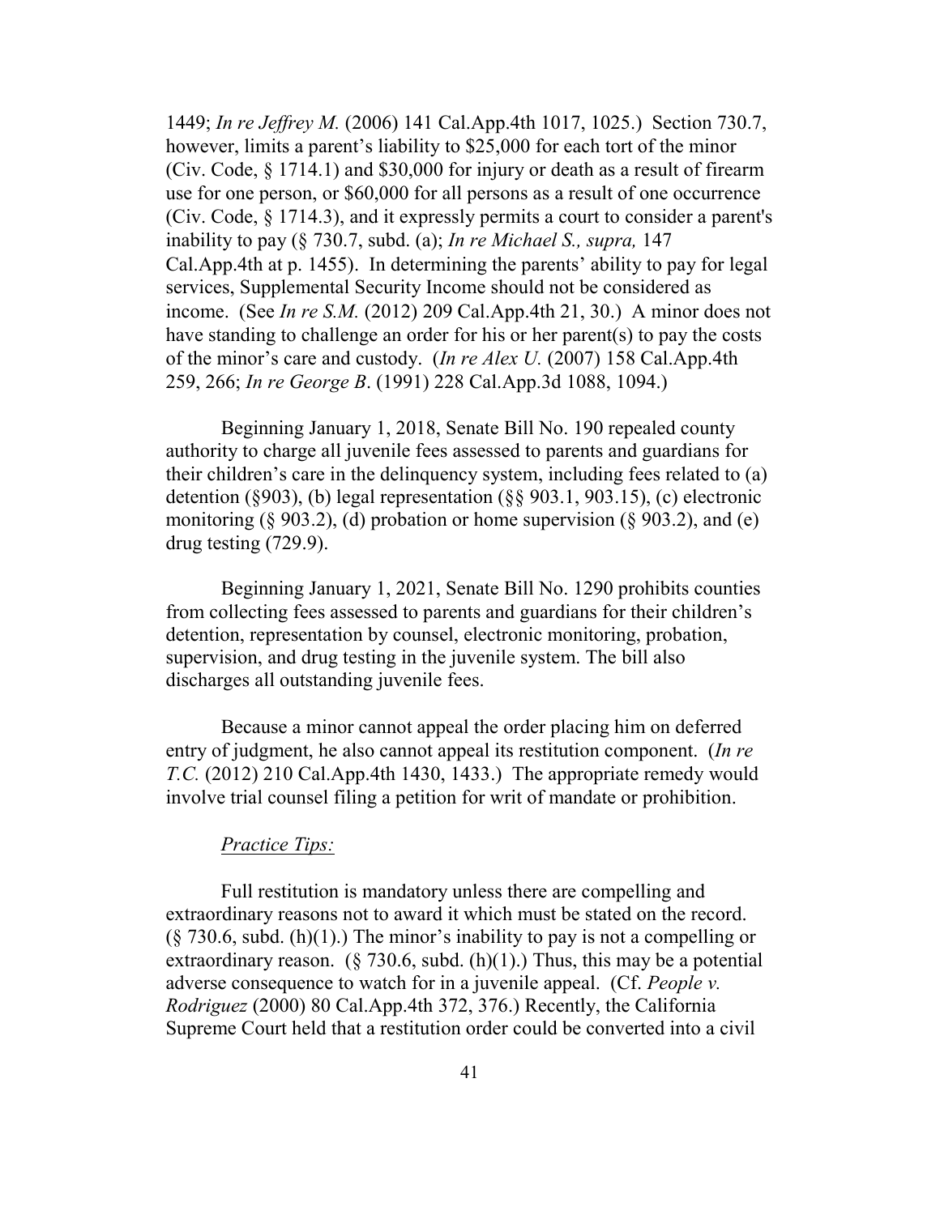1449; *In re Jeffrey M.* (2006) 141 Cal.App.4th 1017, 1025.) Section 730.7, however, limits a parent's liability to $25,000 for each tort of the minor (Civ. Code, § 1714.1) and $30,000 for injury or death as a result of firearm use for one person, or $60,000 for all persons as a result of one occurrence (Civ. Code, § 1714.3), and it expressly permits a court to consider a parent's inability to pay (§ 730.7, subd. (a); *In re Michael S., supra,* 147 Cal.App.4th at p. 1455). In determining the parents' ability to pay for legal services, Supplemental Security Income should not be considered as income. (See *In re S.M.* (2012) 209 Cal.App.4th 21, 30.) A minor does not have standing to challenge an order for his or her parent(s) to pay the costs of the minor's care and custody. (*In re Alex U.* (2007) 158 Cal.App.4th 259, 266; *In re George B*. (1991) 228 Cal.App.3d 1088, 1094.)

Beginning January 1, 2018, Senate Bill No. 190 repealed county authority to charge all juvenile fees assessed to parents and guardians for their children's care in the delinquency system, including fees related to (a) detention (§903), (b) legal representation (§§ 903.1, 903.15), (c) electronic monitoring (§ 903.2), (d) probation or home supervision (§ 903.2), and (e) drug testing (729.9).

Beginning January 1, 2021, Senate Bill No. 1290 prohibits counties from collecting fees assessed to parents and guardians for their children's detention, representation by counsel, electronic monitoring, probation, supervision, and drug testing in the juvenile system. The bill also discharges all outstanding juvenile fees.

Because a minor cannot appeal the order placing him on deferred entry of judgment, he also cannot appeal its restitution component. (*In re T.C.* (2012) 210 Cal.App.4th 1430, 1433.) The appropriate remedy would involve trial counsel filing a petition for writ of mandate or prohibition.

*Practice Tips:*

Full restitution is mandatory unless there are compelling and extraordinary reasons not to award it which must be stated on the record. (§ 730.6, subd. (h)(1).) The minor's inability to pay is not a compelling or extraordinary reason. (§ 730.6, subd. (h)(1).) Thus, this may be a potential adverse consequence to watch for in a juvenile appeal. (Cf. *People v. Rodriguez* (2000) 80 Cal.App.4th 372, 376.) Recently, the California Supreme Court held that a restitution order could be converted into a civil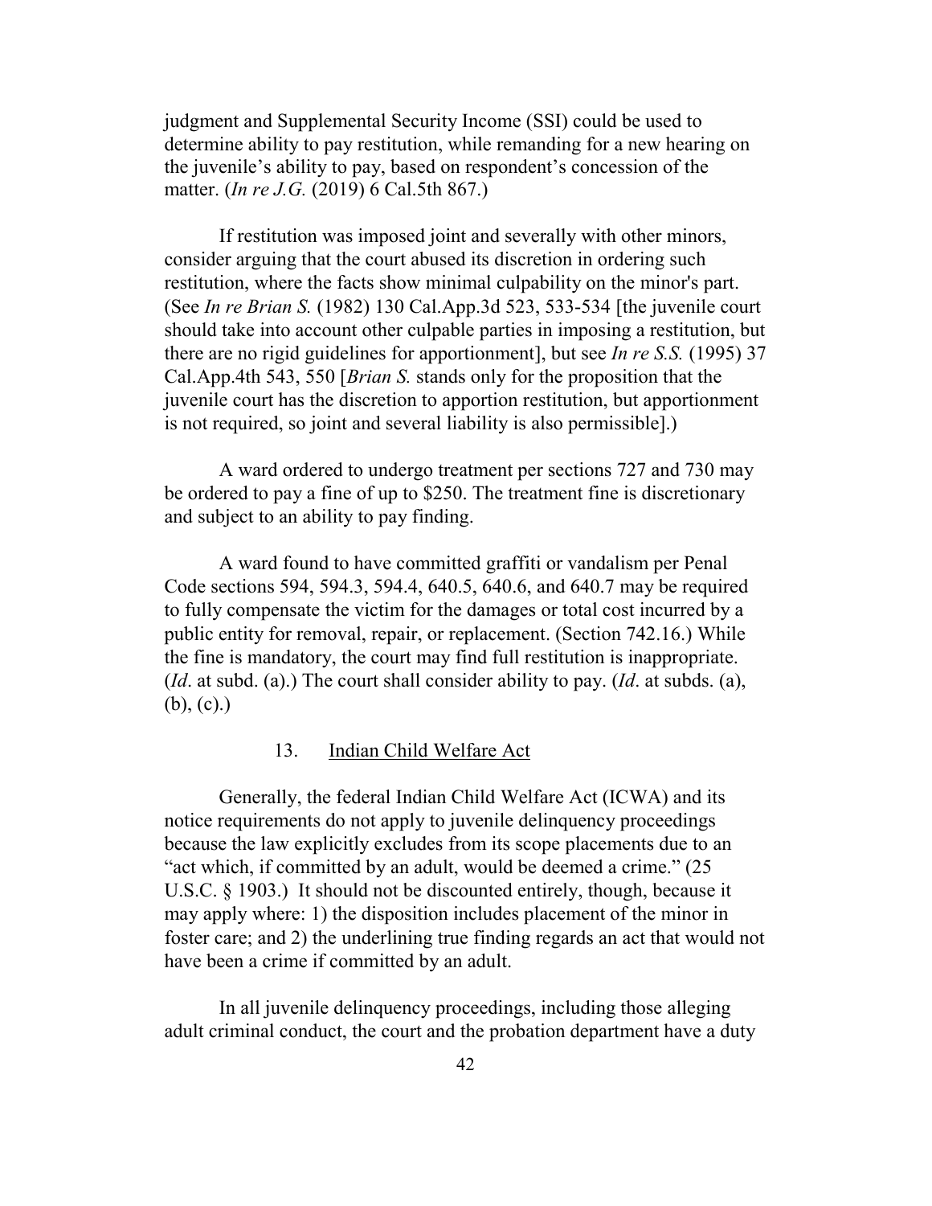judgment and Supplemental Security Income (SSI) could be used to determine ability to pay restitution, while remanding for a new hearing on the juvenile's ability to pay, based on respondent's concession of the matter. (*In re J.G.* (2019) 6 Cal.5th 867.)

If restitution was imposed joint and severally with other minors, consider arguing that the court abused its discretion in ordering such restitution, where the facts show minimal culpability on the minor's part. (See *In re Brian S.* (1982) 130 Cal.App.3d 523, 533-534 [the juvenile court should take into account other culpable parties in imposing a restitution, but there are no rigid guidelines for apportionment], but see *In re S.S.* (1995) 37 Cal.App.4th 543, 550 [*Brian S.* stands only for the proposition that the juvenile court has the discretion to apportion restitution, but apportionment is not required, so joint and several liability is also permissible].)

A ward ordered to undergo treatment per sections 727 and 730 may be ordered to pay a fine of up to $250. The treatment fine is discretionary and subject to an ability to pay finding.

A ward found to have committed graffiti or vandalism per Penal Code sections 594, 594.3, 594.4, 640.5, 640.6, and 640.7 may be required to fully compensate the victim for the damages or total cost incurred by a public entity for removal, repair, or replacement. (Section 742.16.) While the fine is mandatory, the court may find full restitution is inappropriate. (*Id*. at subd. (a).) The court shall consider ability to pay. (*Id*. at subds. (a), (b), (c).)

### 13. Indian Child Welfare Act

Generally, the federal Indian Child Welfare Act (ICWA) and its notice requirements do not apply to juvenile delinquency proceedings because the law explicitly excludes from its scope placements due to an "act which, if committed by an adult, would be deemed a crime." (25 U.S.C. § 1903.) It should not be discounted entirely, though, because it may apply where: 1) the disposition includes placement of the minor in foster care; and 2) the underlining true finding regards an act that would not have been a crime if committed by an adult.

In all juvenile delinquency proceedings, including those alleging adult criminal conduct, the court and the probation department have a duty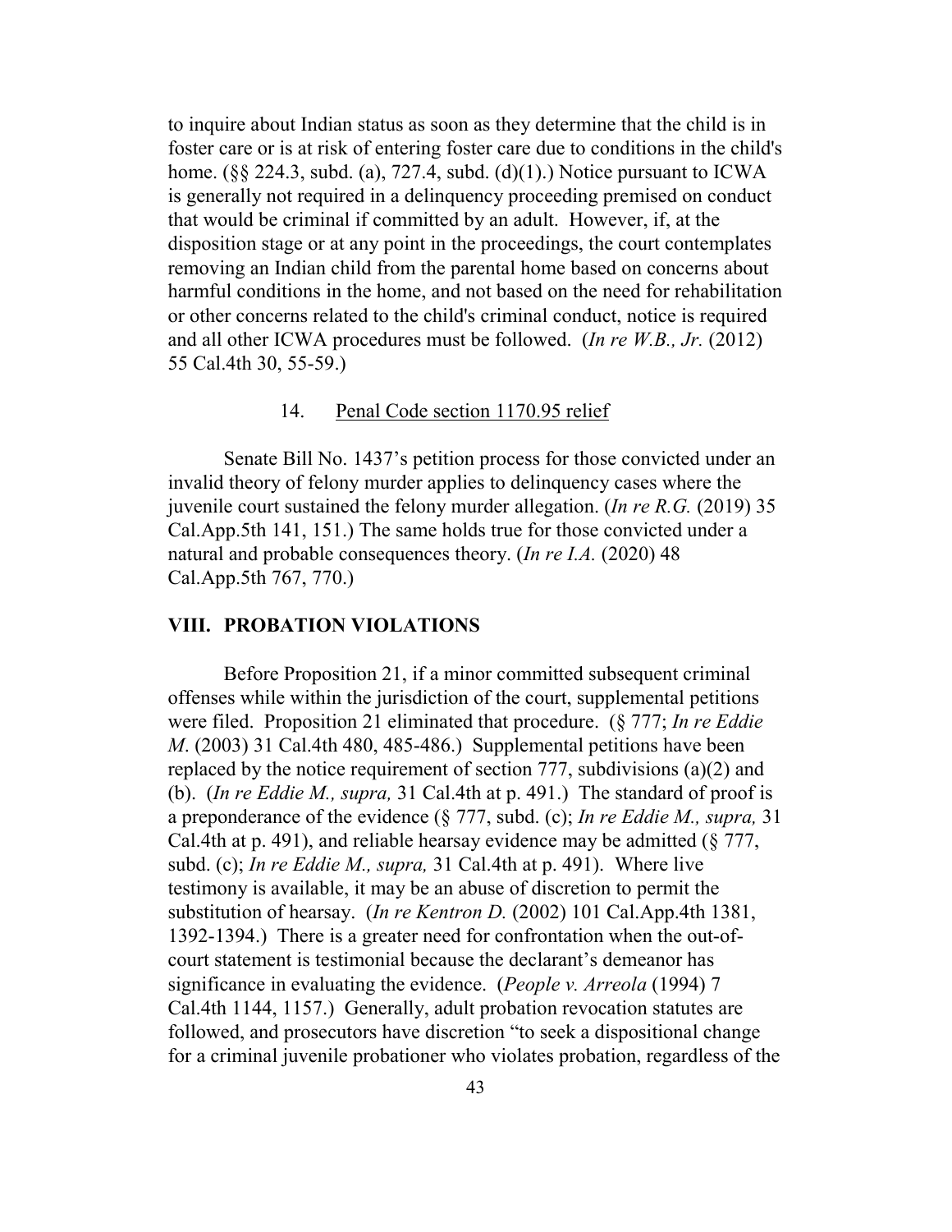to inquire about Indian status as soon as they determine that the child is in foster care or is at risk of entering foster care due to conditions in the child's home. (§§ 224.3, subd. (a), 727.4, subd. (d)(1).) Notice pursuant to ICWA is generally not required in a delinquency proceeding premised on conduct that would be criminal if committed by an adult. However, if, at the disposition stage or at any point in the proceedings, the court contemplates removing an Indian child from the parental home based on concerns about harmful conditions in the home, and not based on the need for rehabilitation or other concerns related to the child's criminal conduct, notice is required and all other ICWA procedures must be followed. (*In re W.B., Jr.* (2012) 55 Cal.4th 30, 55-59.)

#### 14. Penal Code section 1170.95 relief

Senate Bill No. 1437's petition process for those convicted under an invalid theory of felony murder applies to delinquency cases where the juvenile court sustained the felony murder allegation. (*In re R.G.* (2019) 35 Cal.App.5th 141, 151.) The same holds true for those convicted under a natural and probable consequences theory. (*In re I.A.* (2020) 48 Cal.App.5th 767, 770.)

## VIII. PROBATION VIOLATIONS

Before Proposition 21, if a minor committed subsequent criminal offenses while within the jurisdiction of the court, supplemental petitions were filed. Proposition 21 eliminated that procedure. (§ 777; *In re Eddie M*. (2003) 31 Cal.4th 480, 485-486.) Supplemental petitions have been replaced by the notice requirement of section 777, subdivisions (a)(2) and (b). (*In re Eddie M., supra,* 31 Cal.4th at p. 491.) The standard of proof is a preponderance of the evidence (§ 777, subd. (c); *In re Eddie M., supra,* 31 Cal.4th at p. 491), and reliable hearsay evidence may be admitted (§ 777, subd. (c); *In re Eddie M., supra,* 31 Cal.4th at p. 491). Where live testimony is available, it may be an abuse of discretion to permit the substitution of hearsay. (*In re Kentron D.* (2002) 101 Cal.App.4th 1381, 1392-1394.) There is a greater need for confrontation when the out-of-court statement is testimonial because the declarant's demeanor has significance in evaluating the evidence. (*People v. Arreola* (1994) 7 Cal.4th 1144, 1157.) Generally, adult probation revocation statutes are followed, and prosecutors have discretion "to seek a dispositional change for a criminal juvenile probationer who violates probation, regardless of the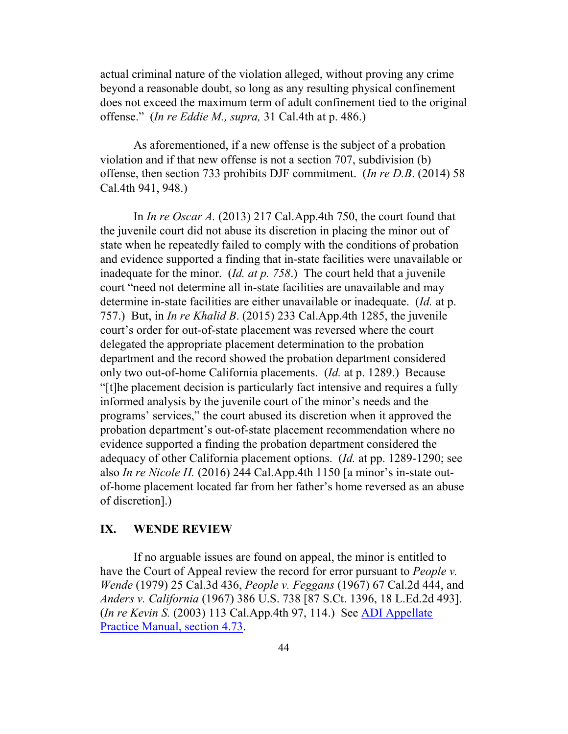actual criminal nature of the violation alleged, without proving any crime beyond a reasonable doubt, so long as any resulting physical confinement does not exceed the maximum term of adult confinement tied to the original offense." (*In re Eddie M., supra,* 31 Cal.4th at p. 486.)

As aforementioned, if a new offense is the subject of a probation violation and if that new offense is not a section 707, subdivision (b) offense, then section 733 prohibits DJF commitment. (*In re D.B*. (2014) 58 Cal.4th 941, 948.)

In *In re Oscar A.* (2013) 217 Cal.App.4th 750, the court found that the juvenile court did not abuse its discretion in placing the minor out of state when he repeatedly failed to comply with the conditions of probation and evidence supported a finding that in-state facilities were unavailable or inadequate for the minor. (*Id. at p. 758*.) The court held that a juvenile court "need not determine all in-state facilities are unavailable and may determine in-state facilities are either unavailable or inadequate. (*Id.* at p. 757.) But, in *In re Khalid B*. (2015) 233 Cal.App.4th 1285, the juvenile court's order for out-of-state placement was reversed where the court delegated the appropriate placement determination to the probation department and the record showed the probation department considered only two out-of-home California placements. (*Id.* at p. 1289.) Because "[t]he placement decision is particularly fact intensive and requires a fully informed analysis by the juvenile court of the minor's needs and the programs' services," the court abused its discretion when it approved the probation department's out-of-state placement recommendation where no evidence supported a finding the probation department considered the adequacy of other California placement options. (*Id.* at pp. 1289-1290; see also *In re Nicole H.* (2016) 244 Cal.App.4th 1150 [a minor's in-state out-of-home placement located far from her father's home reversed as an abuse of discretion].)

## IX. WENDE REVIEW

If no arguable issues are found on appeal, the minor is entitled to have the Court of Appeal review the record for error pursuant to *People v. Wende* (1979) 25 Cal.3d 436, *People v. Feggans* (1967) 67 Cal.2d 444, and *Anders v. California* (1967) 386 U.S. 738 [87 S.Ct. 1396, 18 L.Ed.2d 493]. (*In re Kevin S.* (2003) 113 Cal.App.4th 97, 114.) See ADI Appellate Practice Manual, section 4.73.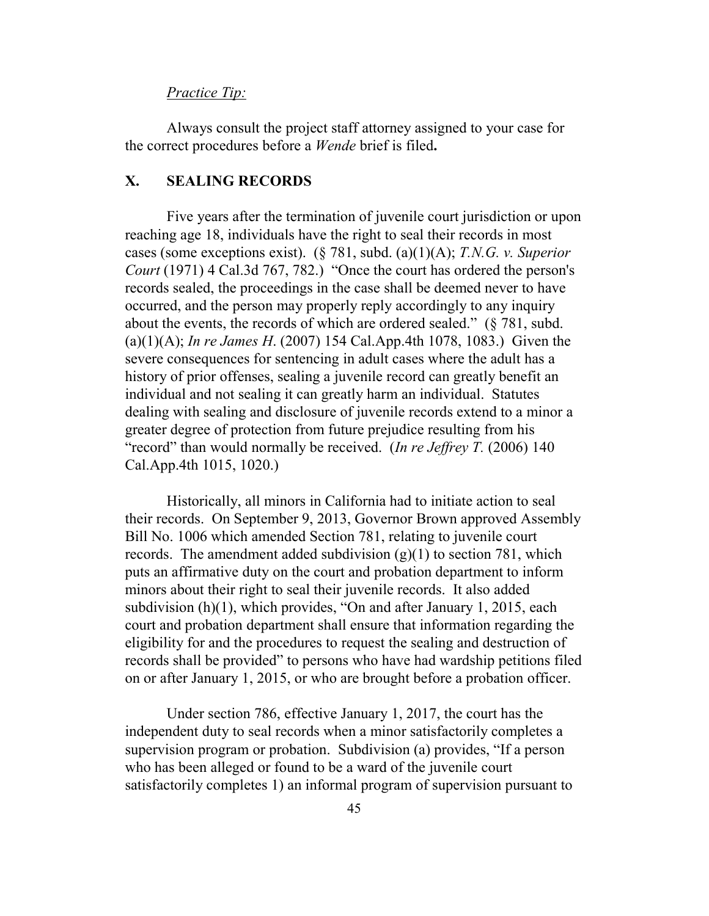*Practice Tip:*

Always consult the project staff attorney assigned to your case for the correct procedures before a *Wende* brief is filed**.**

## X. SEALING RECORDS

Five years after the termination of juvenile court jurisdiction or upon reaching age 18, individuals have the right to seal their records in most cases (some exceptions exist). (§ 781, subd. (a)(1)(A); *T.N.G. v. Superior Court* (1971) 4 Cal.3d 767, 782.) "Once the court has ordered the person's records sealed, the proceedings in the case shall be deemed never to have occurred, and the person may properly reply accordingly to any inquiry about the events, the records of which are ordered sealed." (§ 781, subd. (a)(1)(A); *In re James H*. (2007) 154 Cal.App.4th 1078, 1083.) Given the severe consequences for sentencing in adult cases where the adult has a history of prior offenses, sealing a juvenile record can greatly benefit an individual and not sealing it can greatly harm an individual. Statutes dealing with sealing and disclosure of juvenile records extend to a minor a greater degree of protection from future prejudice resulting from his "record" than would normally be received. (*In re Jeffrey T.* (2006) 140 Cal.App.4th 1015, 1020.)

Historically, all minors in California had to initiate action to seal their records. On September 9, 2013, Governor Brown approved Assembly Bill No. 1006 which amended Section 781, relating to juvenile court records. The amendment added subdivision (g)(1) to section 781, which puts an affirmative duty on the court and probation department to inform minors about their right to seal their juvenile records. It also added subdivision (h)(1), which provides, "On and after January 1, 2015, each court and probation department shall ensure that information regarding the eligibility for and the procedures to request the sealing and destruction of records shall be provided" to persons who have had wardship petitions filed on or after January 1, 2015, or who are brought before a probation officer.

Under section 786, effective January 1, 2017, the court has the independent duty to seal records when a minor satisfactorily completes a supervision program or probation. Subdivision (a) provides, "If a person who has been alleged or found to be a ward of the juvenile court satisfactorily completes 1) an informal program of supervision pursuant to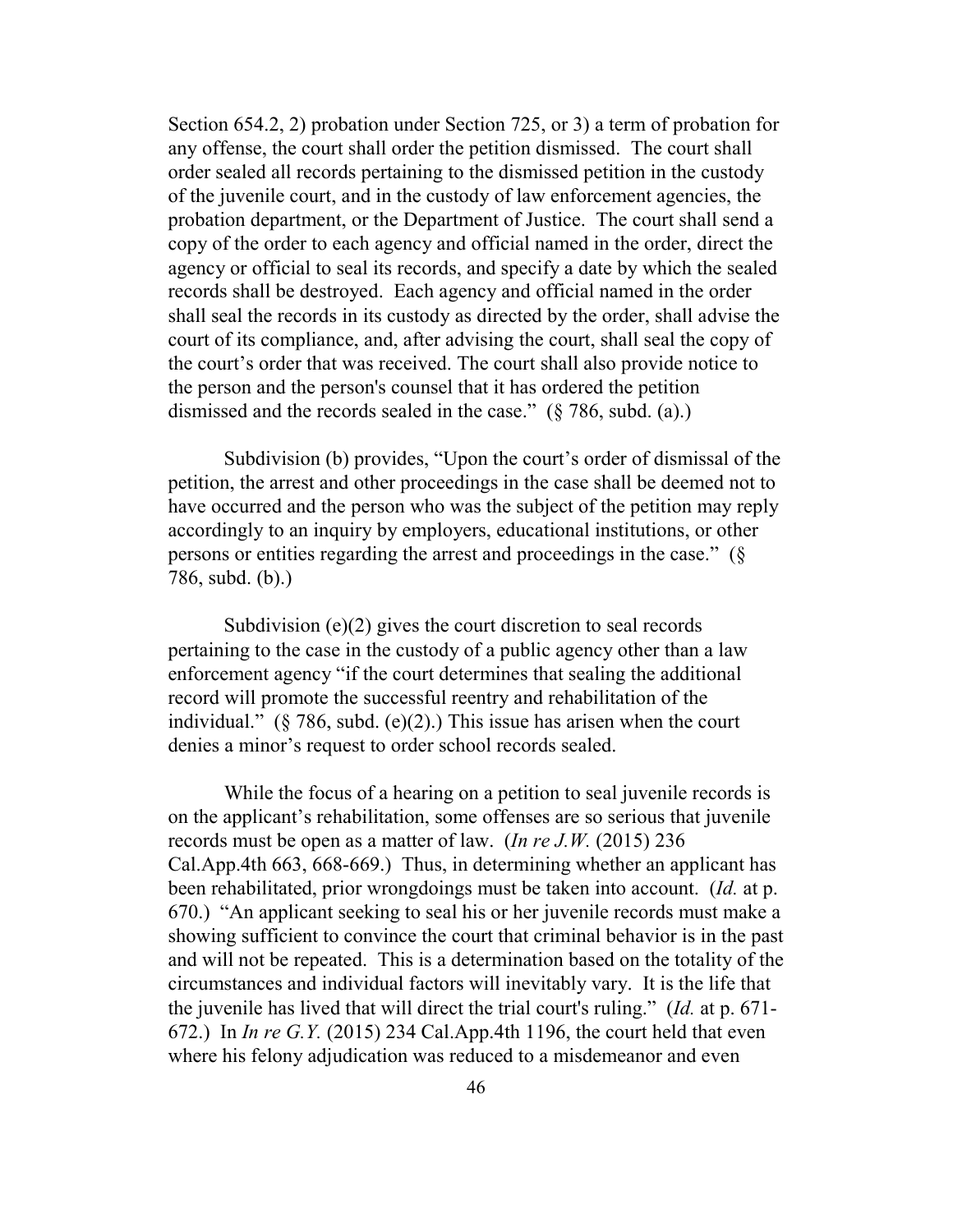Section 654.2, 2) probation under Section 725, or 3) a term of probation for any offense, the court shall order the petition dismissed. The court shall order sealed all records pertaining to the dismissed petition in the custody of the juvenile court, and in the custody of law enforcement agencies, the probation department, or the Department of Justice. The court shall send a copy of the order to each agency and official named in the order, direct the agency or official to seal its records, and specify a date by which the sealed records shall be destroyed. Each agency and official named in the order shall seal the records in its custody as directed by the order, shall advise the court of its compliance, and, after advising the court, shall seal the copy of the court's order that was received. The court shall also provide notice to the person and the person's counsel that it has ordered the petition dismissed and the records sealed in the case." (§ 786, subd. (a).)

Subdivision (b) provides, "Upon the court's order of dismissal of the petition, the arrest and other proceedings in the case shall be deemed not to have occurred and the person who was the subject of the petition may reply accordingly to an inquiry by employers, educational institutions, or other persons or entities regarding the arrest and proceedings in the case." (§ 786, subd. (b).)

Subdivision (e)(2) gives the court discretion to seal records pertaining to the case in the custody of a public agency other than a law enforcement agency "if the court determines that sealing the additional record will promote the successful reentry and rehabilitation of the individual." (§ 786, subd. (e)(2).) This issue has arisen when the court denies a minor's request to order school records sealed.

While the focus of a hearing on a petition to seal juvenile records is on the applicant's rehabilitation, some offenses are so serious that juvenile records must be open as a matter of law. (*In re J.W.* (2015) 236 Cal.App.4th 663, 668-669.) Thus, in determining whether an applicant has been rehabilitated, prior wrongdoings must be taken into account. (*Id.* at p. 670.) "An applicant seeking to seal his or her juvenile records must make a showing sufficient to convince the court that criminal behavior is in the past and will not be repeated. This is a determination based on the totality of the circumstances and individual factors will inevitably vary. It is the life that the juvenile has lived that will direct the trial court's ruling." (*Id.* at p. 671-672.) In *In re G.Y.* (2015) 234 Cal.App.4th 1196, the court held that even where his felony adjudication was reduced to a misdemeanor and even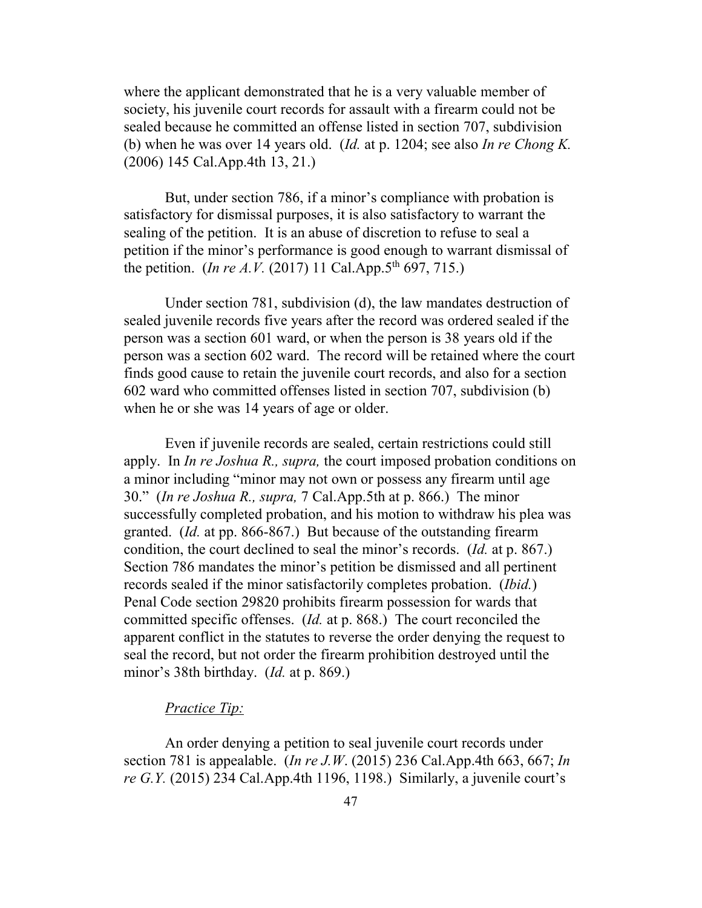where the applicant demonstrated that he is a very valuable member of society, his juvenile court records for assault with a firearm could not be sealed because he committed an offense listed in section 707, subdivision (b) when he was over 14 years old. (*Id.* at p. 1204; see also *In re Chong K.* (2006) 145 Cal.App.4th 13, 21.)

But, under section 786, if a minor's compliance with probation is satisfactory for dismissal purposes, it is also satisfactory to warrant the sealing of the petition. It is an abuse of discretion to refuse to seal a petition if the minor's performance is good enough to warrant dismissal of the petition. (*In re A.V.* (2017) 11 Cal.App.5th 697, 715.)

Under section 781, subdivision (d), the law mandates destruction of sealed juvenile records five years after the record was ordered sealed if the person was a section 601 ward, or when the person is 38 years old if the person was a section 602 ward. The record will be retained where the court finds good cause to retain the juvenile court records, and also for a section 602 ward who committed offenses listed in section 707, subdivision (b) when he or she was 14 years of age or older.

Even if juvenile records are sealed, certain restrictions could still apply. In *In re Joshua R., supra,* the court imposed probation conditions on a minor including "minor may not own or possess any firearm until age 30." (*In re Joshua R., supra,* 7 Cal.App.5th at p. 866.) The minor successfully completed probation, and his motion to withdraw his plea was granted. (*Id.* at pp. 866-867.) But because of the outstanding firearm condition, the court declined to seal the minor's records. (*Id.* at p. 867.) Section 786 mandates the minor's petition be dismissed and all pertinent records sealed if the minor satisfactorily completes probation. (*Ibid.*) Penal Code section 29820 prohibits firearm possession for wards that committed specific offenses. (*Id.* at p. 868.) The court reconciled the apparent conflict in the statutes to reverse the order denying the request to seal the record, but not order the firearm prohibition destroyed until the minor's 38th birthday. (*Id.* at p. 869.)

*<u>Practice Tip:</u>*

An order denying a petition to seal juvenile court records under section 781 is appealable. (*In re J.W.* (2015) 236 Cal.App.4th 663, 667; *In re G.Y.* (2015) 234 Cal.App.4th 1196, 1198.) Similarly, a juvenile court's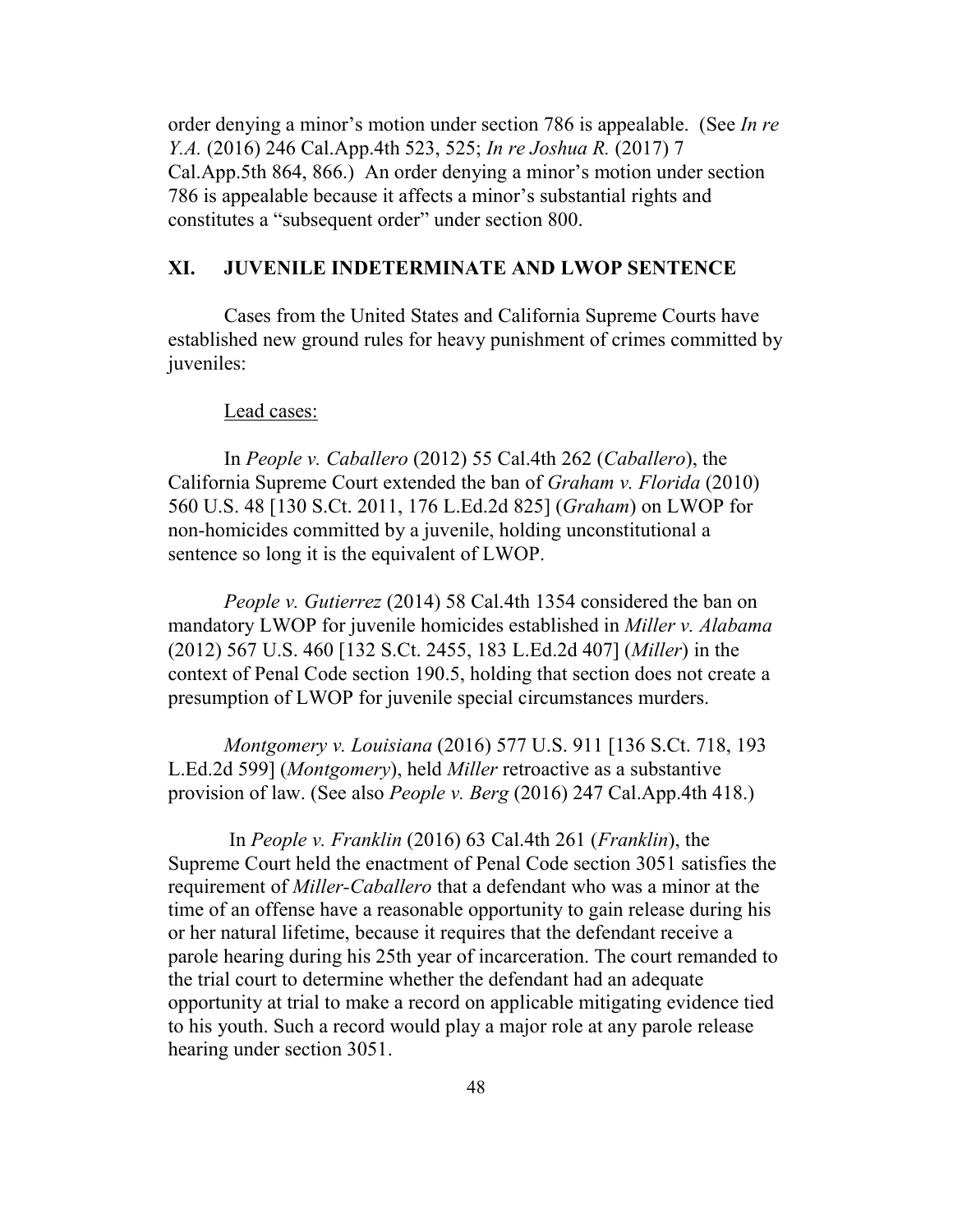order denying a minor's motion under section 786 is appealable. (See *In re Y.A.* (2016) 246 Cal.App.4th 523, 525; *In re Joshua R.* (2017) 7 Cal.App.5th 864, 866.) An order denying a minor's motion under section 786 is appealable because it affects a minor's substantial rights and constitutes a "subsequent order" under section 800.

## XI. JUVENILE INDETERMINATE AND LWOP SENTENCE

Cases from the United States and California Supreme Courts have established new ground rules for heavy punishment of crimes committed by juveniles:

<u>Lead cases:</u>

In *People v. Caballero* (2012) 55 Cal.4th 262 (*Caballero*), the California Supreme Court extended the ban of *Graham v. Florida* (2010) 560 U.S. 48 [130 S.Ct. 2011, 176 L.Ed.2d 825] (*Graham*) on LWOP for non-homicides committed by a juvenile, holding unconstitutional a sentence so long it is the equivalent of LWOP.

*People v. Gutierrez* (2014) 58 Cal.4th 1354 considered the ban on mandatory LWOP for juvenile homicides established in *Miller v. Alabama* (2012) 567 U.S. 460 [132 S.Ct. 2455, 183 L.Ed.2d 407] (*Miller*) in the context of Penal Code section 190.5, holding that section does not create a presumption of LWOP for juvenile special circumstances murders.

*Montgomery v. Louisiana* (2016) 577 U.S. 911 [136 S.Ct. 718, 193 L.Ed.2d 599] (*Montgomery*), held *Miller* retroactive as a substantive provision of law. (See also *People v. Berg* (2016) 247 Cal.App.4th 418.)

In *People v. Franklin* (2016) 63 Cal.4th 261 (*Franklin*), the Supreme Court held the enactment of Penal Code section 3051 satisfies the requirement of *Miller-Caballero* that a defendant who was a minor at the time of an offense have a reasonable opportunity to gain release during his or her natural lifetime, because it requires that the defendant receive a parole hearing during his 25th year of incarceration. The court remanded to the trial court to determine whether the defendant had an adequate opportunity at trial to make a record on applicable mitigating evidence tied to his youth. Such a record would play a major role at any parole release hearing under section 3051.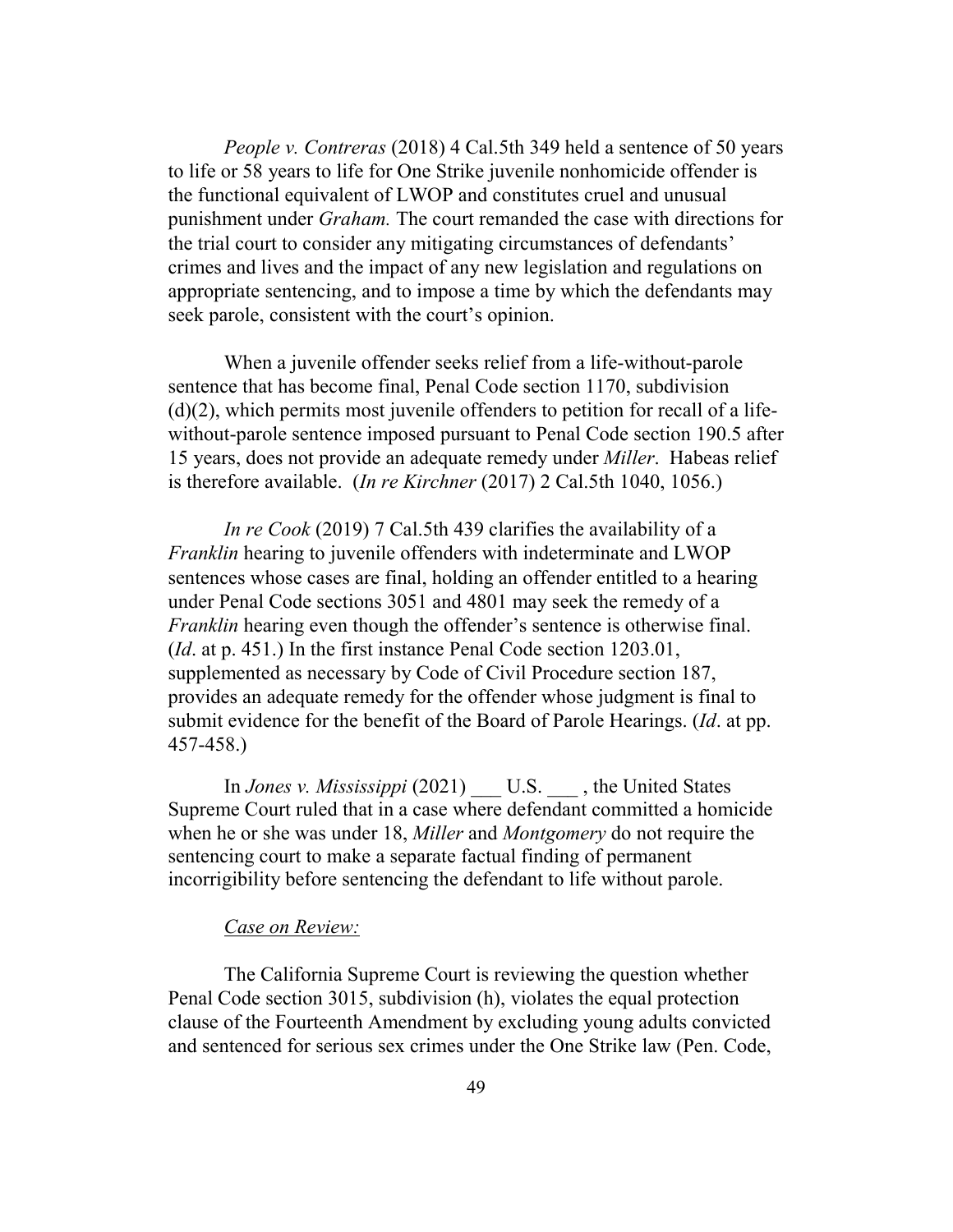*People v. Contreras* (2018) 4 Cal.5th 349 held a sentence of 50 years to life or 58 years to life for One Strike juvenile nonhomicide offender is the functional equivalent of LWOP and constitutes cruel and unusual punishment under *Graham.* The court remanded the case with directions for the trial court to consider any mitigating circumstances of defendants' crimes and lives and the impact of any new legislation and regulations on appropriate sentencing, and to impose a time by which the defendants may seek parole, consistent with the court's opinion.

When a juvenile offender seeks relief from a life-without-parole sentence that has become final, Penal Code section 1170, subdivision (d)(2), which permits most juvenile offenders to petition for recall of a life-without-parole sentence imposed pursuant to Penal Code section 190.5 after 15 years, does not provide an adequate remedy under *Miller*. Habeas relief is therefore available. (*In re Kirchner* (2017) 2 Cal.5th 1040, 1056.)

*In re Cook* (2019) 7 Cal.5th 439 clarifies the availability of a *Franklin* hearing to juvenile offenders with indeterminate and LWOP sentences whose cases are final, holding an offender entitled to a hearing under Penal Code sections 3051 and 4801 may seek the remedy of a *Franklin* hearing even though the offender's sentence is otherwise final. (*Id*. at p. 451.) In the first instance Penal Code section 1203.01, supplemented as necessary by Code of Civil Procedure section 187, provides an adequate remedy for the offender whose judgment is final to submit evidence for the benefit of the Board of Parole Hearings. (*Id*. at pp. 457-458.)

In *Jones v. Mississippi* (2021) ___ U.S. ___ , the United States Supreme Court ruled that in a case where defendant committed a homicide when he or she was under 18, *Miller* and *Montgomery* do not require the sentencing court to make a separate factual finding of permanent incorrigibility before sentencing the defendant to life without parole.

<u>*Case on Review:*</u>

The California Supreme Court is reviewing the question whether Penal Code section 3015, subdivision (h), violates the equal protection clause of the Fourteenth Amendment by excluding young adults convicted and sentenced for serious sex crimes under the One Strike law (Pen. Code,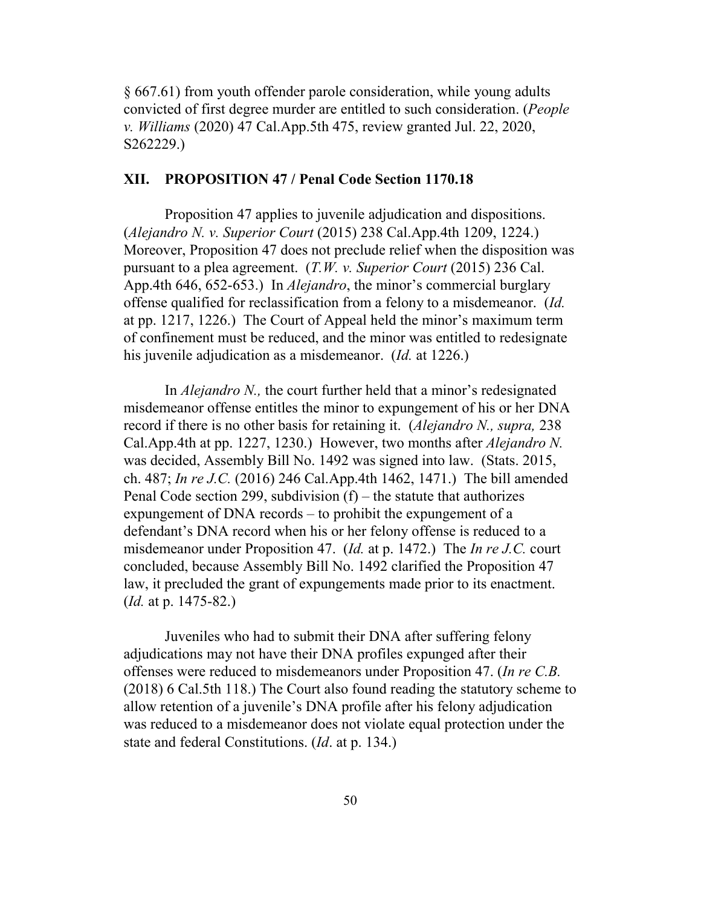§ 667.61) from youth offender parole consideration, while young adults convicted of first degree murder are entitled to such consideration. (*People v. Williams* (2020) 47 Cal.App.5th 475, review granted Jul. 22, 2020, S262229.)

## XII. PROPOSITION 47 / Penal Code Section 1170.18

Proposition 47 applies to juvenile adjudication and dispositions. (*Alejandro N. v. Superior Court* (2015) 238 Cal.App.4th 1209, 1224.) Moreover, Proposition 47 does not preclude relief when the disposition was pursuant to a plea agreement. (*T.W. v. Superior Court* (2015) 236 Cal. App.4th 646, 652-653.) In *Alejandro*, the minor's commercial burglary offense qualified for reclassification from a felony to a misdemeanor. (*Id.* at pp. 1217, 1226.) The Court of Appeal held the minor's maximum term of confinement must be reduced, and the minor was entitled to redesignate his juvenile adjudication as a misdemeanor. (*Id.* at 1226.)

In *Alejandro N.,* the court further held that a minor's redesignated misdemeanor offense entitles the minor to expungement of his or her DNA record if there is no other basis for retaining it. (*Alejandro N., supra,* 238 Cal.App.4th at pp. 1227, 1230.) However, two months after *Alejandro N.* was decided, Assembly Bill No. 1492 was signed into law. (Stats. 2015, ch. 487; *In re J.C.* (2016) 246 Cal.App.4th 1462, 1471.) The bill amended Penal Code section 299, subdivision (f) – the statute that authorizes expungement of DNA records – to prohibit the expungement of a defendant's DNA record when his or her felony offense is reduced to a misdemeanor under Proposition 47. (*Id.* at p. 1472.) The *In re J.C.* court concluded, because Assembly Bill No. 1492 clarified the Proposition 47 law, it precluded the grant of expungements made prior to its enactment. (*Id.* at p. 1475-82.)

Juveniles who had to submit their DNA after suffering felony adjudications may not have their DNA profiles expunged after their offenses were reduced to misdemeanors under Proposition 47. (*In re C.B.* (2018) 6 Cal.5th 118.) The Court also found reading the statutory scheme to allow retention of a juvenile's DNA profile after his felony adjudication was reduced to a misdemeanor does not violate equal protection under the state and federal Constitutions. (*Id*. at p. 134.)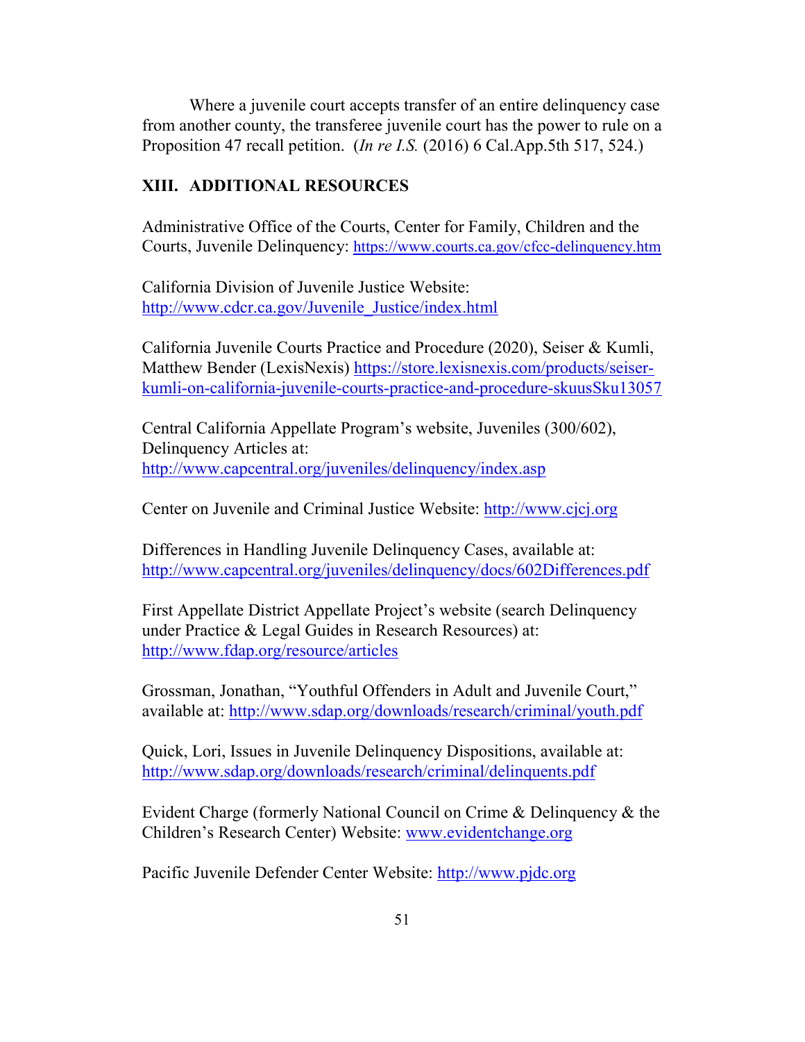Where a juvenile court accepts transfer of an entire delinquency case from another county, the transferee juvenile court has the power to rule on a Proposition 47 recall petition. (*In re I.S.* (2016) 6 Cal.App.5th 517, 524.)

## XIII. ADDITIONAL RESOURCES

Administrative Office of the Courts, Center for Family, Children and the Courts, Juvenile Delinquency: https://www.courts.ca.gov/cfcc-delinquency.htm

California Division of Juvenile Justice Website: http://www.cdcr.ca.gov/Juvenile_Justice/index.html

California Juvenile Courts Practice and Procedure (2020), Seiser & Kumli, Matthew Bender (LexisNexis) https://store.lexisnexis.com/products/seiser-kumli-on-california-juvenile-courts-practice-and-procedure-skuusSku13057

Central California Appellate Program's website, Juveniles (300/602), Delinquency Articles at: http://www.capcentral.org/juveniles/delinquency/index.asp

Center on Juvenile and Criminal Justice Website: http://www.cjcj.org

Differences in Handling Juvenile Delinquency Cases, available at: http://www.capcentral.org/juveniles/delinquency/docs/602Differences.pdf

First Appellate District Appellate Project's website (search Delinquency under Practice & Legal Guides in Research Resources) at: http://www.fdap.org/resource/articles

Grossman, Jonathan, "Youthful Offenders in Adult and Juvenile Court," available at: http://www.sdap.org/downloads/research/criminal/youth.pdf

Quick, Lori, Issues in Juvenile Delinquency Dispositions, available at: http://www.sdap.org/downloads/research/criminal/delinquents.pdf

Evident Charge (formerly National Council on Crime & Delinquency & the Children's Research Center) Website: www.evidentchange.org

Pacific Juvenile Defender Center Website: http://www.pjdc.org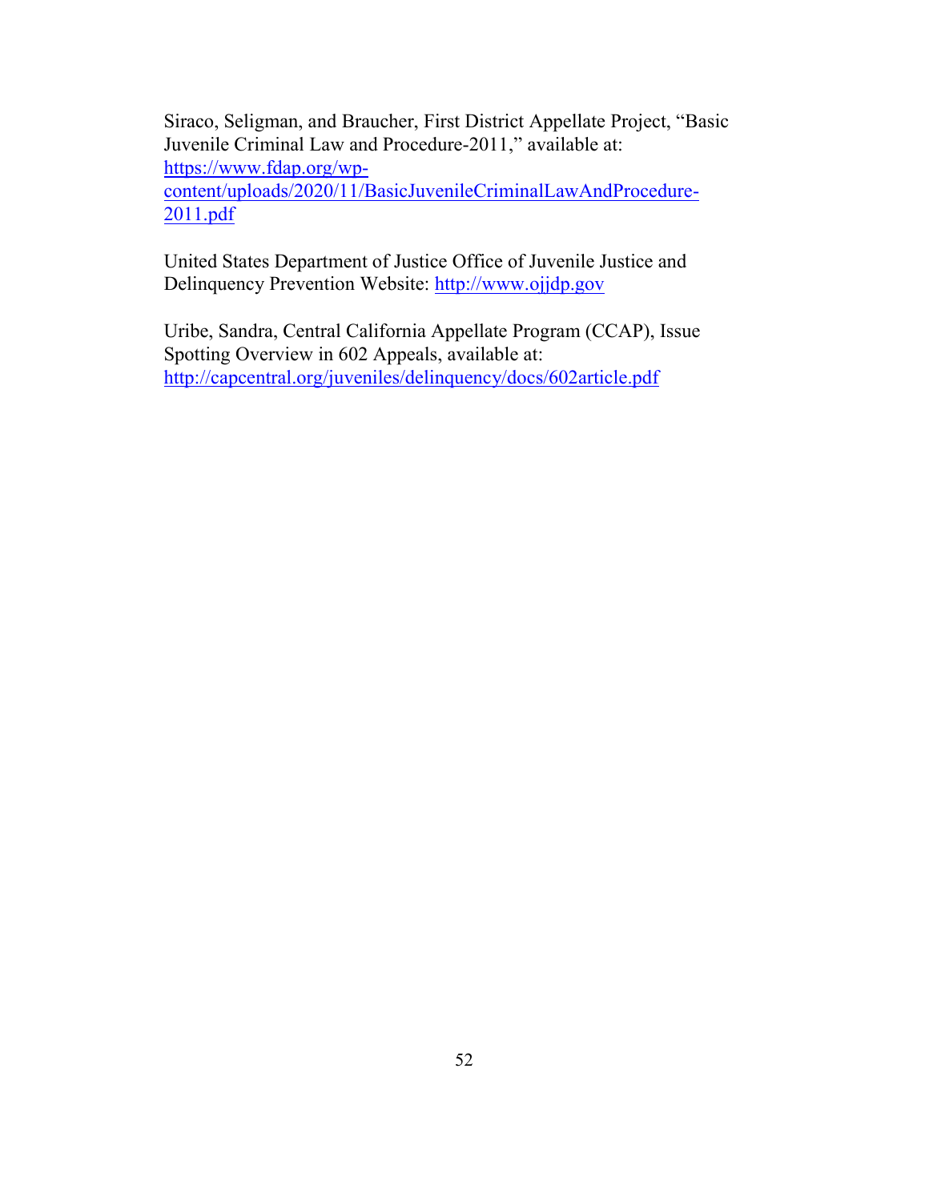Siraco, Seligman, and Braucher, First District Appellate Project, "Basic Juvenile Criminal Law and Procedure-2011," available at: https://www.fdap.org/wp-content/uploads/2020/11/BasicJuvenileCriminalLawAndProcedure-2011.pdf

United States Department of Justice Office of Juvenile Justice and Delinquency Prevention Website: http://www.ojjdp.gov

Uribe, Sandra, Central California Appellate Program (CCAP), Issue Spotting Overview in 602 Appeals, available at: http://capcentral.org/juveniles/delinquency/docs/602article.pdf